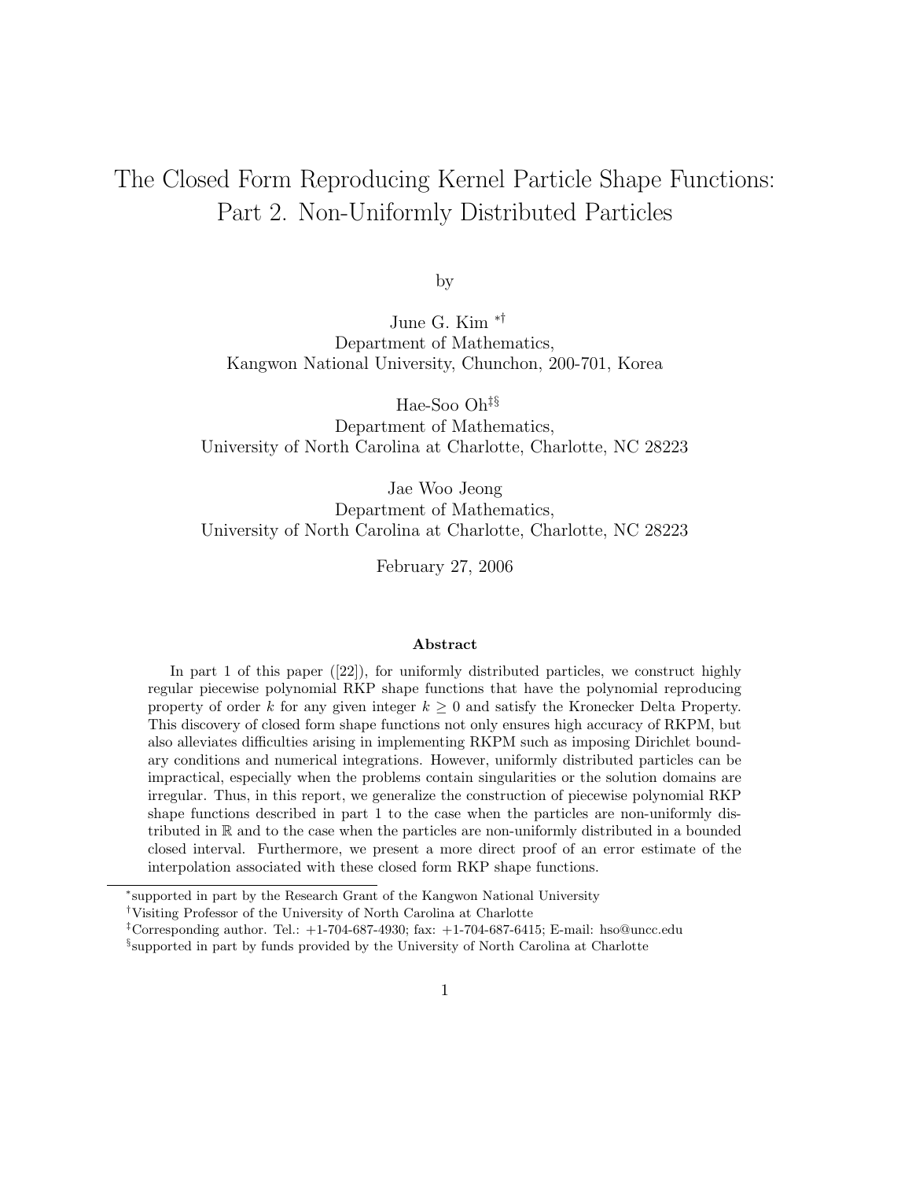# The Closed Form Reproducing Kernel Particle Shape Functions: Part 2. Non-Uniformly Distributed Particles

by

June G. Kim [*†]
Department of Mathematics,
Kangwon National University, Chunchon, 200-701, Korea

Hae-Soo Oh[‡§]
Department of Mathematics,
University of North Carolina at Charlotte, Charlotte, NC 28223

Jae Woo Jeong
Department of Mathematics,
University of North Carolina at Charlotte, Charlotte, NC 28223

February 27, 2006

### Abstract

In part 1 of this paper ([22]), for uniformly distributed particles, we construct highly regular piecewise polynomial RKP shape functions that have the polynomial reproducing property of order $k$ for any given integer $k \geq 0$ and satisfy the Kronecker Delta Property. This discovery of closed form shape functions not only ensures high accuracy of RKPM, but also alleviates difficulties arising in implementing RKPM such as imposing Dirichlet boundary conditions and numerical integrations. However, uniformly distributed particles can be impractical, especially when the problems contain singularities or the solution domains are irregular. Thus, in this report, we generalize the construction of piecewise polynomial RKP shape functions described in part 1 to the case when the particles are non-uniformly distributed in $\mathbb{R}$ and to the case when the particles are non-uniformly distributed in a bounded closed interval. Furthermore, we present a more direct proof of an error estimate of the interpolation associated with these closed form RKP shape functions.

---

[*] supported in part by the Research Grant of the Kangwon National University

[†] Visiting Professor of the University of North Carolina at Charlotte

[‡] Corresponding author. Tel.: +1-704-687-4930; fax: +1-704-687-6415; E-mail: hso@uncc.edu

[§] supported in part by funds provided by the University of North Carolina at Charlotte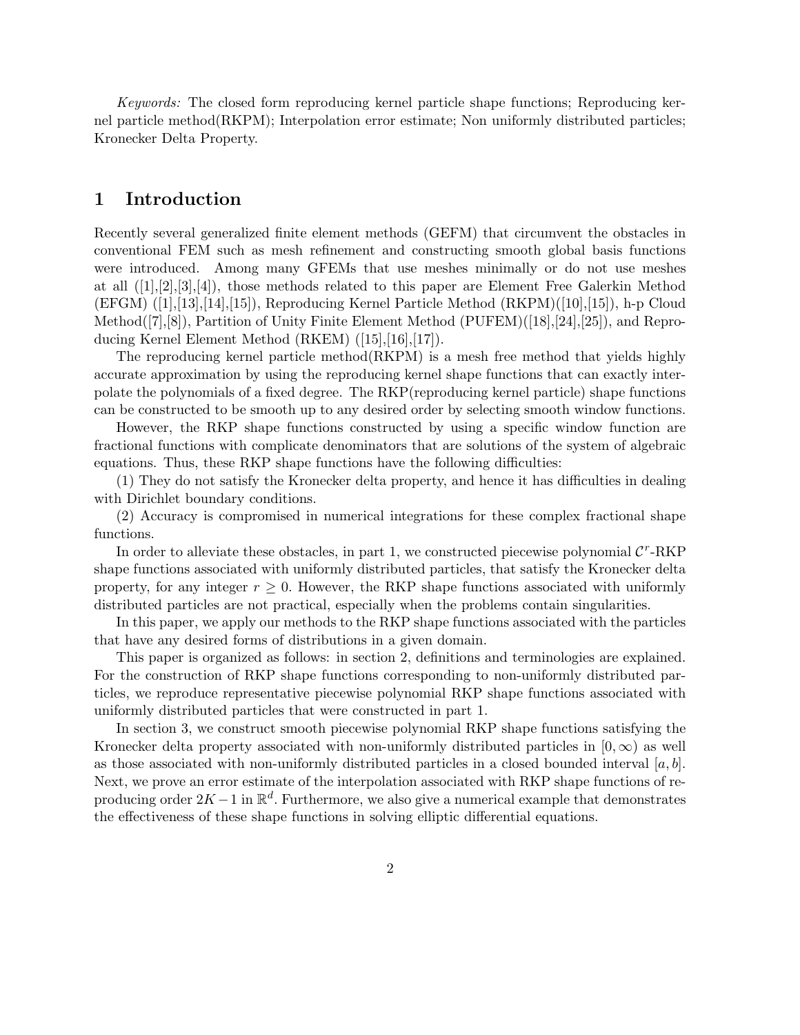*Keywords:* The closed form reproducing kernel particle shape functions; Reproducing kernel particle method(RKPM); Interpolation error estimate; Non uniformly distributed particles; Kronecker Delta Property.

# 1 Introduction

Recently several generalized finite element methods (GEFM) that circumvent the obstacles in conventional FEM such as mesh refinement and constructing smooth global basis functions were introduced. Among many GFEMs that use meshes minimally or do not use meshes at all ([1],[2],[3],[4]), those methods related to this paper are Element Free Galerkin Method (EFGM) ([1],[13],[14],[15]), Reproducing Kernel Particle Method (RKPM)([10],[15]), h-p Cloud Method([7],[8]), Partition of Unity Finite Element Method (PUFEM)([18],[24],[25]), and Reproducing Kernel Element Method (RKEM) ([15],[16],[17]).

The reproducing kernel particle method(RKPM) is a mesh free method that yields highly accurate approximation by using the reproducing kernel shape functions that can exactly interpolate the polynomials of a fixed degree. The RKP(reproducing kernel particle) shape functions can be constructed to be smooth up to any desired order by selecting smooth window functions.

However, the RKP shape functions constructed by using a specific window function are fractional functions with complicate denominators that are solutions of the system of algebraic equations. Thus, these RKP shape functions have the following difficulties:

(1) They do not satisfy the Kronecker delta property, and hence it has difficulties in dealing with Dirichlet boundary conditions.

(2) Accuracy is compromised in numerical integrations for these complex fractional shape functions.

In order to alleviate these obstacles, in part 1, we constructed piecewise polynomial $\mathcal{C}^r$-RKP shape functions associated with uniformly distributed particles, that satisfy the Kronecker delta property, for any integer $r \geq 0$. However, the RKP shape functions associated with uniformly distributed particles are not practical, especially when the problems contain singularities.

In this paper, we apply our methods to the RKP shape functions associated with the particles that have any desired forms of distributions in a given domain.

This paper is organized as follows: in section 2, definitions and terminologies are explained. For the construction of RKP shape functions corresponding to non-uniformly distributed particles, we reproduce representative piecewise polynomial RKP shape functions associated with uniformly distributed particles that were constructed in part 1.

In section 3, we construct smooth piecewise polynomial RKP shape functions satisfying the Kronecker delta property associated with non-uniformly distributed particles in $[0, \infty)$ as well as those associated with non-uniformly distributed particles in a closed bounded interval $[a, b]$. Next, we prove an error estimate of the interpolation associated with RKP shape functions of reproducing order $2K-1$ in $\mathbb{R}^d$. Furthermore, we also give a numerical example that demonstrates the effectiveness of these shape functions in solving elliptic differential equations.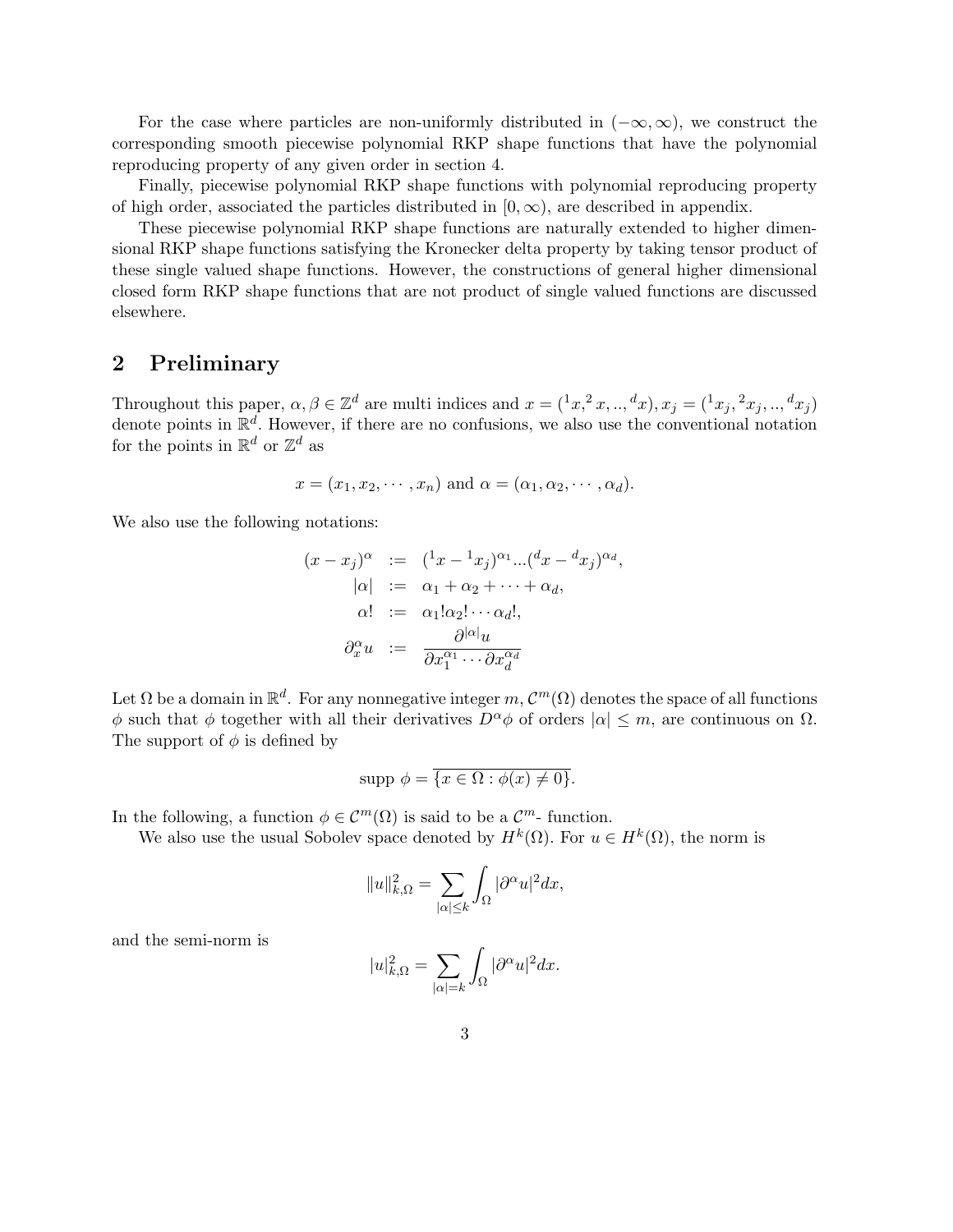For the case where particles are non-uniformly distributed in $(-\infty, \infty)$, we construct the corresponding smooth piecewise polynomial RKP shape functions that have the polynomial reproducing property of any given order in section 4.

Finally, piecewise polynomial RKP shape functions with polynomial reproducing property of high order, associated the particles distributed in $[0, \infty)$, are described in appendix.

These piecewise polynomial RKP shape functions are naturally extended to higher dimensional RKP shape functions satisfying the Kronecker delta property by taking tensor product of these single valued shape functions. However, the constructions of general higher dimensional closed form RKP shape functions that are not product of single valued functions are discussed elsewhere.

## 2 Preliminary

Throughout this paper, $\alpha, \beta \in \mathbb{Z}^d$ are multi indices and $x = ({}^1x, {}^2x, .., {}^dx), x_j = ({}^1x_j, {}^2x_j, .., {}^dx_j)$ denote points in $\mathbb{R}^d$. However, if there are no confusions, we also use the conventional notation for the points in $\mathbb{R}^d$ or $\mathbb{Z}^d$ as

$$x = (x_1, x_2, \cdots, x_n) \text{ and } \alpha = (\alpha_1, \alpha_2, \cdots, \alpha_d).$$

We also use the following notations:

$$\begin{aligned}
(x - x_j)^\alpha &:= ({}^1x - {}^1x_j)^{\alpha_1} ... ({}^dx - {}^dx_j)^{\alpha_d}, \\
|\alpha| &:= \alpha_1 + \alpha_2 + \cdots + \alpha_d, \\
\alpha! &:= \alpha_1! \alpha_2! \cdots \alpha_d!, \\
\partial_x^\alpha u &:= \frac{\partial^{|\alpha|} u}{\partial x_1^{\alpha_1} \cdots \partial x_d^{\alpha_d}}
\end{aligned}$$

Let $\Omega$ be a domain in $\mathbb{R}^d$. For any nonnegative integer $m$, $\mathcal{C}^m(\Omega)$ denotes the space of all functions $\phi$ such that $\phi$ together with all their derivatives $D^\alpha \phi$ of orders $|\alpha| \leq m$, are continuous on $\Omega$. The support of $\phi$ is defined by

$$\text{supp } \phi = \overline{\{x \in \Omega : \phi(x) \neq 0\}}.$$

In the following, a function $\phi \in \mathcal{C}^m(\Omega)$ is said to be a $\mathcal{C}^m$- function.

We also use the usual Sobolev space denoted by $H^k(\Omega)$. For $u \in H^k(\Omega)$, the norm is

$$\|u\|_{k,\Omega}^2 = \sum_{|\alpha| \leq k} \int_\Omega |\partial^\alpha u|^2 dx,$$

and the semi-norm is

$$|u|_{k,\Omega}^2 = \sum_{|\alpha| = k} \int_\Omega |\partial^\alpha u|^2 dx.$$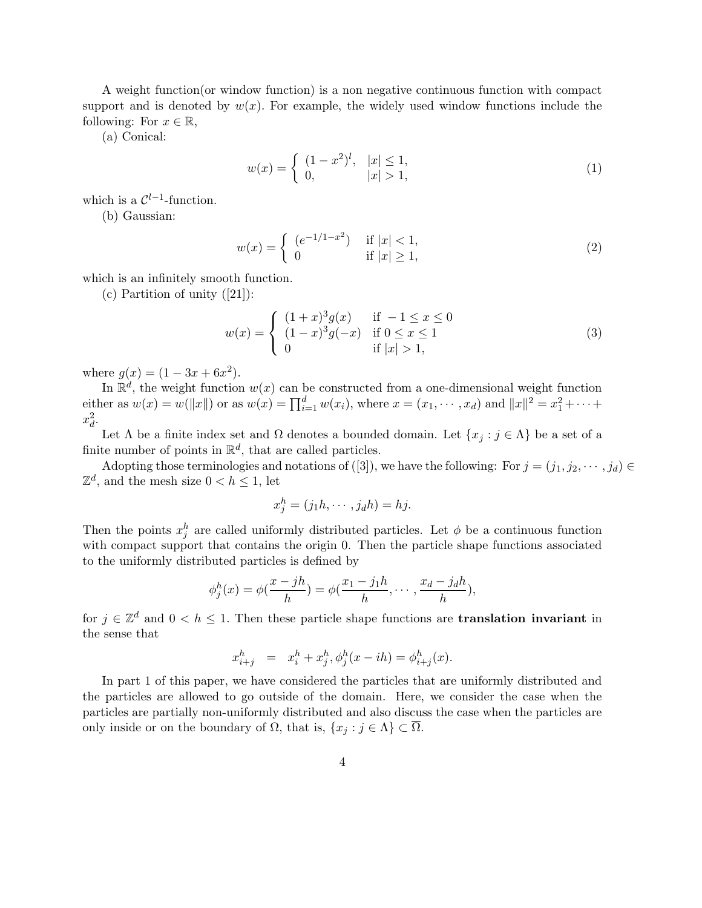A weight function(or window function) is a non negative continuous function with compact support and is denoted by $w(x)$. For example, the widely used window functions include the following: For $x \in \mathbb{R}$,

(a) Conical:

$$w(x) = \begin{cases} (1-x^2)^l, & |x| \leq 1, \\ 0, & |x| > 1, \end{cases} \tag{1}$$

which is a $\mathcal{C}^{l-1}$-function.

(b) Gaussian:

$$w(x) = \begin{cases} (e^{-1/1-x^2}) & \text{if } |x| < 1, \\ 0 & \text{if } |x| \geq 1, \end{cases} \tag{2}$$

which is an infinitely smooth function.

(c) Partition of unity ([21]):

$$w(x) = \begin{cases} (1+x)^3 g(x) & \text{if } -1 \leq x \leq 0 \\ (1-x)^3 g(-x) & \text{if } 0 \leq x \leq 1 \\ 0 & \text{if } |x| > 1, \end{cases} \tag{3}$$

where $g(x) = (1 - 3x + 6x^2)$.

In $\mathbb{R}^d$, the weight function $w(x)$ can be constructed from a one-dimensional weight function either as $w(x) = w(\|x\|)$ or as $w(x) = \prod_{i=1}^{d} w(x_i)$, where $x = (x_1, \cdots, x_d)$ and $\|x\|^2 = x_1^2 + \cdots + x_d^2$.

Let $\Lambda$ be a finite index set and $\Omega$ denotes a bounded domain. Let $\{x_j : j \in \Lambda\}$ be a set of a finite number of points in $\mathbb{R}^d$, that are called particles.

Adopting those terminologies and notations of ([3]), we have the following: For $j = (j_1, j_2, \cdots, j_d) \in \mathbb{Z}^d$, and the mesh size $0 < h \leq 1$, let

$$x_j^h = (j_1 h, \cdots, j_d h) = hj.$$

Then the points $x_j^h$ are called uniformly distributed particles. Let $\phi$ be a continuous function with compact support that contains the origin 0. Then the particle shape functions associated to the uniformly distributed particles is defined by

$$\phi_j^h(x) = \phi(\frac{x - jh}{h}) = \phi(\frac{x_1 - j_1 h}{h}, \cdots, \frac{x_d - j_d h}{h}),$$

for $j \in \mathbb{Z}^d$ and $0 < h \leq 1$. Then these particle shape functions are **translation invariant** in the sense that

$$x_{i+j}^h = x_i^h + x_j^h, \phi_j^h(x - ih) = \phi_{i+j}^h(x).$$

In part 1 of this paper, we have considered the particles that are uniformly distributed and the particles are allowed to go outside of the domain. Here, we consider the case when the particles are partially non-uniformly distributed and also discuss the case when the particles are only inside or on the boundary of $\Omega$, that is, $\{x_j : j \in \Lambda\} \subset \overline{\Omega}$.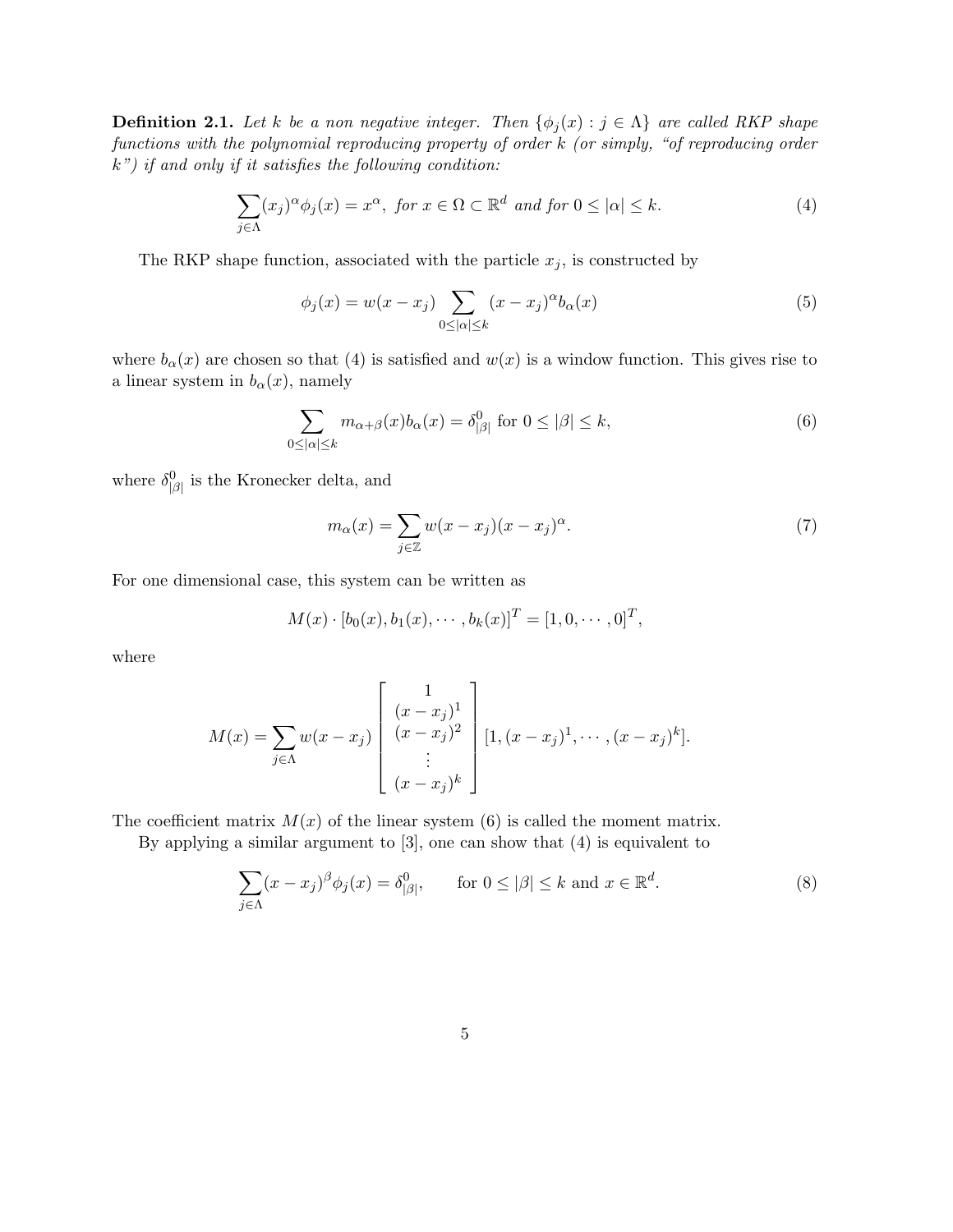**Definition 2.1.** *Let $k$ be a non negative integer. Then $\{\phi_j(x) : j \in \Lambda\}$ are called RKP shape functions with the polynomial reproducing property of order $k$ (or simply, "of reproducing order $k$") if and only if it satisfies the following condition:*

$$\sum_{j\in\Lambda}(x_j)^{\alpha}\phi_j(x) = x^{\alpha}, \text{ for } x \in \Omega \subset \mathbb{R}^d \text{ and for } 0 \le |\alpha| \le k. \tag{4}$$

The RKP shape function, associated with the particle $x_j$, is constructed by

$$\phi_j(x) = w(x - x_j) \sum_{0\le|\alpha|\le k}(x - x_j)^{\alpha} b_{\alpha}(x) \tag{5}$$

where $b_{\alpha}(x)$ are chosen so that (4) is satisfied and $w(x)$ is a window function. This gives rise to a linear system in $b_{\alpha}(x)$, namely

$$\sum_{0\le|\alpha|\le k} m_{\alpha+\beta}(x) b_{\alpha}(x) = \delta^0_{|\beta|} \text{ for } 0 \le |\beta| \le k, \tag{6}$$

where $\delta^0_{|\beta|}$ is the Kronecker delta, and

$$m_{\alpha}(x) = \sum_{j\in\mathbb{Z}} w(x - x_j)(x - x_j)^{\alpha}. \tag{7}$$

For one dimensional case, this system can be written as

$$M(x) \cdot [b_0(x), b_1(x), \cdots, b_k(x)]^T = [1, 0, \cdots, 0]^T,$$

where

$$M(x) = \sum_{j\in\Lambda} w(x - x_j) \begin{bmatrix} 1 \\ (x - x_j)^1 \\ (x - x_j)^2 \\ \vdots \\ (x - x_j)^k \end{bmatrix} [1, (x - x_j)^1, \cdots, (x - x_j)^k].$$

The coefficient matrix $M(x)$ of the linear system (6) is called the moment matrix.

By applying a similar argument to [3], one can show that (4) is equivalent to

$$\sum_{j\in\Lambda}(x - x_j)^{\beta}\phi_j(x) = \delta^0_{|\beta|}, \qquad \text{for } 0 \le |\beta| \le k \text{ and } x \in \mathbb{R}^d. \tag{8}$$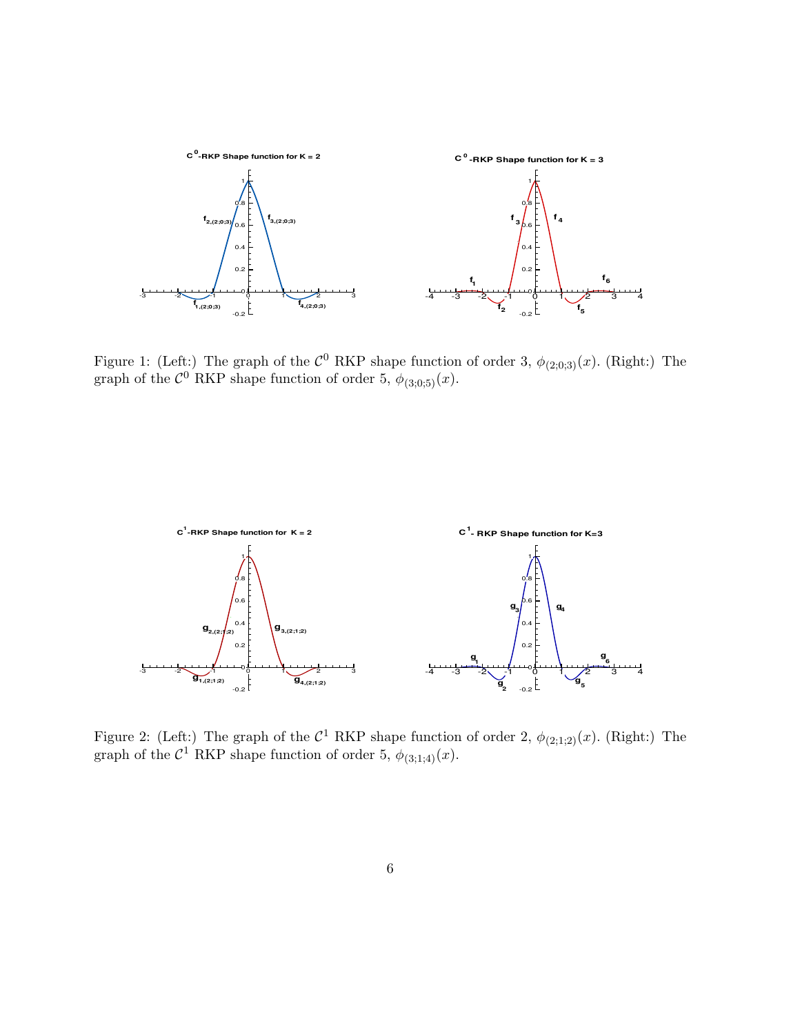Figure 1: (Left:) The graph of the $\mathcal{C}^0$ RKP shape function of order 3, $\phi_{(2;0;3)}(x)$. (Right:) The graph of the $\mathcal{C}^0$ RKP shape function of order 5, $\phi_{(3;0;5)}(x)$.

Figure 2: (Left:) The graph of the $\mathcal{C}^1$ RKP shape function of order 2, $\phi_{(2;1;2)}(x)$. (Right:) The graph of the $\mathcal{C}^1$ RKP shape function of order 5, $\phi_{(3;1;4)}(x)$.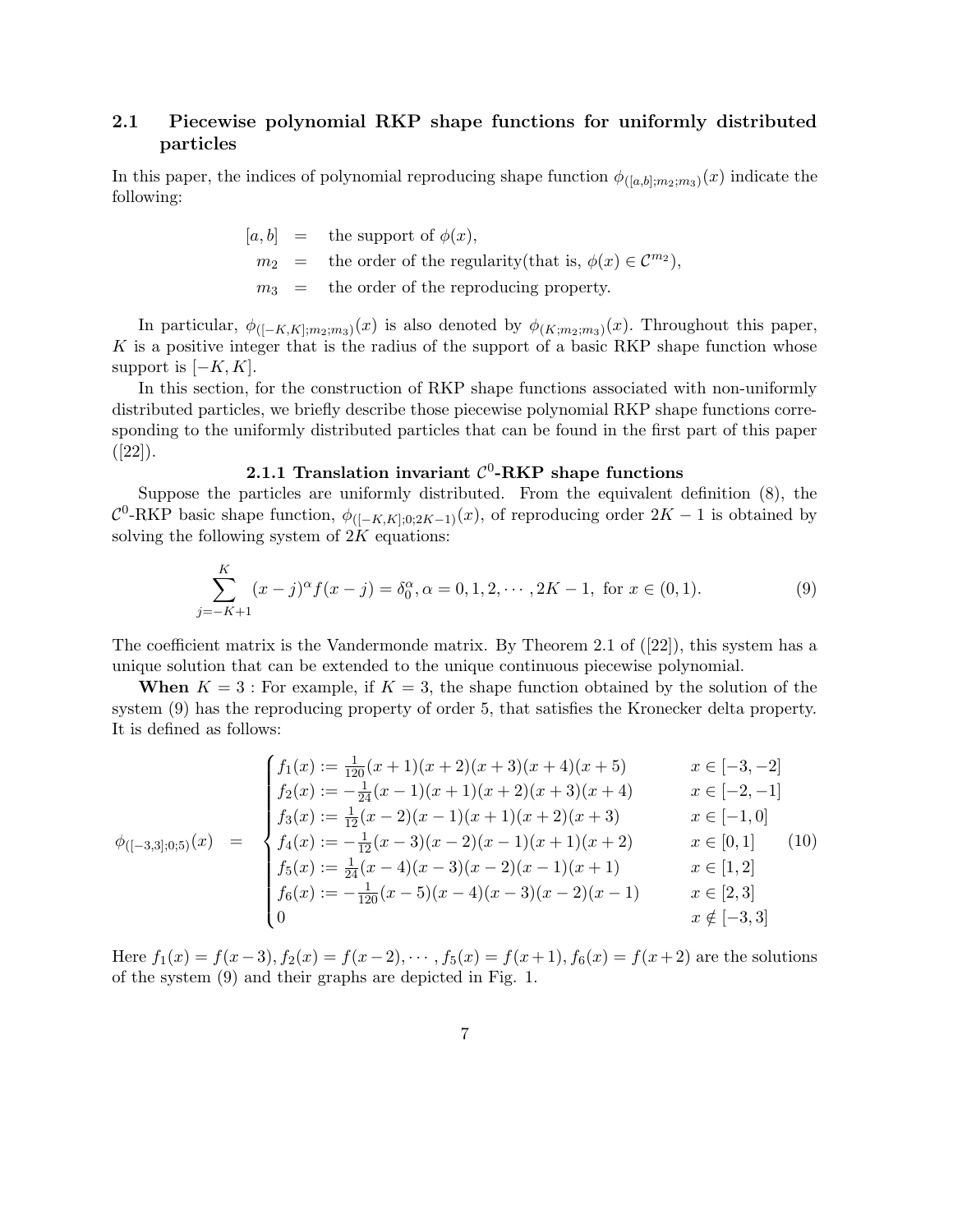### 2.1 Piecewise polynomial RKP shape functions for uniformly distributed particles

In this paper, the indices of polynomial reproducing shape function $\phi_{([a,b];m_2;m_3)}(x)$ indicate the following:

$$
\begin{aligned}
[a,b] &= \text{ the support of } \phi(x), \\
m_2 &= \text{ the order of the regularity(that is, } \phi(x) \in \mathcal{C}^{m_2}), \\
m_3 &= \text{ the order of the reproducing property.}
\end{aligned}
$$

In particular, $\phi_{([-K,K];m_2;m_3)}(x)$ is also denoted by $\phi_{(K;m_2;m_3)}(x)$. Throughout this paper, $K$ is a positive integer that is the radius of the support of a basic RKP shape function whose support is $[-K,K]$.

In this section, for the construction of RKP shape functions associated with non-uniformly distributed particles, we briefly describe those piecewise polynomial RKP shape functions corresponding to the uniformly distributed particles that can be found in the first part of this paper ([22]).

#### 2.1.1 Translation invariant $\mathcal{C}^0$-RKP shape functions

Suppose the particles are uniformly distributed. From the equivalent definition (8), the $\mathcal{C}^0$-RKP basic shape function, $\phi_{([-K,K];0;2K-1)}(x)$, of reproducing order $2K-1$ is obtained by solving the following system of $2K$ equations:

$$
\sum_{j=-K+1}^{K} (x-j)^{\alpha} f(x-j) = \delta_0^{\alpha}, \alpha = 0,1,2,\cdots,2K-1, \text{ for } x \in (0,1). \tag{9}
$$

The coefficient matrix is the Vandermonde matrix. By Theorem 2.1 of ([22]), this system has a unique solution that can be extended to the unique continuous piecewise polynomial.

**When** $K=3$ : For example, if $K=3$, the shape function obtained by the solution of the system (9) has the reproducing property of order 5, that satisfies the Kronecker delta property. It is defined as follows:

$$
\phi_{([-3,3];0;5)}(x) = \begin{cases}
f_1(x) := \frac{1}{120}(x+1)(x+2)(x+3)(x+4)(x+5) & x \in [-3,-2] \\
f_2(x) := -\frac{1}{24}(x-1)(x+1)(x+2)(x+3)(x+4) & x \in [-2,-1] \\
f_3(x) := \frac{1}{12}(x-2)(x-1)(x+1)(x+2)(x+3) & x \in [-1,0] \\
f_4(x) := -\frac{1}{12}(x-3)(x-2)(x-1)(x+1)(x+2) & x \in [0,1] \\
f_5(x) := \frac{1}{24}(x-4)(x-3)(x-2)(x-1)(x+1) & x \in [1,2] \\
f_6(x) := -\frac{1}{120}(x-5)(x-4)(x-3)(x-2)(x-1) & x \in [2,3] \\
0 & x \notin [-3,3]
\end{cases} \tag{10}
$$

Here $f_1(x) = f(x-3), f_2(x) = f(x-2), \cdots, f_5(x) = f(x+1), f_6(x) = f(x+2)$ are the solutions of the system (9) and their graphs are depicted in Fig. 1.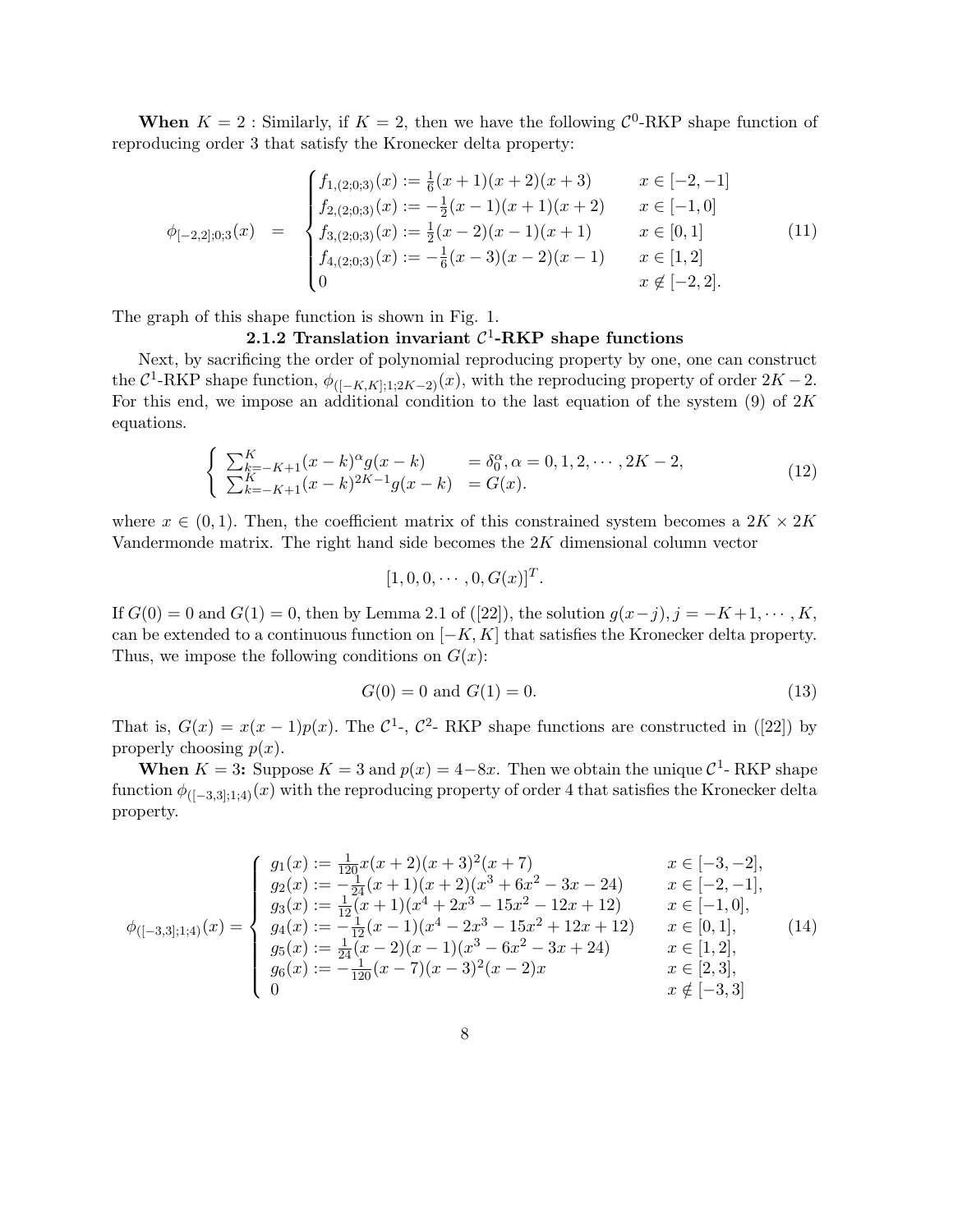**When** $K = 2$ : Similarly, if $K = 2$, then we have the following $\mathcal{C}^0$-RKP shape function of reproducing order 3 that satisfy the Kronecker delta property:

$$
\phi_{[-2,2];0;3}(x) = \begin{cases} f_{1,(2;0;3)}(x) := \frac{1}{6}(x+1)(x+2)(x+3) & x \in [-2,-1] \\ f_{2,(2;0;3)}(x) := -\frac{1}{2}(x-1)(x+1)(x+2) & x \in [-1,0] \\ f_{3,(2;0;3)}(x) := \frac{1}{2}(x-2)(x-1)(x+1) & x \in [0,1] \\ f_{4,(2;0;3)}(x) := -\frac{1}{6}(x-3)(x-2)(x-1) & x \in [1,2] \\ 0 & x \notin [-2,2]. \end{cases} \tag{11}
$$

The graph of this shape function is shown in Fig. 1.

### 2.1.2 Translation invariant $\mathcal{C}^1$-RKP shape functions

Next, by sacrificing the order of polynomial reproducing property by one, one can construct the $\mathcal{C}^1$-RKP shape function, $\phi_{([-K,K];1;2K-2)}(x)$, with the reproducing property of order $2K-2$. For this end, we impose an additional condition to the last equation of the system (9) of $2K$ equations.

$$
\begin{cases} \sum_{k=-K+1}^{K}(x-k)^{\alpha}g(x-k) & = \delta_0^{\alpha}, \alpha = 0, 1, 2, \cdots, 2K-2, \\ \sum_{k=-K+1}^{K}(x-k)^{2K-1}g(x-k) & = G(x). \end{cases} \tag{12}
$$

where $x \in (0,1)$. Then, the coefficient matrix of this constrained system becomes a $2K \times 2K$ Vandermonde matrix. The right hand side becomes the $2K$ dimensional column vector

$$
[1, 0, 0, \cdots, 0, G(x)]^T.
$$

If $G(0) = 0$ and $G(1) = 0$, then by Lemma 2.1 of ([22]), the solution $g(x-j), j = -K+1, \cdots, K$, can be extended to a continuous function on $[-K, K]$ that satisfies the Kronecker delta property. Thus, we impose the following conditions on $G(x)$:

$$
G(0) = 0 \text{ and } G(1) = 0. \tag{13}
$$

That is, $G(x) = x(x-1)p(x)$. The $\mathcal{C}^1$-, $\mathcal{C}^2$- RKP shape functions are constructed in ([22]) by properly choosing $p(x)$.

**When** $K = 3$**:** Suppose $K = 3$ and $p(x) = 4 - 8x$. Then we obtain the unique $\mathcal{C}^1$- RKP shape function $\phi_{([-3,3];1;4)}(x)$ with the reproducing property of order 4 that satisfies the Kronecker delta property.

$$
\phi_{([-3,3];1;4)}(x) = \begin{cases} g_1(x) := \frac{1}{120}x(x+2)(x+3)^2(x+7) & x \in [-3,-2], \\ g_2(x) := -\frac{1}{24}(x+1)(x+2)(x^3+6x^2-3x-24) & x \in [-2,-1], \\ g_3(x) := \frac{1}{12}(x+1)(x^4+2x^3-15x^2-12x+12) & x \in [-1,0], \\ g_4(x) := -\frac{1}{12}(x-1)(x^4-2x^3-15x^2+12x+12) & x \in [0,1], \\ g_5(x) := \frac{1}{24}(x-2)(x-1)(x^3-6x^2-3x+24) & x \in [1,2], \\ g_6(x) := -\frac{1}{120}(x-7)(x-3)^2(x-2)x & x \in [2,3], \\ 0 & x \notin [-3,3] \end{cases} \tag{14}
$$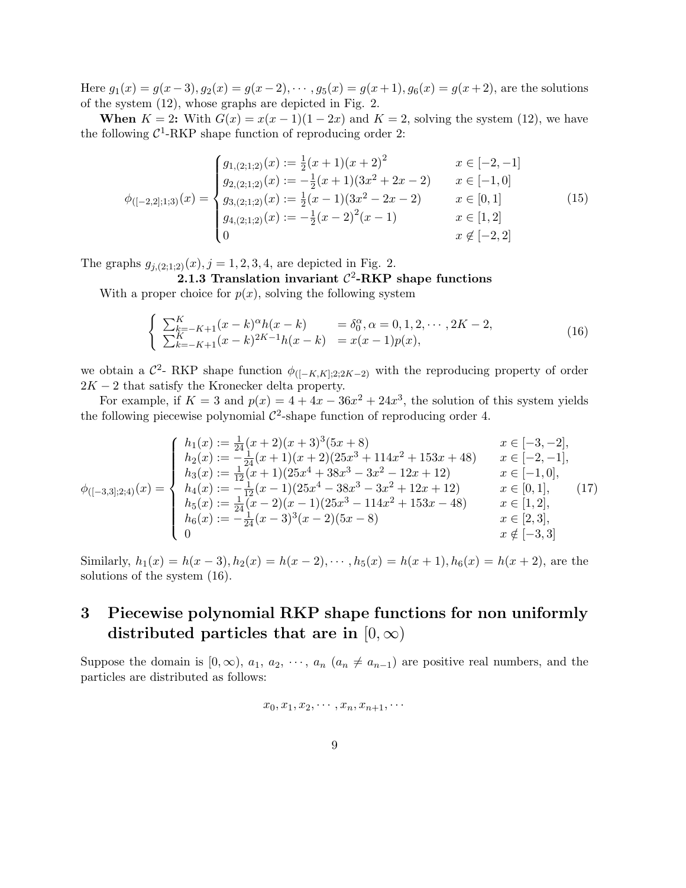Here $g_1(x) = g(x-3), g_2(x) = g(x-2), \cdots, g_5(x) = g(x+1), g_6(x) = g(x+2)$, are the solutions of the system (12), whose graphs are depicted in Fig. 2.

**When $K = 2$:** With $G(x) = x(x-1)(1-2x)$ and $K = 2$, solving the system (12), we have the following $\mathcal{C}^1$-RKP shape function of reproducing order 2:

$$\phi_{([-2,2];1;3)}(x) = \begin{cases} g_{1,(2;1;2)}(x) := \frac{1}{2}(x+1)(x+2)^2 & x \in [-2,-1] \\ g_{2,(2;1;2)}(x) := -\frac{1}{2}(x+1)(3x^2+2x-2) & x \in [-1,0] \\ g_{3,(2;1;2)}(x) := \frac{1}{2}(x-1)(3x^2-2x-2) & x \in [0,1] \\ g_{4,(2;1;2)}(x) := -\frac{1}{2}(x-2)^2(x-1) & x \in [1,2] \\ 0 & x \notin [-2,2] \end{cases} \tag{15}$$

The graphs $g_{j,(2;1;2)}(x), j = 1,2,3,4$, are depicted in Fig. 2.

### 2.1.3 Translation invariant $\mathcal{C}^2$-RKP shape functions

With a proper choice for $p(x)$, solving the following system

$$\begin{cases} \sum_{k=-K+1}^{K} (x-k)^\alpha h(x-k) & = \delta_0^\alpha, \alpha = 0,1,2,\cdots,2K-2, \\ \sum_{k=-K+1}^{K} (x-k)^{2K-1} h(x-k) & = x(x-1)p(x), \end{cases} \tag{16}$$

we obtain a $\mathcal{C}^2$- RKP shape function $\phi_{([-K,K];2;2K-2)}$ with the reproducing property of order $2K-2$ that satisfy the Kronecker delta property.

For example, if $K = 3$ and $p(x) = 4 + 4x - 36x^2 + 24x^3$, the solution of this system yields the following piecewise polynomial $\mathcal{C}^2$-shape function of reproducing order 4.

$$\phi_{([-3,3];2;4)}(x) = \begin{cases} h_1(x) := \frac{1}{24}(x+2)(x+3)^3(5x+8) & x \in [-3,-2], \\ h_2(x) := -\frac{1}{24}(x+1)(x+2)(25x^3+114x^2+153x+48) & x \in [-2,-1], \\ h_3(x) := \frac{1}{12}(x+1)(25x^4+38x^3-3x^2-12x+12) & x \in [-1,0], \\ h_4(x) := -\frac{1}{12}(x-1)(25x^4-38x^3-3x^2+12x+12) & x \in [0,1], \\ h_5(x) := \frac{1}{24}(x-2)(x-1)(25x^3-114x^2+153x-48) & x \in [1,2], \\ h_6(x) := -\frac{1}{24}(x-3)^3(x-2)(5x-8) & x \in [2,3], \\ 0 & x \notin [-3,3] \end{cases} \tag{17}$$

Similarly, $h_1(x) = h(x-3), h_2(x) = h(x-2), \cdots, h_5(x) = h(x+1), h_6(x) = h(x+2)$, are the solutions of the system (16).

# 3 Piecewise polynomial RKP shape functions for non uniformly distributed particles that are in $[0,\infty)$

Suppose the domain is $[0,\infty)$, $a_1, a_2, \cdots, a_n$ ($a_n \neq a_{n-1}$) are positive real numbers, and the particles are distributed as follows:

$$x_0, x_1, x_2, \cdots, x_n, x_{n+1}, \cdots$$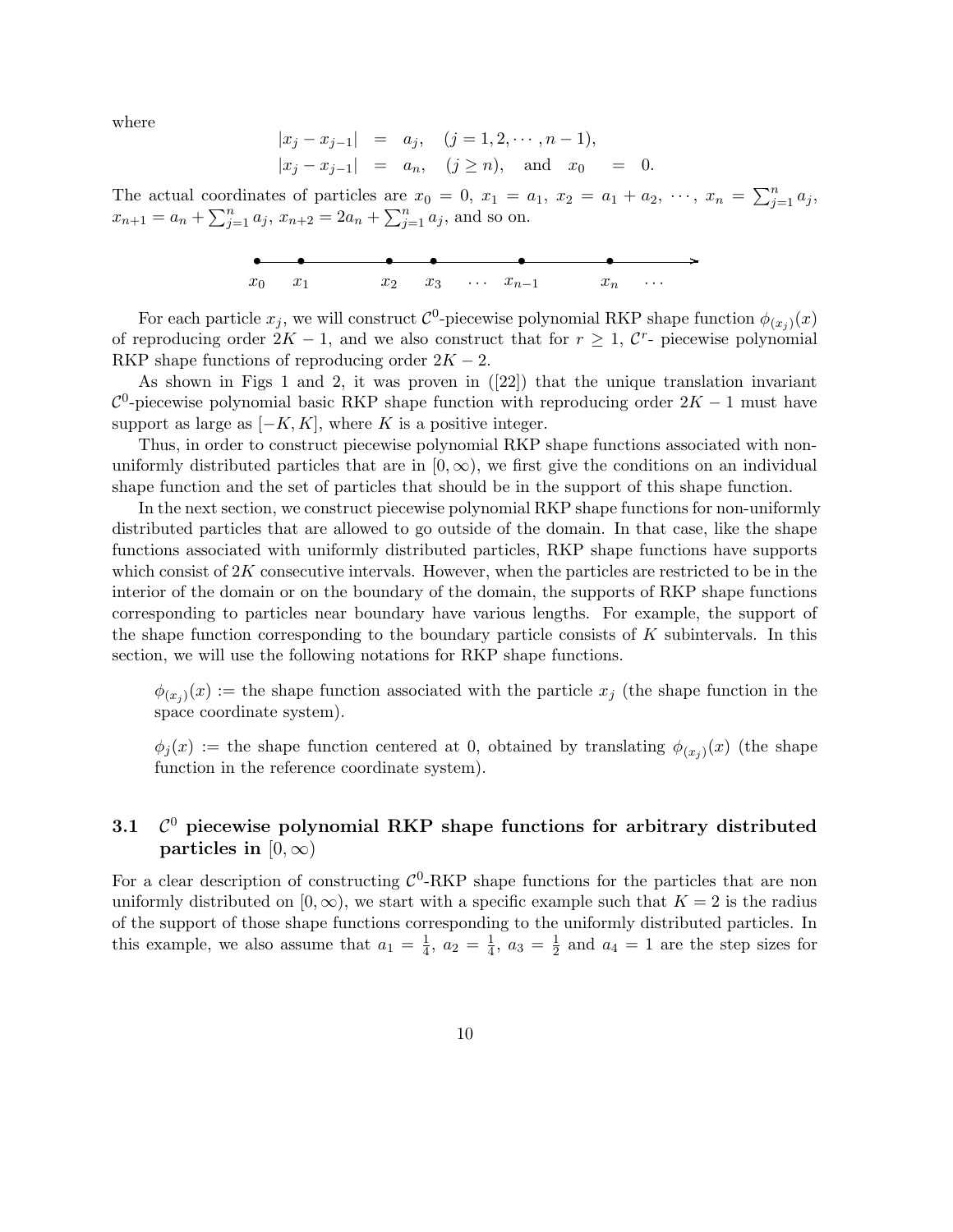where

$$
\begin{aligned}
|x_j - x_{j-1}| &= a_j, \quad (j = 1, 2, \cdots, n-1), \\
|x_j - x_{j-1}| &= a_n, \quad (j \geq n), \quad \text{and} \quad x_0 = 0.
\end{aligned}
$$

The actual coordinates of particles are $x_0 = 0$, $x_1 = a_1$, $x_2 = a_1 + a_2$, $\cdots$, $x_n = \sum_{j=1}^{n} a_j$, $x_{n+1} = a_n + \sum_{j=1}^{n} a_j$, $x_{n+2} = 2a_n + \sum_{j=1}^{n} a_j$, and so on.

$x_0 \quad x_1 \quad\quad x_2 \quad x_3 \quad \cdots \quad x_{n-1} \quad\quad x_n \quad \cdots$

For each particle $x_j$, we will construct $\mathcal{C}^0$-piecewise polynomial RKP shape function $\phi_{(x_j)}(x)$ of reproducing order $2K-1$, and we also construct that for $r \geq 1$, $\mathcal{C}^r$- piecewise polynomial RKP shape functions of reproducing order $2K-2$.

As shown in Figs 1 and 2, it was proven in ([22]) that the unique translation invariant $\mathcal{C}^0$-piecewise polynomial basic RKP shape function with reproducing order $2K-1$ must have support as large as $[-K, K]$, where $K$ is a positive integer.

Thus, in order to construct piecewise polynomial RKP shape functions associated with non-uniformly distributed particles that are in $[0, \infty)$, we first give the conditions on an individual shape function and the set of particles that should be in the support of this shape function.

In the next section, we construct piecewise polynomial RKP shape functions for non-uniformly distributed particles that are allowed to go outside of the domain. In that case, like the shape functions associated with uniformly distributed particles, RKP shape functions have supports which consist of $2K$ consecutive intervals. However, when the particles are restricted to be in the interior of the domain or on the boundary of the domain, the supports of RKP shape functions corresponding to particles near boundary have various lengths. For example, the support of the shape function corresponding to the boundary particle consists of $K$ subintervals. In this section, we will use the following notations for RKP shape functions.

> $\phi_{(x_j)}(x) :=$ the shape function associated with the particle $x_j$ (the shape function in the space coordinate system).
>
> $\phi_j(x) :=$ the shape function centered at 0, obtained by translating $\phi_{(x_j)}(x)$ (the shape function in the reference coordinate system).

### 3.1 $\mathcal{C}^0$ piecewise polynomial RKP shape functions for arbitrary distributed particles in $[0, \infty)$

For a clear description of constructing $\mathcal{C}^0$-RKP shape functions for the particles that are non uniformly distributed on $[0, \infty)$, we start with a specific example such that $K = 2$ is the radius of the support of those shape functions corresponding to the uniformly distributed particles. In this example, we also assume that $a_1 = \frac{1}{4}$, $a_2 = \frac{1}{4}$, $a_3 = \frac{1}{2}$ and $a_4 = 1$ are the step sizes for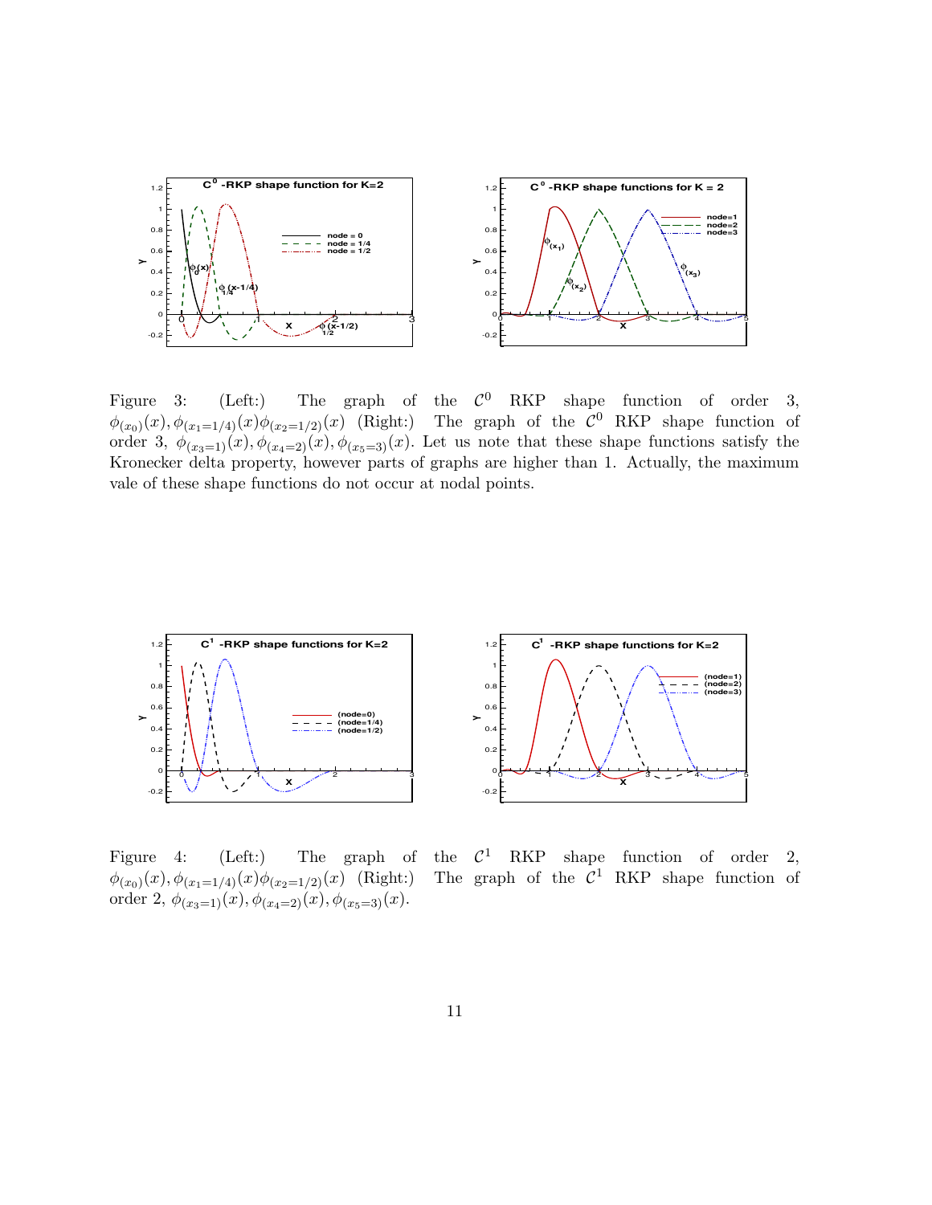Figure 3: (Left:) The graph of the $\mathcal{C}^0$ RKP shape function of order 3, $\phi_{(x_0)}(x), \phi_{(x_1=1/4)}(x)\phi_{(x_2=1/2)}(x)$ (Right:) The graph of the $\mathcal{C}^0$ RKP shape function of order 3, $\phi_{(x_3=1)}(x), \phi_{(x_4=2)}(x), \phi_{(x_5=3)}(x)$. Let us note that these shape functions satisfy the Kronecker delta property, however parts of graphs are higher than 1. Actually, the maximum vale of these shape functions do not occur at nodal points.

Figure 4: (Left:) The graph of the $\mathcal{C}^1$ RKP shape function of order 2, $\phi_{(x_0)}(x), \phi_{(x_1=1/4)}(x)\phi_{(x_2=1/2)}(x)$ (Right:) The graph of the $\mathcal{C}^1$ RKP shape function of order 2, $\phi_{(x_3=1)}(x), \phi_{(x_4=2)}(x), \phi_{(x_5=3)}(x)$.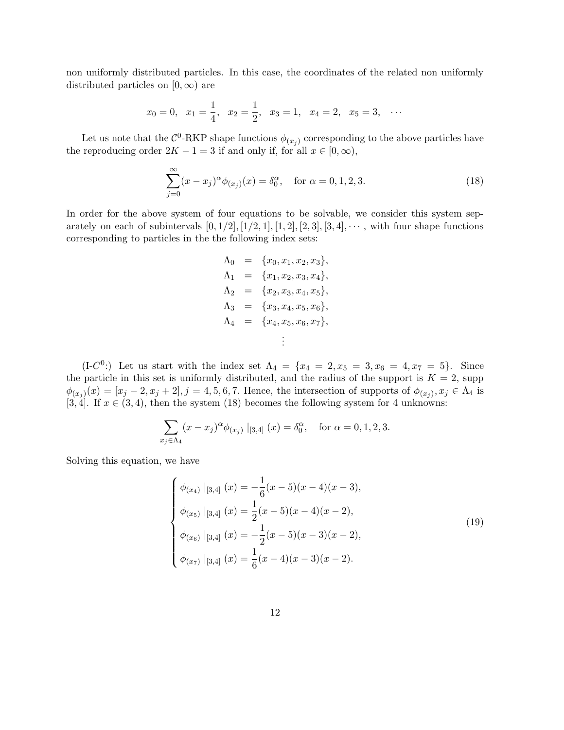non uniformly distributed particles. In this case, the coordinates of the related non uniformly distributed particles on $[0, \infty)$ are

$$x_0 = 0, \quad x_1 = \frac{1}{4}, \quad x_2 = \frac{1}{2}, \quad x_3 = 1, \quad x_4 = 2, \quad x_5 = 3, \quad \cdots$$

Let us note that the $\mathcal{C}^0$-RKP shape functions $\phi_{(x_j)}$ corresponding to the above particles have the reproducing order $2K - 1 = 3$ if and only if, for all $x \in [0, \infty)$,

$$\sum_{j=0}^{\infty} (x - x_j)^{\alpha} \phi_{(x_j)}(x) = \delta_0^{\alpha}, \quad \text{for } \alpha = 0, 1, 2, 3. \tag{18}$$

In order for the above system of four equations to be solvable, we consider this system separately on each of subintervals $[0, 1/2], [1/2, 1], [1, 2], [2, 3], [3, 4], \cdots$, with four shape functions corresponding to particles in the the following index sets:

$$\begin{aligned}
\Lambda_0 &= \{x_0, x_1, x_2, x_3\}, \\
\Lambda_1 &= \{x_1, x_2, x_3, x_4\}, \\
\Lambda_2 &= \{x_2, x_3, x_4, x_5\}, \\
\Lambda_3 &= \{x_3, x_4, x_5, x_6\}, \\
\Lambda_4 &= \{x_4, x_5, x_6, x_7\}, \\
&\vdots
\end{aligned}$$

(I-$C^0$:) Let us start with the index set $\Lambda_4 = \{x_4 = 2, x_5 = 3, x_6 = 4, x_7 = 5\}$. Since the particle in this set is uniformly distributed, and the radius of the support is $K = 2$, supp $\phi_{(x_j)}(x) = [x_j - 2, x_j + 2], j = 4, 5, 6, 7$. Hence, the intersection of supports of $\phi_{(x_j)}, x_j \in \Lambda_4$ is $[3, 4]$. If $x \in (3, 4)$, then the system (18) becomes the following system for 4 unknowns:

$$\sum_{x_j \in \Lambda_4} (x - x_j)^{\alpha} \phi_{(x_j)} |_{[3,4]} (x) = \delta_0^{\alpha}, \quad \text{for } \alpha = 0, 1, 2, 3.$$

Solving this equation, we have

$$\begin{cases}
\phi_{(x_4)} |_{[3,4]} (x) = -\dfrac{1}{6}(x - 5)(x - 4)(x - 3), \\
\phi_{(x_5)} |_{[3,4]} (x) = \dfrac{1}{2}(x - 5)(x - 4)(x - 2), \\
\phi_{(x_6)} |_{[3,4]} (x) = -\dfrac{1}{2}(x - 5)(x - 3)(x - 2), \\
\phi_{(x_7)} |_{[3,4]} (x) = \dfrac{1}{6}(x - 4)(x - 3)(x - 2).
\end{cases} \tag{19}$$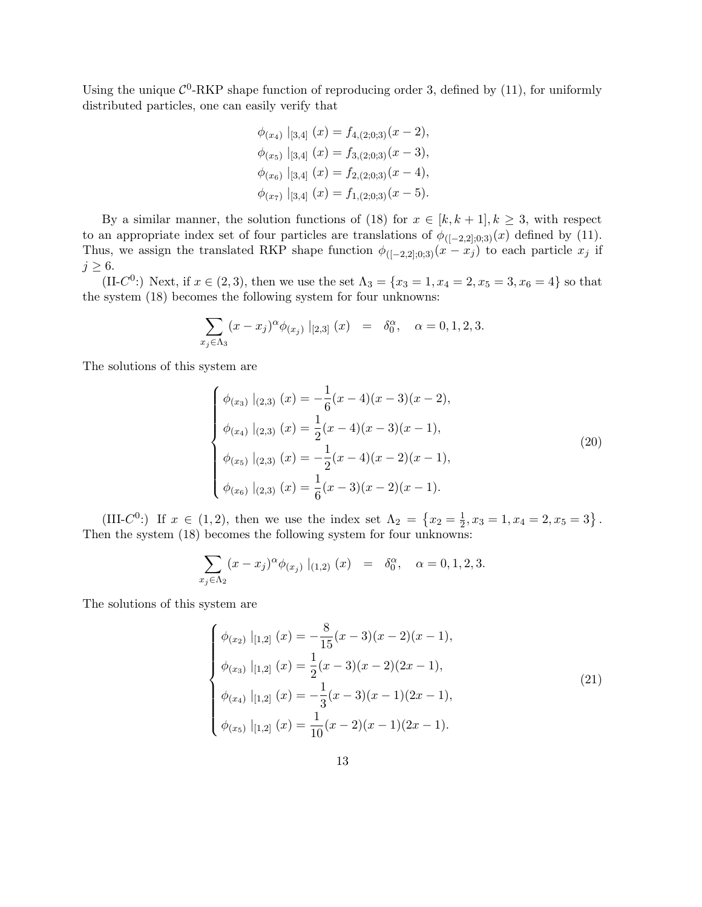Using the unique $\mathcal{C}^0$-RKP shape function of reproducing order 3, defined by (11), for uniformly distributed particles, one can easily verify that

$$
\begin{aligned}
\phi_{(x_4)} \mid_{[3,4]} (x) &= f_{4,(2;0;3)}(x-2), \\
\phi_{(x_5)} \mid_{[3,4]} (x) &= f_{3,(2;0;3)}(x-3), \\
\phi_{(x_6)} \mid_{[3,4]} (x) &= f_{2,(2;0;3)}(x-4), \\
\phi_{(x_7)} \mid_{[3,4]} (x) &= f_{1,(2;0;3)}(x-5).
\end{aligned}
$$

By a similar manner, the solution functions of (18) for $x \in [k, k+1], k \geq 3$, with respect to an appropriate index set of four particles are translations of $\phi_{([-2,2];0;3)}(x)$ defined by (11). Thus, we assign the translated RKP shape function $\phi_{([-2,2];0;3)}(x - x_j)$ to each particle $x_j$ if $j \geq 6$.

(II-$C^0$:) Next, if $x \in (2,3)$, then we use the set $\Lambda_3 = \{x_3 = 1, x_4 = 2, x_5 = 3, x_6 = 4\}$ so that the system (18) becomes the following system for four unknowns:

$$
\sum_{x_j \in \Lambda_3} (x - x_j)^\alpha \phi_{(x_j)} \mid_{[2,3]} (x) \quad = \quad \delta_0^\alpha, \quad \alpha = 0, 1, 2, 3.
$$

The solutions of this system are

$$
\begin{cases}
\phi_{(x_3)} \mid_{(2,3)} (x) = -\dfrac{1}{6}(x-4)(x-3)(x-2), \\
\phi_{(x_4)} \mid_{(2,3)} (x) = \dfrac{1}{2}(x-4)(x-3)(x-1), \\
\phi_{(x_5)} \mid_{(2,3)} (x) = -\dfrac{1}{2}(x-4)(x-2)(x-1), \\
\phi_{(x_6)} \mid_{(2,3)} (x) = \dfrac{1}{6}(x-3)(x-2)(x-1).
\end{cases}
\tag{20}
$$

(III-$C^0$:) If $x \in (1,2)$, then we use the index set $\Lambda_2 = \left\{x_2 = \frac{1}{2}, x_3 = 1, x_4 = 2, x_5 = 3\right\}$. Then the system (18) becomes the following system for four unknowns:

$$
\sum_{x_j \in \Lambda_2} (x - x_j)^\alpha \phi_{(x_j)} \mid_{(1,2)} (x) \quad = \quad \delta_0^\alpha, \quad \alpha = 0, 1, 2, 3.
$$

The solutions of this system are

$$
\begin{cases}
\phi_{(x_2)} \mid_{[1,2]} (x) = -\dfrac{8}{15}(x-3)(x-2)(x-1), \\
\phi_{(x_3)} \mid_{[1,2]} (x) = \dfrac{1}{2}(x-3)(x-2)(2x-1), \\
\phi_{(x_4)} \mid_{[1,2]} (x) = -\dfrac{1}{3}(x-3)(x-1)(2x-1), \\
\phi_{(x_5)} \mid_{[1,2]} (x) = \dfrac{1}{10}(x-2)(x-1)(2x-1).
\end{cases}
\tag{21}
$$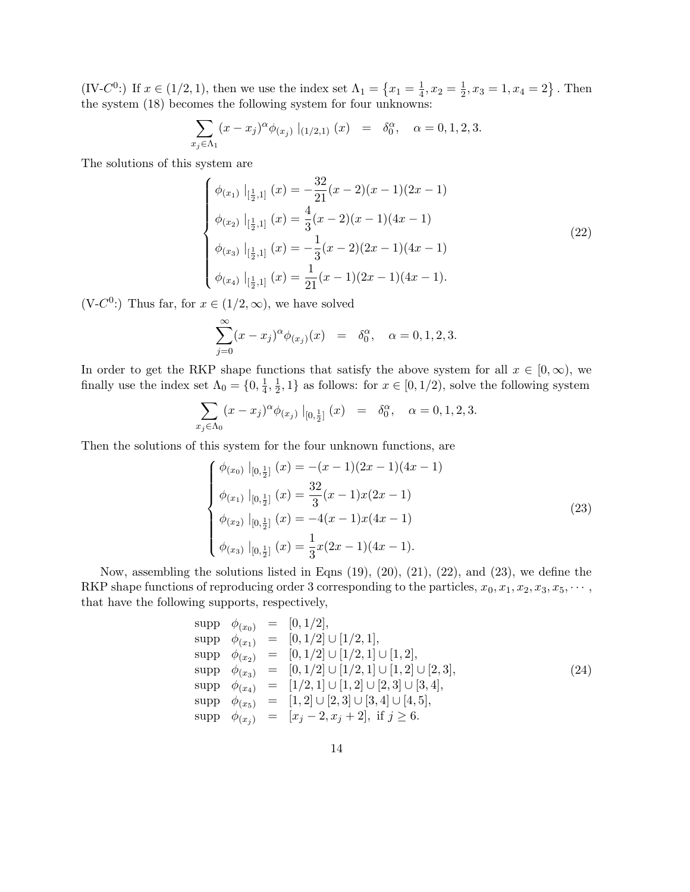(IV-$C^0$:) If $x \in (1/2, 1)$, then we use the index set $\Lambda_1 = \left\{x_1 = \frac{1}{4}, x_2 = \frac{1}{2}, x_3 = 1, x_4 = 2\right\}$. Then the system (18) becomes the following system for four unknowns:

$$\sum_{x_j \in \Lambda_1} (x - x_j)^\alpha \phi_{(x_j)} \mid_{(1/2,1)} (x) \quad = \quad \delta_0^\alpha, \quad \alpha = 0, 1, 2, 3.$$

The solutions of this system are

$$\begin{cases} \phi_{(x_1)} \mid_{[\frac{1}{2},1]} (x) = -\dfrac{32}{21}(x-2)(x-1)(2x-1) \\ \phi_{(x_2)} \mid_{[\frac{1}{2},1]} (x) = \dfrac{4}{3}(x-2)(x-1)(4x-1) \\ \phi_{(x_3)} \mid_{[\frac{1}{2},1]} (x) = -\dfrac{1}{3}(x-2)(2x-1)(4x-1) \\ \phi_{(x_4)} \mid_{[\frac{1}{2},1]} (x) = \dfrac{1}{21}(x-1)(2x-1)(4x-1). \end{cases} \tag{22}$$

(V-$C^0$:) Thus far, for $x \in (1/2, \infty)$, we have solved

$$\sum_{j=0}^{\infty} (x - x_j)^\alpha \phi_{(x_j)}(x) \quad = \quad \delta_0^\alpha, \quad \alpha = 0, 1, 2, 3.$$

In order to get the RKP shape functions that satisfy the above system for all $x \in [0, \infty)$, we finally use the index set $\Lambda_0 = \{0, \frac{1}{4}, \frac{1}{2}, 1\}$ as follows: for $x \in [0, 1/2)$, solve the following system

$$\sum_{x_j \in \Lambda_0} (x - x_j)^\alpha \phi_{(x_j)} \mid_{[0,\frac{1}{2}]} (x) \quad = \quad \delta_0^\alpha, \quad \alpha = 0, 1, 2, 3.$$

Then the solutions of this system for the four unknown functions, are

$$\begin{cases} \phi_{(x_0)} \mid_{[0,\frac{1}{2}]} (x) = -(x-1)(2x-1)(4x-1) \\ \phi_{(x_1)} \mid_{[0,\frac{1}{2}]} (x) = \dfrac{32}{3}(x-1)x(2x-1) \\ \phi_{(x_2)} \mid_{[0,\frac{1}{2}]} (x) = -4(x-1)x(4x-1) \\ \phi_{(x_3)} \mid_{[0,\frac{1}{2}]} (x) = \dfrac{1}{3}x(2x-1)(4x-1). \end{cases} \tag{23}$$

Now, assembling the solutions listed in Eqns (19), (20), (21), (22), and (23), we define the RKP shape functions of reproducing order 3 corresponding to the particles, $x_0, x_1, x_2, x_3, x_5, \cdots$, that have the following supports, respectively,

$$\begin{array}{lcl} \text{supp} \;\; \phi_{(x_0)} & = & [0, 1/2], \\ \text{supp} \;\; \phi_{(x_1)} & = & [0, 1/2] \cup [1/2, 1], \\ \text{supp} \;\; \phi_{(x_2)} & = & [0, 1/2] \cup [1/2, 1] \cup [1, 2], \\ \text{supp} \;\; \phi_{(x_3)} & = & [0, 1/2] \cup [1/2, 1] \cup [1, 2] \cup [2, 3], \\ \text{supp} \;\; \phi_{(x_4)} & = & [1/2, 1] \cup [1, 2] \cup [2, 3] \cup [3, 4], \\ \text{supp} \;\; \phi_{(x_5)} & = & [1, 2] \cup [2, 3] \cup [3, 4] \cup [4, 5], \\ \text{supp} \;\; \phi_{(x_j)} & = & [x_j - 2, x_j + 2], \;\text{if } j \geq 6. \end{array} \tag{24}$$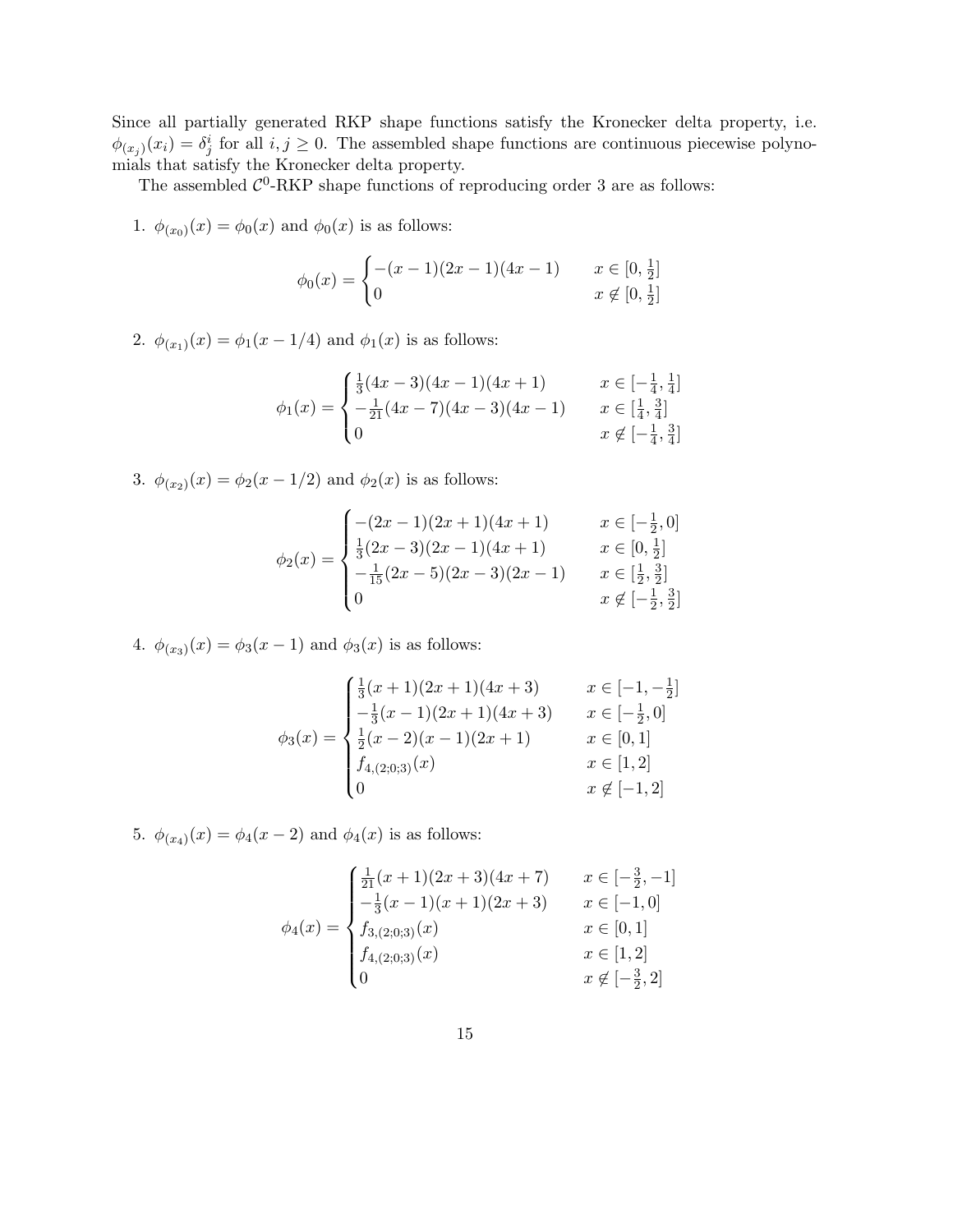Since all partially generated RKP shape functions satisfy the Kronecker delta property, i.e. $\phi_{(x_j)}(x_i) = \delta^i_j$ for all $i, j \geq 0$. The assembled shape functions are continuous piecewise polynomials that satisfy the Kronecker delta property.

The assembled $\mathcal{C}^0$-RKP shape functions of reproducing order 3 are as follows:

1. $\phi_{(x_0)}(x) = \phi_0(x)$ and $\phi_0(x)$ is as follows:

$$\phi_0(x) = \begin{cases} -(x-1)(2x-1)(4x-1) & x \in [0, \frac{1}{2}] \\ 0 & x \notin [0, \frac{1}{2}] \end{cases}$$

2. $\phi_{(x_1)}(x) = \phi_1(x - 1/4)$ and $\phi_1(x)$ is as follows:

$$\phi_1(x) = \begin{cases} \frac{1}{3}(4x-3)(4x-1)(4x+1) & x \in [-\frac{1}{4}, \frac{1}{4}] \\ -\frac{1}{21}(4x-7)(4x-3)(4x-1) & x \in [\frac{1}{4}, \frac{3}{4}] \\ 0 & x \notin [-\frac{1}{4}, \frac{3}{4}] \end{cases}$$

3. $\phi_{(x_2)}(x) = \phi_2(x - 1/2)$ and $\phi_2(x)$ is as follows:

$$\phi_2(x) = \begin{cases} -(2x-1)(2x+1)(4x+1) & x \in [-\frac{1}{2}, 0] \\ \frac{1}{3}(2x-3)(2x-1)(4x+1) & x \in [0, \frac{1}{2}] \\ -\frac{1}{15}(2x-5)(2x-3)(2x-1) & x \in [\frac{1}{2}, \frac{3}{2}] \\ 0 & x \notin [-\frac{1}{2}, \frac{3}{2}] \end{cases}$$

4. $\phi_{(x_3)}(x) = \phi_3(x - 1)$ and $\phi_3(x)$ is as follows:

$$\phi_3(x) = \begin{cases} \frac{1}{3}(x+1)(2x+1)(4x+3) & x \in [-1, -\frac{1}{2}] \\ -\frac{1}{3}(x-1)(2x+1)(4x+3) & x \in [-\frac{1}{2}, 0] \\ \frac{1}{2}(x-2)(x-1)(2x+1) & x \in [0, 1] \\ f_{4,(2;0;3)}(x) & x \in [1, 2] \\ 0 & x \notin [-1, 2] \end{cases}$$

5. $\phi_{(x_4)}(x) = \phi_4(x - 2)$ and $\phi_4(x)$ is as follows:

$$\phi_4(x) = \begin{cases} \frac{1}{21}(x+1)(2x+3)(4x+7) & x \in [-\frac{3}{2}, -1] \\ -\frac{1}{3}(x-1)(x+1)(2x+3) & x \in [-1, 0] \\ f_{3,(2;0;3)}(x) & x \in [0, 1] \\ f_{4,(2;0;3)}(x) & x \in [1, 2] \\ 0 & x \notin [-\frac{3}{2}, 2] \end{cases}$$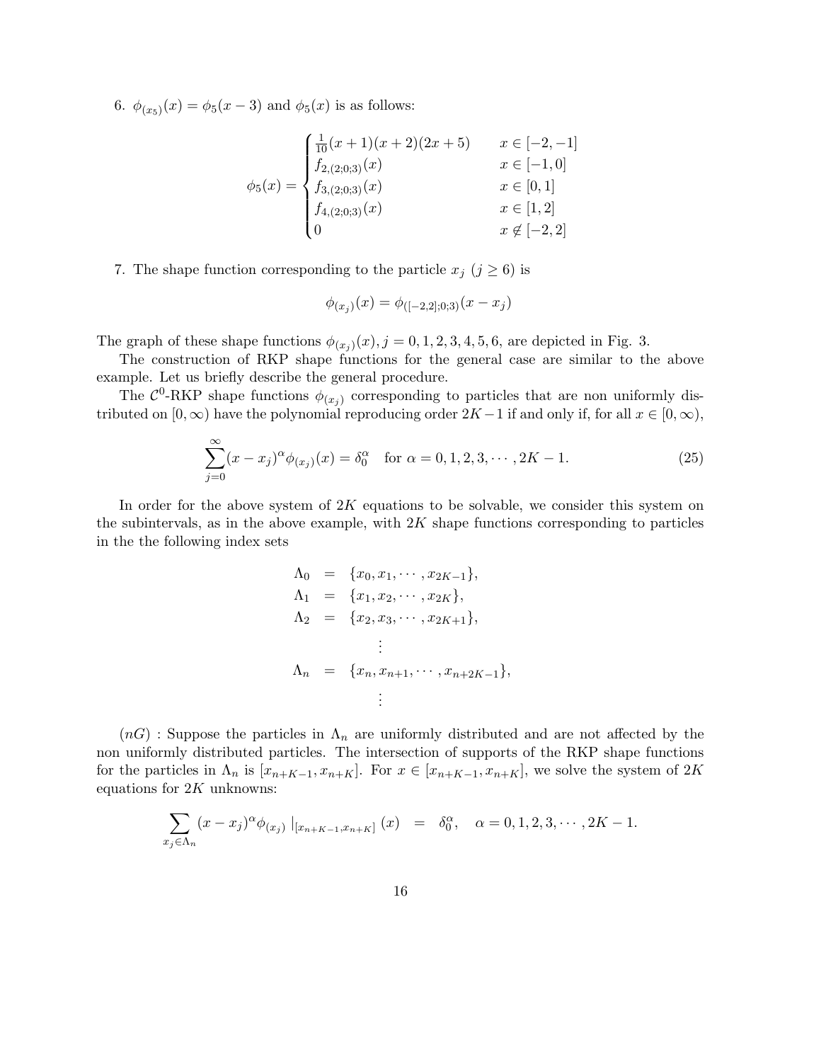6. $\phi_{(x_5)}(x) = \phi_5(x-3)$ and $\phi_5(x)$ is as follows:

$$
\phi_5(x) = \begin{cases} \frac{1}{10}(x+1)(x+2)(2x+5) & x \in [-2,-1] \\ f_{2,(2;0;3)}(x) & x \in [-1,0] \\ f_{3,(2;0;3)}(x) & x \in [0,1] \\ f_{4,(2;0;3)}(x) & x \in [1,2] \\ 0 & x \notin [-2,2] \end{cases}
$$

7. The shape function corresponding to the particle $x_j$ $(j \geq 6)$ is

$$
\phi_{(x_j)}(x) = \phi_{([-2,2];0;3)}(x - x_j)
$$

The graph of these shape functions $\phi_{(x_j)}(x), j = 0, 1, 2, 3, 4, 5, 6$, are depicted in Fig. 3.

The construction of RKP shape functions for the general case are similar to the above example. Let us briefly describe the general procedure.

The $\mathcal{C}^0$-RKP shape functions $\phi_{(x_j)}$ corresponding to particles that are non uniformly distributed on $[0,\infty)$ have the polynomial reproducing order $2K-1$ if and only if, for all $x \in [0,\infty)$,

$$
\sum_{j=0}^{\infty} (x - x_j)^{\alpha} \phi_{(x_j)}(x) = \delta_0^{\alpha} \quad \text{for } \alpha = 0, 1, 2, 3, \cdots, 2K-1. \tag{25}
$$

In order for the above system of $2K$ equations to be solvable, we consider this system on the subintervals, as in the above example, with $2K$ shape functions corresponding to particles in the the following index sets

$$
\begin{aligned}
\Lambda_0 &= \{x_0, x_1, \cdots, x_{2K-1}\}, \\
\Lambda_1 &= \{x_1, x_2, \cdots, x_{2K}\}, \\
\Lambda_2 &= \{x_2, x_3, \cdots, x_{2K+1}\}, \\
&\vdots \\
\Lambda_n &= \{x_n, x_{n+1}, \cdots, x_{n+2K-1}\}, \\
&\vdots
\end{aligned}
$$

$(nG)$ : Suppose the particles in $\Lambda_n$ are uniformly distributed and are not affected by the non uniformly distributed particles. The intersection of supports of the RKP shape functions for the particles in $\Lambda_n$ is $[x_{n+K-1}, x_{n+K}]$. For $x \in [x_{n+K-1}, x_{n+K}]$, we solve the system of $2K$ equations for $2K$ unknowns:

$$
\sum_{x_j \in \Lambda_n} (x - x_j)^{\alpha} \phi_{(x_j)} \mid_{[x_{n+K-1}, x_{n+K}]} (x) \quad = \quad \delta_0^{\alpha}, \quad \alpha = 0, 1, 2, 3, \cdots, 2K-1.
$$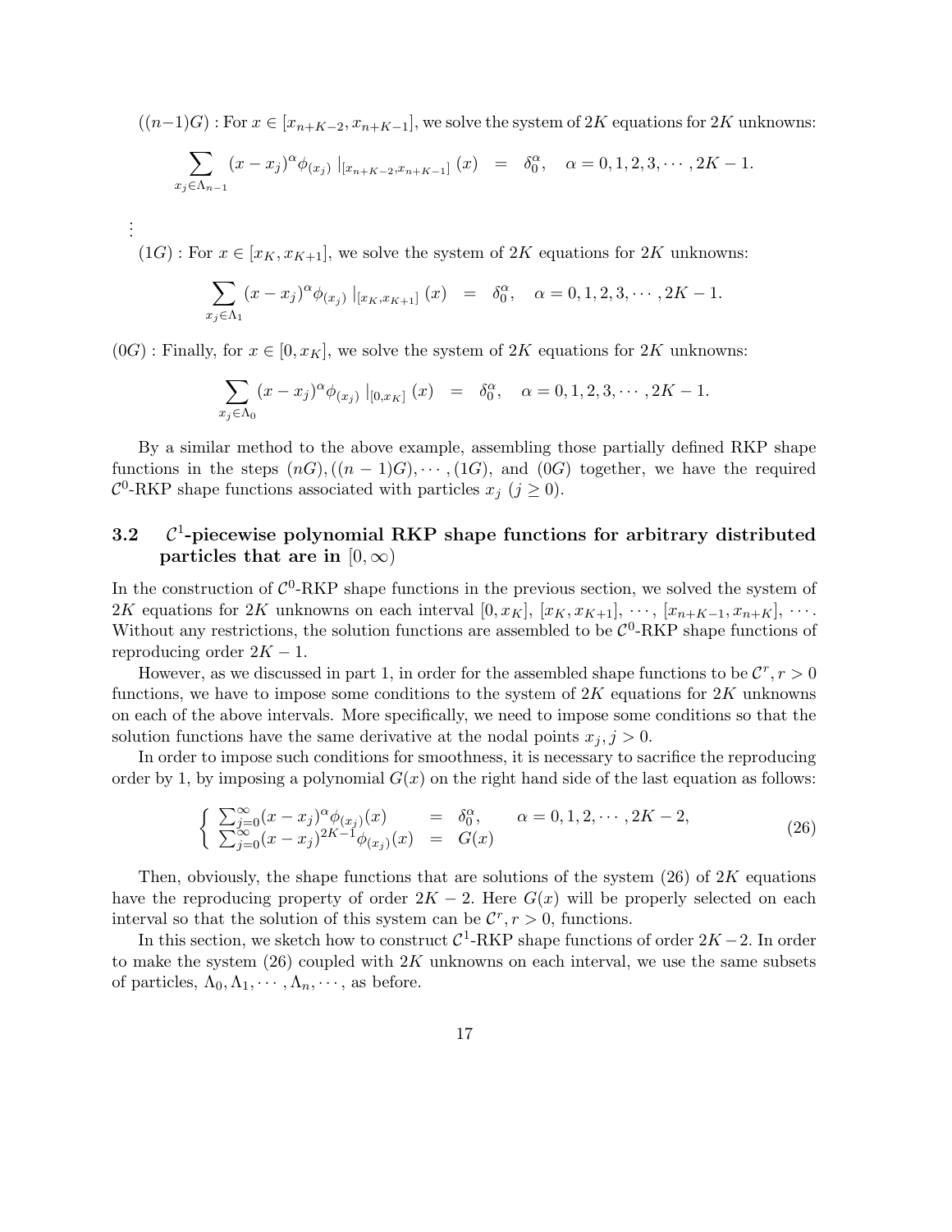$((n-1)G)$ : For $x \in [x_{n+K-2}, x_{n+K-1}]$, we solve the system of $2K$ equations for $2K$ unknowns:

$$\sum_{x_j \in \Lambda_{n-1}} (x - x_j)^\alpha \phi_{(x_j)} \mid_{[x_{n+K-2}, x_{n+K-1}]} (x) \quad = \quad \delta_0^\alpha, \quad \alpha = 0, 1, 2, 3, \cdots, 2K-1.$$

$\vdots$

$(1G)$ : For $x \in [x_K, x_{K+1}]$, we solve the system of $2K$ equations for $2K$ unknowns:

$$\sum_{x_j \in \Lambda_1} (x - x_j)^\alpha \phi_{(x_j)} \mid_{[x_K, x_{K+1}]} (x) \quad = \quad \delta_0^\alpha, \quad \alpha = 0, 1, 2, 3, \cdots, 2K-1.$$

$(0G)$ : Finally, for $x \in [0, x_K]$, we solve the system of $2K$ equations for $2K$ unknowns:

$$\sum_{x_j \in \Lambda_0} (x - x_j)^\alpha \phi_{(x_j)} \mid_{[0, x_K]} (x) \quad = \quad \delta_0^\alpha, \quad \alpha = 0, 1, 2, 3, \cdots, 2K-1.$$

By a similar method to the above example, assembling those partially defined RKP shape functions in the steps $(nG), ((n-1)G), \cdots, (1G)$, and $(0G)$ together, we have the required $\mathcal{C}^0$-RKP shape functions associated with particles $x_j$ $(j \geq 0)$.

### 3.2 $\mathcal{C}^1$-piecewise polynomial RKP shape functions for arbitrary distributed particles that are in $[0, \infty)$

In the construction of $\mathcal{C}^0$-RKP shape functions in the previous section, we solved the system of $2K$ equations for $2K$ unknowns on each interval $[0, x_K]$, $[x_K, x_{K+1}]$, $\cdots$, $[x_{n+K-1}, x_{n+K}]$, $\cdots$. Without any restrictions, the solution functions are assembled to be $\mathcal{C}^0$-RKP shape functions of reproducing order $2K-1$.

However, as we discussed in part 1, in order for the assembled shape functions to be $\mathcal{C}^r, r > 0$ functions, we have to impose some conditions to the system of $2K$ equations for $2K$ unknowns on each of the above intervals. More specifically, we need to impose some conditions so that the solution functions have the same derivative at the nodal points $x_j, j > 0$.

In order to impose such conditions for smoothness, it is necessary to sacrifice the reproducing order by 1, by imposing a polynomial $G(x)$ on the right hand side of the last equation as follows:

$$\begin{cases} \sum_{j=0}^{\infty} (x - x_j)^\alpha \phi_{(x_j)}(x) & = \quad \delta_0^\alpha, \qquad \alpha = 0, 1, 2, \cdots, 2K-2, \\ \sum_{j=0}^{\infty} (x - x_j)^{2K-1} \phi_{(x_j)}(x) & = \quad G(x) \end{cases} \tag{26}$$

Then, obviously, the shape functions that are solutions of the system (26) of $2K$ equations have the reproducing property of order $2K-2$. Here $G(x)$ will be properly selected on each interval so that the solution of this system can be $\mathcal{C}^r, r > 0$, functions.

In this section, we sketch how to construct $\mathcal{C}^1$-RKP shape functions of order $2K-2$. In order to make the system (26) coupled with $2K$ unknowns on each interval, we use the same subsets of particles, $\Lambda_0, \Lambda_1, \cdots, \Lambda_n, \cdots$, as before.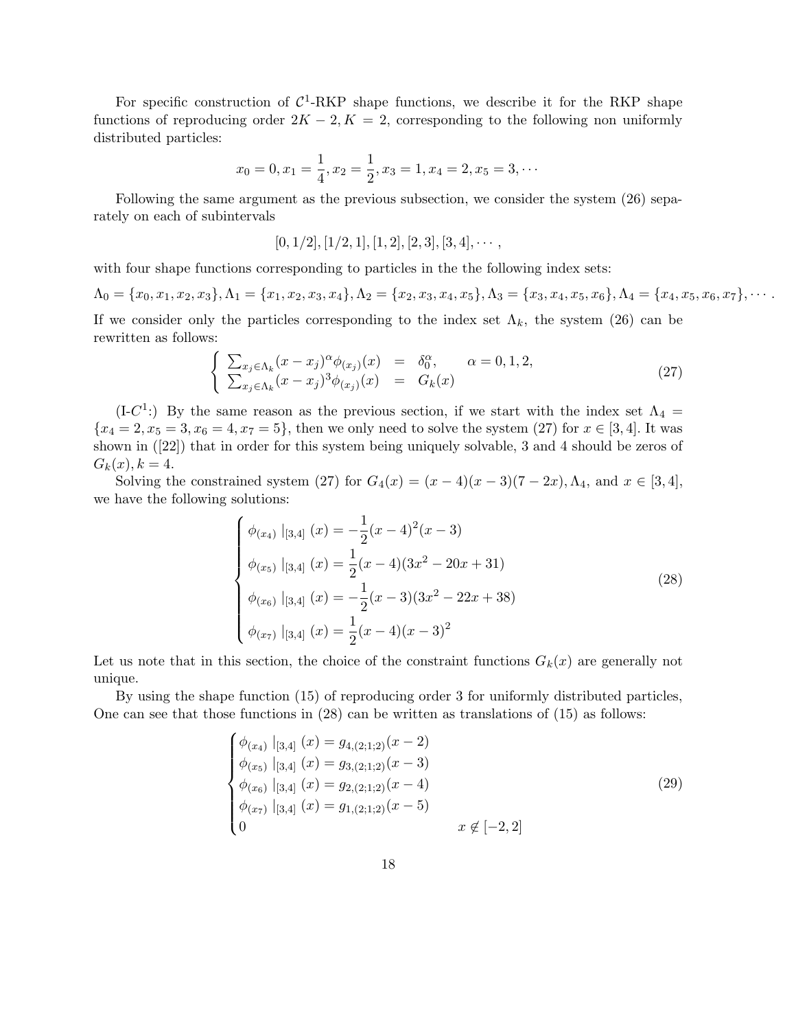For specific construction of $\mathcal{C}^1$-RKP shape functions, we describe it for the RKP shape functions of reproducing order $2K-2, K=2$, corresponding to the following non uniformly distributed particles:

$$x_0 = 0, x_1 = \frac{1}{4}, x_2 = \frac{1}{2}, x_3 = 1, x_4 = 2, x_5 = 3, \cdots$$

Following the same argument as the previous subsection, we consider the system (26) separately on each of subintervals

$$[0, 1/2], [1/2, 1], [1, 2], [2, 3], [3, 4], \cdots,$$

with four shape functions corresponding to particles in the the following index sets:

$$\Lambda_0 = \{x_0, x_1, x_2, x_3\}, \Lambda_1 = \{x_1, x_2, x_3, x_4\}, \Lambda_2 = \{x_2, x_3, x_4, x_5\}, \Lambda_3 = \{x_3, x_4, x_5, x_6\}, \Lambda_4 = \{x_4, x_5, x_6, x_7\}, \cdots.$$

If we consider only the particles corresponding to the index set $\Lambda_k$, the system (26) can be rewritten as follows:

$$\begin{cases} \sum_{x_j \in \Lambda_k} (x - x_j)^\alpha \phi_{(x_j)}(x) &= \delta_0^\alpha, \qquad \alpha = 0, 1, 2, \\ \sum_{x_j \in \Lambda_k} (x - x_j)^3 \phi_{(x_j)}(x) &= G_k(x) \end{cases} \tag{27}$$

(I-$C^1$:) By the same reason as the previous section, if we start with the index set $\Lambda_4 = \{x_4 = 2, x_5 = 3, x_6 = 4, x_7 = 5\}$, then we only need to solve the system (27) for $x \in [3, 4]$. It was shown in ([22]) that in order for this system being uniquely solvable, 3 and 4 should be zeros of $G_k(x), k = 4$.

Solving the constrained system (27) for $G_4(x) = (x-4)(x-3)(7-2x), \Lambda_4$, and $x \in [3, 4]$, we have the following solutions:

$$\begin{cases} \phi_{(x_4)} \mid_{[3,4]} (x) = -\dfrac{1}{2}(x-4)^2(x-3) \\ \phi_{(x_5)} \mid_{[3,4]} (x) = \dfrac{1}{2}(x-4)(3x^2 - 20x + 31) \\ \phi_{(x_6)} \mid_{[3,4]} (x) = -\dfrac{1}{2}(x-3)(3x^2 - 22x + 38) \\ \phi_{(x_7)} \mid_{[3,4]} (x) = \dfrac{1}{2}(x-4)(x-3)^2 \end{cases} \tag{28}$$

Let us note that in this section, the choice of the constraint functions $G_k(x)$ are generally not unique.

By using the shape function (15) of reproducing order 3 for uniformly distributed particles, One can see that those functions in (28) can be written as translations of (15) as follows:

$$\begin{cases} \phi_{(x_4)} \mid_{[3,4]} (x) = g_{4,(2;1;2)}(x-2) \\ \phi_{(x_5)} \mid_{[3,4]} (x) = g_{3,(2;1;2)}(x-3) \\ \phi_{(x_6)} \mid_{[3,4]} (x) = g_{2,(2;1;2)}(x-4) \\ \phi_{(x_7)} \mid_{[3,4]} (x) = g_{1,(2;1;2)}(x-5) \\ 0 \qquad\qquad\qquad\qquad\qquad\qquad x \notin [-2, 2] \end{cases} \tag{29}$$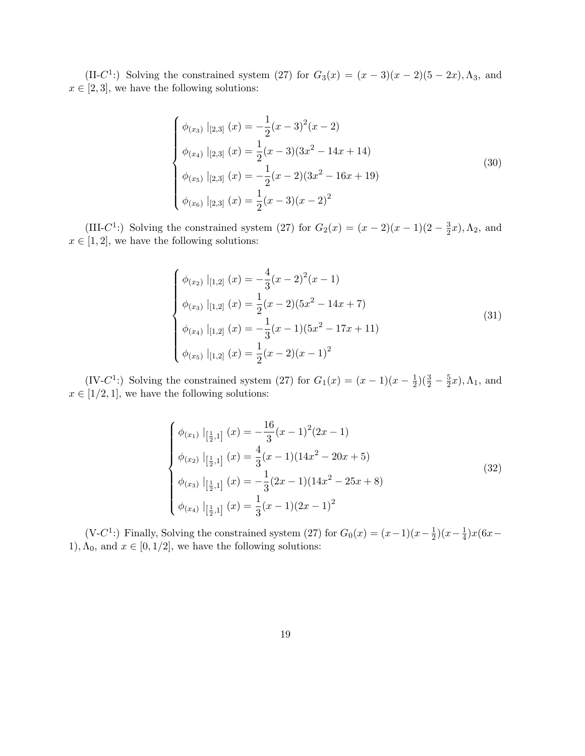(II-$C^1$:) Solving the constrained system (27) for $G_3(x) = (x-3)(x-2)(5-2x), \Lambda_3$, and $x \in [2,3]$, we have the following solutions:

$$
\begin{cases}
\phi_{(x_3)} \mid_{[2,3]} (x) = -\dfrac{1}{2}(x-3)^2(x-2) \\
\phi_{(x_4)} \mid_{[2,3]} (x) = \dfrac{1}{2}(x-3)(3x^2-14x+14) \\
\phi_{(x_5)} \mid_{[2,3]} (x) = -\dfrac{1}{2}(x-2)(3x^2-16x+19) \\
\phi_{(x_6)} \mid_{[2,3]} (x) = \dfrac{1}{2}(x-3)(x-2)^2
\end{cases}
\tag{30}
$$

(III-$C^1$:) Solving the constrained system (27) for $G_2(x) = (x-2)(x-1)(2-\frac{3}{2}x), \Lambda_2$, and $x \in [1,2]$, we have the following solutions:

$$
\begin{cases}
\phi_{(x_2)} \mid_{[1,2]} (x) = -\dfrac{4}{3}(x-2)^2(x-1) \\
\phi_{(x_3)} \mid_{[1,2]} (x) = \dfrac{1}{2}(x-2)(5x^2-14x+7) \\
\phi_{(x_4)} \mid_{[1,2]} (x) = -\dfrac{1}{3}(x-1)(5x^2-17x+11) \\
\phi_{(x_5)} \mid_{[1,2]} (x) = \dfrac{1}{2}(x-2)(x-1)^2
\end{cases}
\tag{31}
$$

(IV-$C^1$:) Solving the constrained system (27) for $G_1(x) = (x-1)(x-\frac{1}{2})(\frac{3}{2}-\frac{5}{2}x), \Lambda_1$, and $x \in [1/2,1]$, we have the following solutions:

$$
\begin{cases}
\phi_{(x_1)} \mid_{[\frac{1}{2},1]} (x) = -\dfrac{16}{3}(x-1)^2(2x-1) \\
\phi_{(x_2)} \mid_{[\frac{1}{2},1]} (x) = \dfrac{4}{3}(x-1)(14x^2-20x+5) \\
\phi_{(x_3)} \mid_{[\frac{1}{2},1]} (x) = -\dfrac{1}{3}(2x-1)(14x^2-25x+8) \\
\phi_{(x_4)} \mid_{[\frac{1}{2},1]} (x) = \dfrac{1}{3}(x-1)(2x-1)^2
\end{cases}
\tag{32}
$$

(V-$C^1$:) Finally, Solving the constrained system (27) for $G_0(x) = (x-1)(x-\frac{1}{2})(x-\frac{1}{4})x(6x-1), \Lambda_0$, and $x \in [0,1/2]$, we have the following solutions: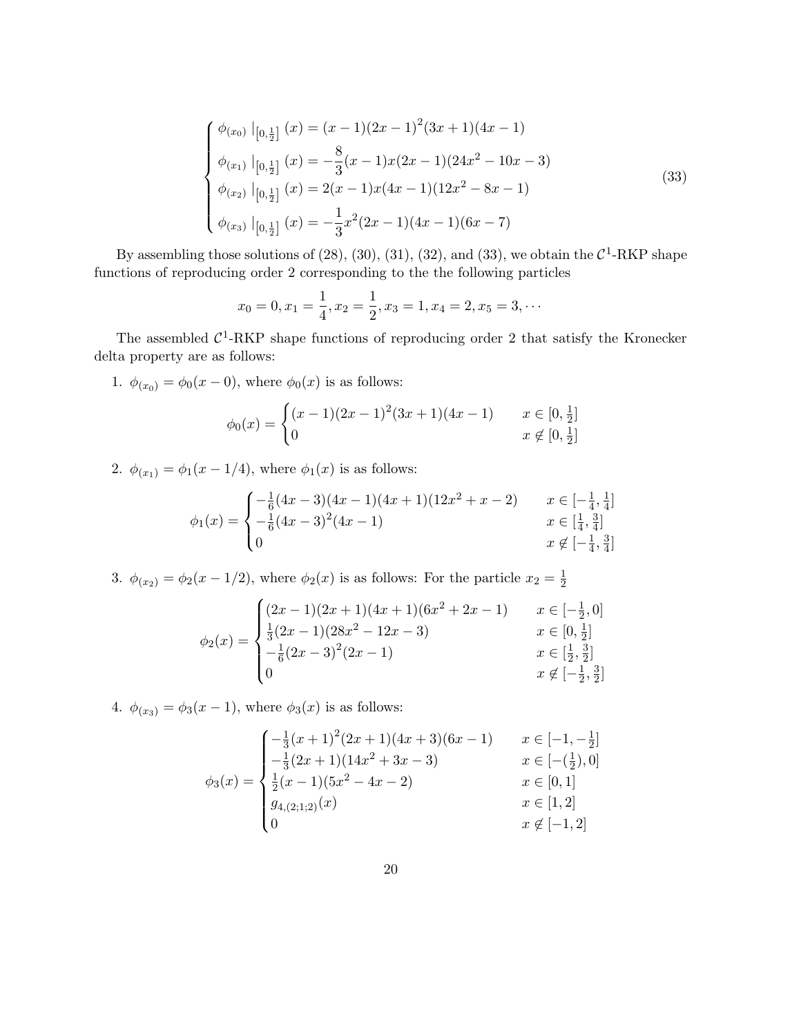$$
\begin{cases}
\phi_{(x_0)} \mid_{[0,\frac{1}{2}]} (x) = (x-1)(2x-1)^2(3x+1)(4x-1) \\
\phi_{(x_1)} \mid_{[0,\frac{1}{2}]} (x) = -\dfrac{8}{3}(x-1)x(2x-1)(24x^2-10x-3) \\
\phi_{(x_2)} \mid_{[0,\frac{1}{2}]} (x) = 2(x-1)x(4x-1)(12x^2-8x-1) \\
\phi_{(x_3)} \mid_{[0,\frac{1}{2}]} (x) = -\dfrac{1}{3}x^2(2x-1)(4x-1)(6x-7)
\end{cases}
\tag{33}
$$

By assembling those solutions of (28), (30), (31), (32), and (33), we obtain the $\mathcal{C}^1$-RKP shape functions of reproducing order 2 corresponding to the the following particles

$$
x_0 = 0, x_1 = \frac{1}{4}, x_2 = \frac{1}{2}, x_3 = 1, x_4 = 2, x_5 = 3, \cdots
$$

The assembled $\mathcal{C}^1$-RKP shape functions of reproducing order 2 that satisfy the Kronecker delta property are as follows:

1. $\phi_{(x_0)} = \phi_0(x-0)$, where $\phi_0(x)$ is as follows:

$$
\phi_0(x) = \begin{cases} (x-1)(2x-1)^2(3x+1)(4x-1) & x \in [0, \frac{1}{2}] \\ 0 & x \notin [0, \frac{1}{2}] \end{cases}
$$

2. $\phi_{(x_1)} = \phi_1(x-1/4)$, where $\phi_1(x)$ is as follows:

$$
\phi_1(x) = \begin{cases} -\frac{1}{6}(4x-3)(4x-1)(4x+1)(12x^2+x-2) & x \in [-\frac{1}{4}, \frac{1}{4}] \\ -\frac{1}{6}(4x-3)^2(4x-1) & x \in [\frac{1}{4}, \frac{3}{4}] \\ 0 & x \notin [-\frac{1}{4}, \frac{3}{4}] \end{cases}
$$

3. $\phi_{(x_2)} = \phi_2(x-1/2)$, where $\phi_2(x)$ is as follows: For the particle $x_2 = \frac{1}{2}$

$$
\phi_2(x) = \begin{cases} (2x-1)(2x+1)(4x+1)(6x^2+2x-1) & x \in [-\frac{1}{2}, 0] \\ \frac{1}{3}(2x-1)(28x^2-12x-3) & x \in [0, \frac{1}{2}] \\ -\frac{1}{6}(2x-3)^2(2x-1) & x \in [\frac{1}{2}, \frac{3}{2}] \\ 0 & x \notin [-\frac{1}{2}, \frac{3}{2}] \end{cases}
$$

4. $\phi_{(x_3)} = \phi_3(x-1)$, where $\phi_3(x)$ is as follows:

$$
\phi_3(x) = \begin{cases} -\frac{1}{3}(x+1)^2(2x+1)(4x+3)(6x-1) & x \in [-1, -\frac{1}{2}] \\ -\frac{1}{3}(2x+1)(14x^2+3x-3) & x \in [-(\frac{1}{2}), 0] \\ \frac{1}{2}(x-1)(5x^2-4x-2) & x \in [0, 1] \\ g_{4,(2;1;2)}(x) & x \in [1, 2] \\ 0 & x \notin [-1, 2] \end{cases}
$$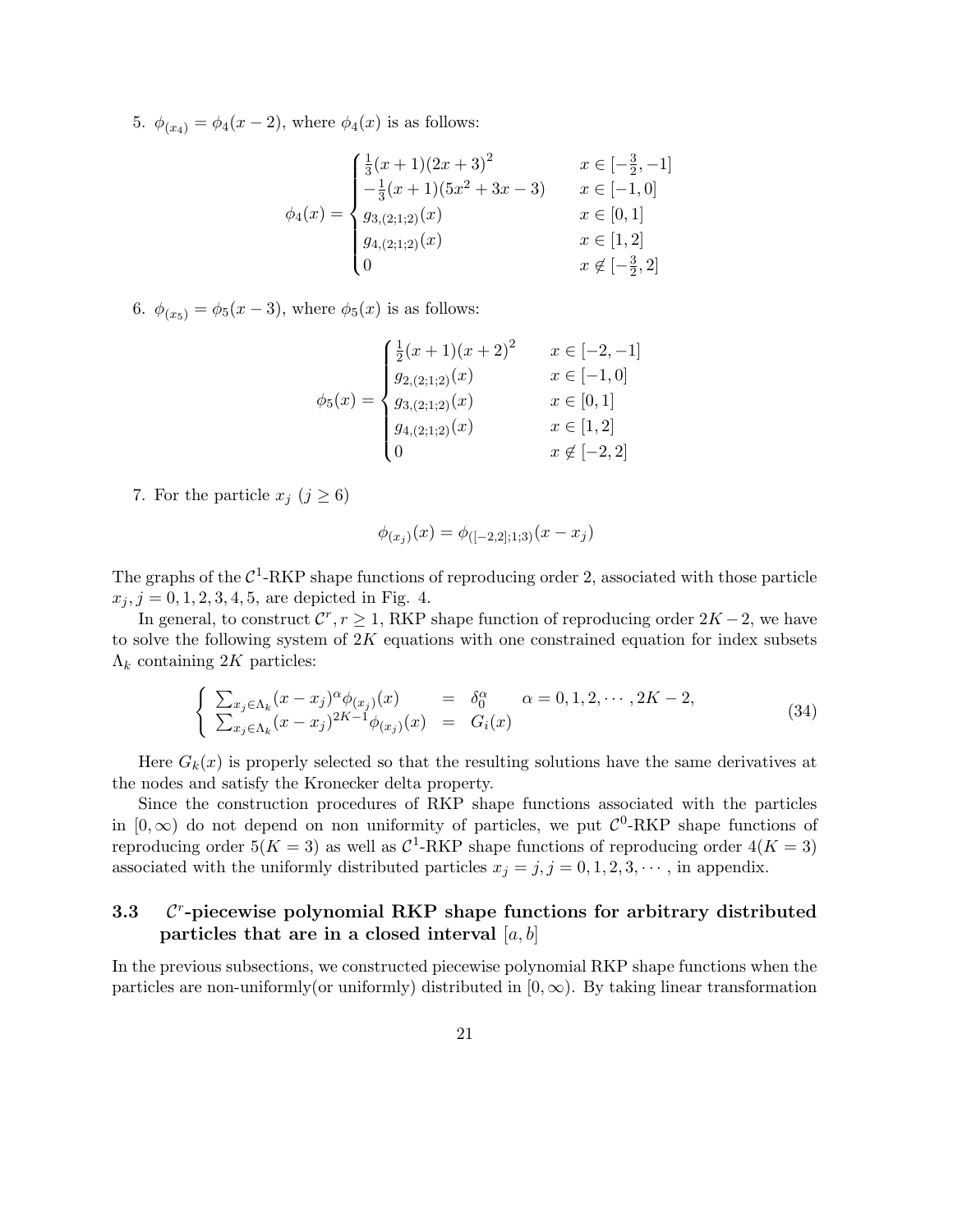5. $\phi_{(x_4)} = \phi_4(x-2)$, where $\phi_4(x)$ is as follows:

$$\phi_4(x) = \begin{cases} \frac{1}{3}(x+1)(2x+3)^2 & x \in [-\frac{3}{2}, -1] \\ -\frac{1}{3}(x+1)(5x^2+3x-3) & x \in [-1, 0] \\ g_{3,(2;1;2)}(x) & x \in [0, 1] \\ g_{4,(2;1;2)}(x) & x \in [1, 2] \\ 0 & x \notin [-\frac{3}{2}, 2] \end{cases}$$

6. $\phi_{(x_5)} = \phi_5(x-3)$, where $\phi_5(x)$ is as follows:

$$\phi_5(x) = \begin{cases} \frac{1}{2}(x+1)(x+2)^2 & x \in [-2, -1] \\ g_{2,(2;1;2)}(x) & x \in [-1, 0] \\ g_{3,(2;1;2)}(x) & x \in [0, 1] \\ g_{4,(2;1;2)}(x) & x \in [1, 2] \\ 0 & x \notin [-2, 2] \end{cases}$$

7. For the particle $x_j$ $(j \geq 6)$

$$\phi_{(x_j)}(x) = \phi_{([-2,2];1;3)}(x - x_j)$$

The graphs of the $\mathcal{C}^1$-RKP shape functions of reproducing order 2, associated with those particle $x_j, j = 0, 1, 2, 3, 4, 5$, are depicted in Fig. 4.

In general, to construct $\mathcal{C}^r, r \geq 1$, RKP shape function of reproducing order $2K-2$, we have to solve the following system of $2K$ equations with one constrained equation for index subsets $\Lambda_k$ containing $2K$ particles:

$$\begin{cases} \sum_{x_j \in \Lambda_k} (x - x_j)^\alpha \phi_{(x_j)}(x) & = & \delta_0^\alpha \quad \alpha = 0, 1, 2, \cdots, 2K-2, \\ \sum_{x_j \in \Lambda_k} (x - x_j)^{2K-1} \phi_{(x_j)}(x) & = & G_i(x) \end{cases} \tag{34}$$

Here $G_k(x)$ is properly selected so that the resulting solutions have the same derivatives at the nodes and satisfy the Kronecker delta property.

Since the construction procedures of RKP shape functions associated with the particles in $[0, \infty)$ do not depend on non uniformity of particles, we put $\mathcal{C}^0$-RKP shape functions of reproducing order $5(K=3)$ as well as $\mathcal{C}^1$-RKP shape functions of reproducing order $4(K=3)$ associated with the uniformly distributed particles $x_j = j, j = 0, 1, 2, 3, \cdots$, in appendix.

### 3.3 $\mathcal{C}^r$-piecewise polynomial RKP shape functions for arbitrary distributed particles that are in a closed interval $[a, b]$

In the previous subsections, we constructed piecewise polynomial RKP shape functions when the particles are non-uniformly(or uniformly) distributed in $[0, \infty)$. By taking linear transformation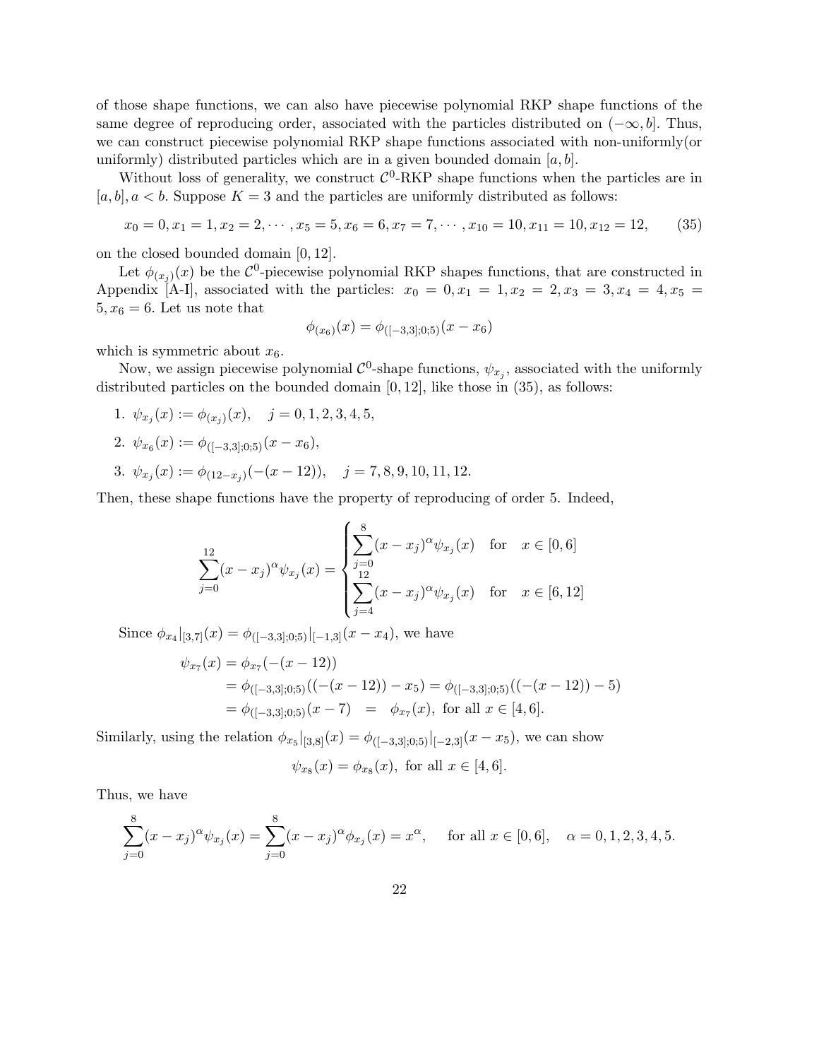of those shape functions, we can also have piecewise polynomial RKP shape functions of the same degree of reproducing order, associated with the particles distributed on $(-\infty, b]$. Thus, we can construct piecewise polynomial RKP shape functions associated with non-uniformly(or uniformly) distributed particles which are in a given bounded domain $[a, b]$.

Without loss of generality, we construct $\mathcal{C}^0$-RKP shape functions when the particles are in $[a, b], a < b$. Suppose $K = 3$ and the particles are uniformly distributed as follows:

$$x_0 = 0, x_1 = 1, x_2 = 2, \cdots, x_5 = 5, x_6 = 6, x_7 = 7, \cdots, x_{10} = 10, x_{11} = 10, x_{12} = 12, \tag{35}$$

on the closed bounded domain $[0, 12]$.

Let $\phi_{(x_j)}(x)$ be the $\mathcal{C}^0$-piecewise polynomial RKP shapes functions, that are constructed in Appendix [A-I], associated with the particles: $x_0 = 0, x_1 = 1, x_2 = 2, x_3 = 3, x_4 = 4, x_5 = 5, x_6 = 6$. Let us note that

$$\phi_{(x_6)}(x) = \phi_{([-3,3];0;5)}(x - x_6)$$

which is symmetric about $x_6$.

Now, we assign piecewise polynomial $\mathcal{C}^0$-shape functions, $\psi_{x_j}$, associated with the uniformly distributed particles on the bounded domain $[0, 12]$, like those in (35), as follows:

1. $\psi_{x_j}(x) := \phi_{(x_j)}(x), \quad j = 0, 1, 2, 3, 4, 5,$
2. $\psi_{x_6}(x) := \phi_{([-3,3];0;5)}(x - x_6),$
3. $\psi_{x_j}(x) := \phi_{(12-x_j)}(-(x - 12)), \quad j = 7, 8, 9, 10, 11, 12.$

Then, these shape functions have the property of reproducing of order 5. Indeed,

$$\sum_{j=0}^{12} (x - x_j)^\alpha \psi_{x_j}(x) = \begin{cases} \displaystyle\sum_{j=0}^{8} (x - x_j)^\alpha \psi_{x_j}(x) & \text{for} \quad x \in [0, 6] \\ \displaystyle\sum_{j=4}^{12} (x - x_j)^\alpha \psi_{x_j}(x) & \text{for} \quad x \in [6, 12] \end{cases}$$

Since $\phi_{x_4}|_{[3,7]}(x) = \phi_{([-3,3];0;5)}|_{[-1,3]}(x - x_4)$, we have

$$\begin{aligned} \psi_{x_7}(x) &= \phi_{x_7}(-(x - 12)) \\ &= \phi_{([-3,3];0;5)}((-(x - 12)) - x_5) = \phi_{([-3,3];0;5)}((-(x - 12)) - 5) \\ &= \phi_{([-3,3];0;5)}(x - 7) \quad = \quad \phi_{x_7}(x), \text{ for all } x \in [4, 6]. \end{aligned}$$

Similarly, using the relation $\phi_{x_5}|_{[3,8]}(x) = \phi_{([-3,3];0;5)}|_{[-2,3]}(x - x_5)$, we can show

$$\psi_{x_8}(x) = \phi_{x_8}(x), \text{ for all } x \in [4, 6].$$

Thus, we have

$$\sum_{j=0}^{8} (x - x_j)^\alpha \psi_{x_j}(x) = \sum_{j=0}^{8} (x - x_j)^\alpha \phi_{x_j}(x) = x^\alpha, \quad \text{for all } x \in [0, 6], \quad \alpha = 0, 1, 2, 3, 4, 5.$$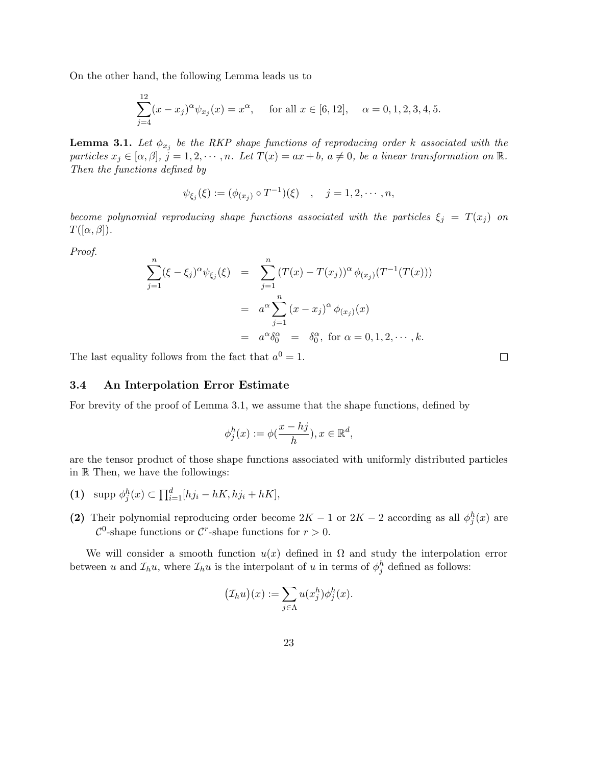On the other hand, the following Lemma leads us to

$$\sum_{j=4}^{12}(x-x_j)^\alpha \psi_{x_j}(x) = x^\alpha, \quad \text{for all } x \in [6,12], \quad \alpha = 0,1,2,3,4,5.$$

**Lemma 3.1.** *Let $\phi_{x_j}$ be the RKP shape functions of reproducing order $k$ associated with the particles $x_j \in [\alpha, \beta]$, $j = 1, 2, \cdots, n$. Let $T(x) = ax + b$, $a \neq 0$, be a linear transformation on $\mathbb{R}$. Then the functions defined by*

$$\psi_{\xi_j}(\xi) := (\phi_{(x_j)} \circ T^{-1})(\xi) \quad , \quad j = 1, 2, \cdots, n,$$

*become polynomial reproducing shape functions associated with the particles $\xi_j = T(x_j)$ on $T([\alpha, \beta])$.*

*Proof.*

$$\begin{aligned}
\sum_{j=1}^{n}(\xi-\xi_j)^\alpha \psi_{\xi_j}(\xi) &= \sum_{j=1}^{n}\left(T(x)-T(x_j)\right)^\alpha \phi_{(x_j)}(T^{-1}(T(x))) \\
&= a^\alpha \sum_{j=1}^{n}\left(x-x_j\right)^\alpha \phi_{(x_j)}(x) \\
&= a^\alpha \delta_0^\alpha \;\; = \;\; \delta_0^\alpha, \text{ for } \alpha = 0,1,2,\cdots,k.
\end{aligned}$$

The last equality follows from the fact that $a^0 = 1$. □

### 3.4 An Interpolation Error Estimate

For brevity of the proof of Lemma 3.1, we assume that the shape functions, defined by

$$\phi_j^h(x) := \phi(\frac{x-hj}{h}), x \in \mathbb{R}^d,$$

are the tensor product of those shape functions associated with uniformly distributed particles in $\mathbb{R}$ Then, we have the followings:

**(1)** supp $\phi_j^h(x) \subset \prod_{i=1}^{d}[hj_i - hK, hj_i + hK]$,

**(2)** Their polynomial reproducing order become $2K-1$ or $2K-2$ according as all $\phi_j^h(x)$ are $\mathcal{C}^0$-shape functions or $\mathcal{C}^r$-shape functions for $r > 0$.

We will consider a smooth function $u(x)$ defined in $\Omega$ and study the interpolation error between $u$ and $\mathcal{I}_h u$, where $\mathcal{I}_h u$ is the interpolant of $u$ in terms of $\phi_j^h$ defined as follows:

$$\big(\mathcal{I}_h u\big)(x) := \sum_{j\in\Lambda} u(x_j^h)\phi_j^h(x).$$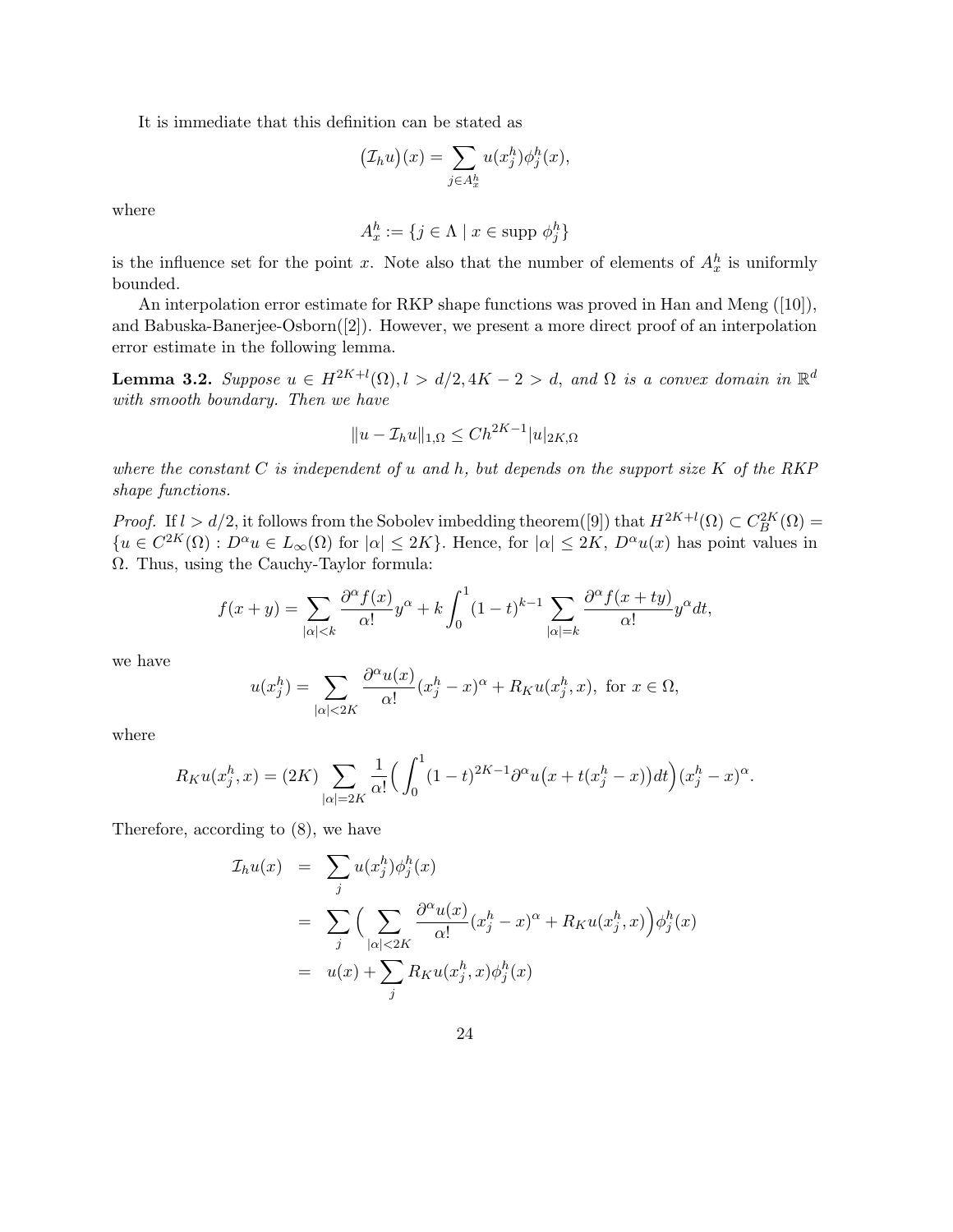It is immediate that this definition can be stated as

$$\big(\mathcal{I}_h u\big)(x) = \sum_{j \in A_x^h} u(x_j^h)\phi_j^h(x),$$

where

$$A_x^h := \{j \in \Lambda \mid x \in \text{supp } \phi_j^h\}$$

is the influence set for the point $x$. Note also that the number of elements of $A_x^h$ is uniformly bounded.

An interpolation error estimate for RKP shape functions was proved in Han and Meng ([10]), and Babuska-Banerjee-Osborn([2]). However, we present a more direct proof of an interpolation error estimate in the following lemma.

**Lemma 3.2.** *Suppose $u \in H^{2K+l}(\Omega), l > d/2, 4K-2 > d$, and $\Omega$ is a convex domain in $\mathbb{R}^d$ with smooth boundary. Then we have*

$$\|u - \mathcal{I}_h u\|_{1,\Omega} \leq C h^{2K-1} |u|_{2K,\Omega}$$

*where the constant $C$ is independent of $u$ and $h$, but depends on the support size $K$ of the RKP shape functions.*

*Proof.* If $l > d/2$, it follows from the Sobolev imbedding theorem([9]) that $H^{2K+l}(\Omega) \subset C_B^{2K}(\Omega) = \{u \in C^{2K}(\Omega) : D^\alpha u \in L_\infty(\Omega) \text{ for } |\alpha| \leq 2K\}$. Hence, for $|\alpha| \leq 2K$, $D^\alpha u(x)$ has point values in $\Omega$. Thus, using the Cauchy-Taylor formula:

$$f(x+y) = \sum_{|\alpha|<k} \frac{\partial^\alpha f(x)}{\alpha!} y^\alpha + k \int_0^1 (1-t)^{k-1} \sum_{|\alpha|=k} \frac{\partial^\alpha f(x+ty)}{\alpha!} y^\alpha dt,$$

we have

$$u(x_j^h) = \sum_{|\alpha|<2K} \frac{\partial^\alpha u(x)}{\alpha!}(x_j^h - x)^\alpha + R_K u(x_j^h, x), \text{ for } x \in \Omega,$$

where

$$R_K u(x_j^h, x) = (2K) \sum_{|\alpha|=2K} \frac{1}{\alpha!}\Big(\int_0^1 (1-t)^{2K-1} \partial^\alpha u\big(x + t(x_j^h - x)\big) dt\Big)(x_j^h - x)^\alpha.$$

Therefore, according to (8), we have

$$\begin{aligned}
\mathcal{I}_h u(x) &= \sum_j u(x_j^h)\phi_j^h(x) \\
&= \sum_j \Big(\sum_{|\alpha|<2K} \frac{\partial^\alpha u(x)}{\alpha!}(x_j^h - x)^\alpha + R_K u(x_j^h, x)\Big)\phi_j^h(x) \\
&= u(x) + \sum_j R_K u(x_j^h, x)\phi_j^h(x)
\end{aligned}$$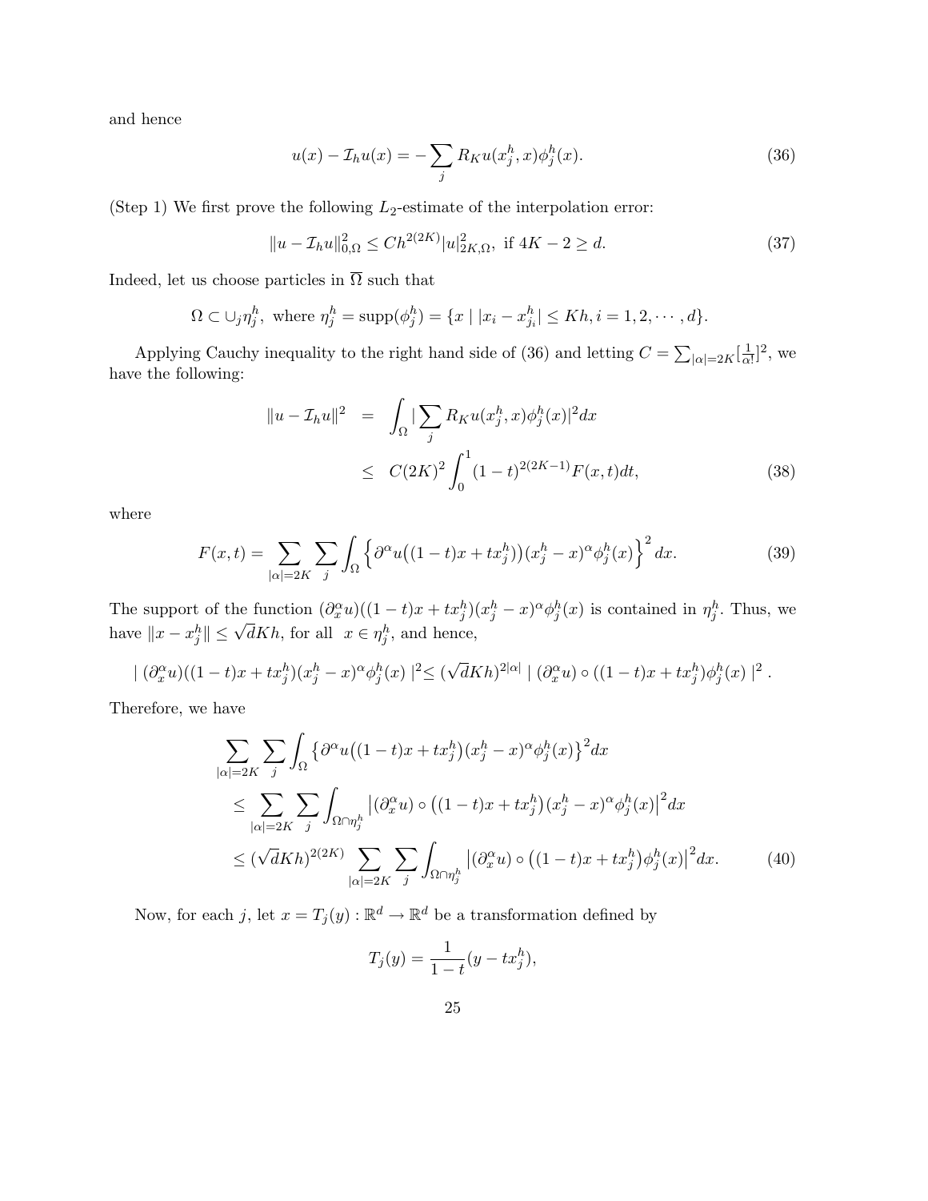and hence

$$u(x) - \mathcal{I}_h u(x) = -\sum_j R_K u(x_j^h, x)\phi_j^h(x). \tag{36}$$

(Step 1) We first prove the following $L_2$-estimate of the interpolation error:

$$\|u - \mathcal{I}_h u\|_{0,\Omega}^2 \leq Ch^{2(2K)}|u|_{2K,\Omega}^2, \text{ if } 4K - 2 \geq d. \tag{37}$$

Indeed, let us choose particles in $\overline{\Omega}$ such that

$$\Omega \subset \cup_j \eta_j^h, \text{ where } \eta_j^h = \text{supp}(\phi_j^h) = \{x \mid |x_i - x_{j_i}^h| \leq Kh, i = 1, 2, \cdots, d\}.$$

Applying Cauchy inequality to the right hand side of (36) and letting $C = \sum_{|\alpha|=2K}[\frac{1}{\alpha!}]^2$, we have the following:

$$\begin{aligned}
\|u - \mathcal{I}_h u\|^2 &= \int_\Omega |\sum_j R_K u(x_j^h, x)\phi_j^h(x)|^2 dx \\
&\leq C(2K)^2 \int_0^1 (1-t)^{2(2K-1)} F(x,t)dt,
\end{aligned} \tag{38}$$

where

$$F(x,t) = \sum_{|\alpha|=2K}\sum_j \int_\Omega \left\{\partial^\alpha u\big((1-t)x + tx_j^h\big)(x_j^h - x)^\alpha \phi_j^h(x)\right\}^2 dx. \tag{39}$$

The support of the function $(\partial_x^\alpha u)((1-t)x + tx_j^h)(x_j^h - x)^\alpha \phi_j^h(x)$ is contained in $\eta_j^h$. Thus, we have $\|x - x_j^h\| \leq \sqrt{d}Kh$, for all $x \in \eta_j^h$, and hence,

$$|\,(\partial_x^\alpha u)((1-t)x + tx_j^h)(x_j^h - x)^\alpha \phi_j^h(x)\,|^2 \leq (\sqrt{d}Kh)^{2|\alpha|}\,|\,(\partial_x^\alpha u)\circ((1-t)x + tx_j^h)\phi_j^h(x)\,|^2 .$$

Therefore, we have

$$\begin{aligned}
&\sum_{|\alpha|=2K}\sum_j \int_\Omega \big\{\partial^\alpha u\big((1-t)x + tx_j^h\big)(x_j^h - x)^\alpha \phi_j^h(x)\big\}^2 dx \\
&\leq \sum_{|\alpha|=2K}\sum_j \int_{\Omega\cap\eta_j^h} \big|(\partial_x^\alpha u)\circ\big((1-t)x + tx_j^h\big)(x_j^h - x)^\alpha \phi_j^h(x)\big|^2 dx \\
&\leq (\sqrt{d}Kh)^{2(2K)} \sum_{|\alpha|=2K}\sum_j \int_{\Omega\cap\eta_j^h} \big|(\partial_x^\alpha u)\circ\big((1-t)x + tx_j^h\big)\phi_j^h(x)\big|^2 dx.
\end{aligned} \tag{40}$$

Now, for each $j$, let $x = T_j(y) : \mathbb{R}^d \to \mathbb{R}^d$ be a transformation defined by

$$T_j(y) = \frac{1}{1-t}(y - tx_j^h),$$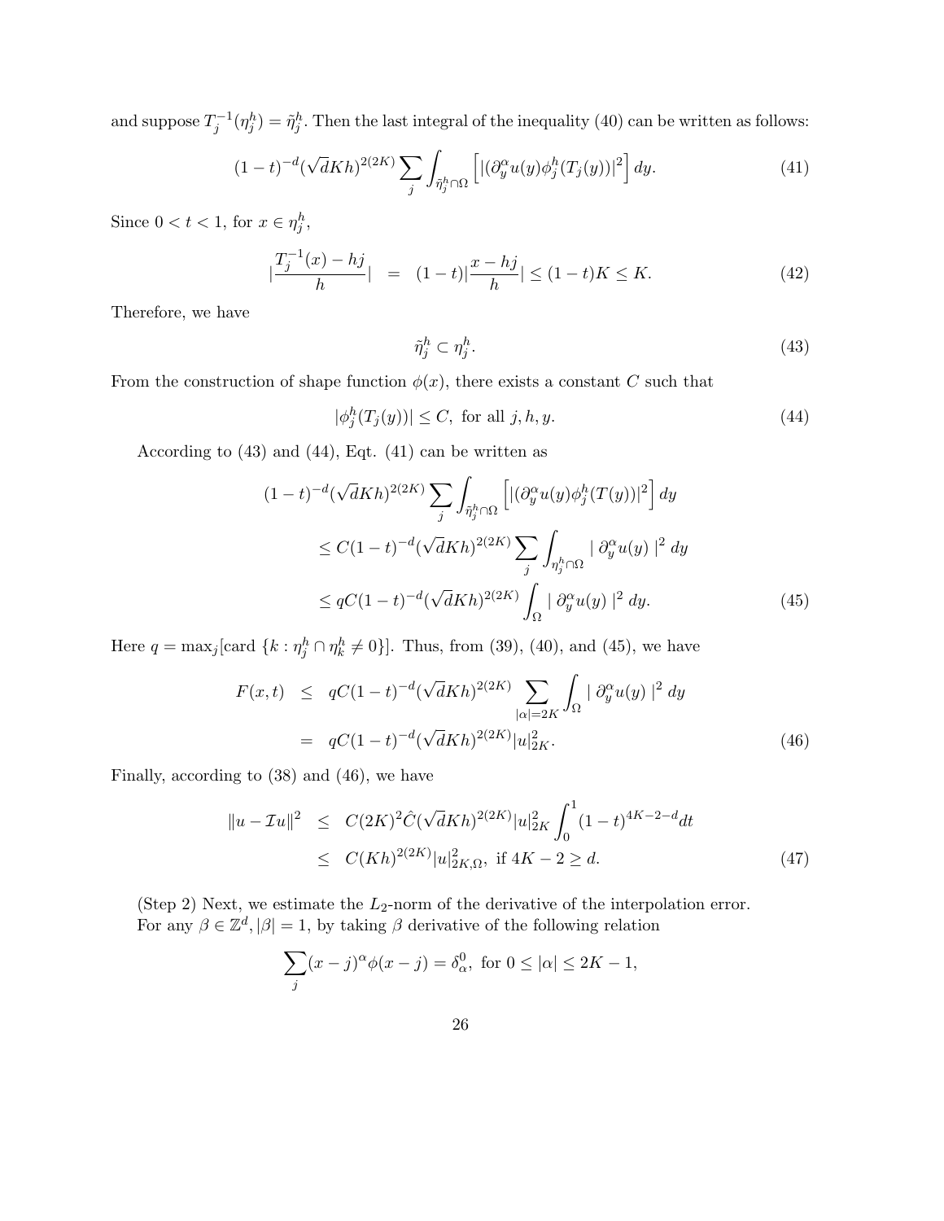and suppose $T_j^{-1}(\eta_j^h) = \tilde{\eta}_j^h$. Then the last integral of the inequality (40) can be written as follows:

$$(1-t)^{-d}(\sqrt{d}Kh)^{2(2K)} \sum_j \int_{\tilde{\eta}_j^h \cap \Omega} \left[ |(\partial_y^\alpha u(y) \phi_j^h(T_j(y))|^2 \right] dy. \tag{41}$$

Since $0 < t < 1$, for $x \in \eta_j^h$,

$$|\frac{T_j^{-1}(x) - hj}{h}| \;\; = \;\; (1-t)|\frac{x - hj}{h}| \leq (1-t)K \leq K. \tag{42}$$

Therefore, we have

$$\tilde{\eta}_j^h \subset \eta_j^h. \tag{43}$$

From the construction of shape function $\phi(x)$, there exists a constant $C$ such that

$$|\phi_j^h(T_j(y))| \leq C, \text{ for all } j, h, y. \tag{44}$$

According to (43) and (44), Eqt. (41) can be written as

$$\begin{aligned}
(1-t)^{-d}(\sqrt{d}Kh)^{2(2K)} &\sum_j \int_{\tilde{\eta}_j^h \cap \Omega} \left[ |(\partial_y^\alpha u(y) \phi_j^h(T(y))|^2 \right] dy \\
&\leq C(1-t)^{-d}(\sqrt{d}Kh)^{2(2K)} \sum_j \int_{\eta_j^h \cap \Omega} |\; \partial_y^\alpha u(y) \;|^2 \; dy \\
&\leq qC(1-t)^{-d}(\sqrt{d}Kh)^{2(2K)} \int_\Omega |\; \partial_y^\alpha u(y) \;|^2 \; dy.
\end{aligned} \tag{45}$$

Here $q = \max_j[\text{card } \{k : \eta_j^h \cap \eta_k^h \neq 0\}]$. Thus, from (39), (40), and (45), we have

$$\begin{aligned}
F(x,t) \;\; &\leq \;\; qC(1-t)^{-d}(\sqrt{d}Kh)^{2(2K)} \sum_{|\alpha|=2K} \int_\Omega |\; \partial_y^\alpha u(y) \;|^2 \; dy \\
&= \;\; qC(1-t)^{-d}(\sqrt{d}Kh)^{2(2K)} |u|_{2K}^2.
\end{aligned} \tag{46}$$

Finally, according to (38) and (46), we have

$$\begin{aligned}
\|u - \mathcal{I}u\|^2 \;\; &\leq \;\; C(2K)^2 \hat{C}(\sqrt{d}Kh)^{2(2K)} |u|_{2K}^2 \int_0^1 (1-t)^{4K-2-d} dt \\
&\leq \;\; C(Kh)^{2(2K)} |u|_{2K,\Omega}^2, \text{ if } 4K - 2 \geq d.
\end{aligned} \tag{47}$$

(Step 2) Next, we estimate the $L_2$-norm of the derivative of the interpolation error. For any $\beta \in \mathbb{Z}^d, |\beta| = 1$, by taking $\beta$ derivative of the following relation

$$\sum_j (x-j)^\alpha \phi(x-j) = \delta_\alpha^0, \text{ for } 0 \leq |\alpha| \leq 2K-1,$$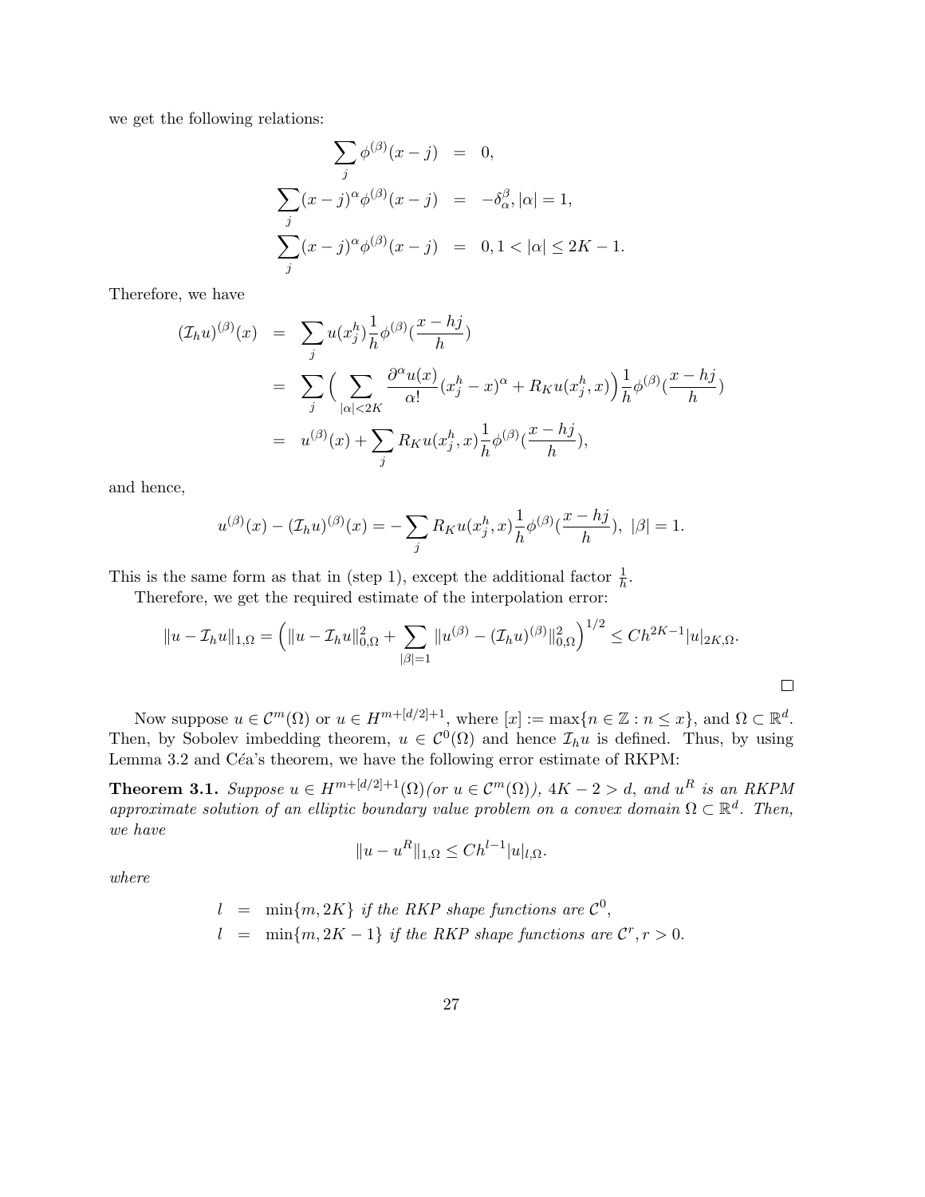we get the following relations:

$$
\begin{aligned}
\sum_j \phi^{(\beta)}(x-j) &= 0, \\
\sum_j (x-j)^{\alpha} \phi^{(\beta)}(x-j) &= -\delta_{\alpha}^{\beta}, |\alpha| = 1, \\
\sum_j (x-j)^{\alpha} \phi^{(\beta)}(x-j) &= 0, 1 < |\alpha| \leq 2K-1.
\end{aligned}
$$

Therefore, we have

$$
\begin{aligned}
(\mathcal{I}_h u)^{(\beta)}(x) &= \sum_j u(x_j^h) \frac{1}{h} \phi^{(\beta)}(\frac{x-hj}{h}) \\
&= \sum_j \Big( \sum_{|\alpha|<2K} \frac{\partial^{\alpha} u(x)}{\alpha!} (x_j^h - x)^{\alpha} + R_K u(x_j^h, x) \Big) \frac{1}{h} \phi^{(\beta)}(\frac{x-hj}{h}) \\
&= u^{(\beta)}(x) + \sum_j R_K u(x_j^h, x) \frac{1}{h} \phi^{(\beta)}(\frac{x-hj}{h}),
\end{aligned}
$$

and hence,

$$
u^{(\beta)}(x) - (\mathcal{I}_h u)^{(\beta)}(x) = -\sum_j R_K u(x_j^h, x) \frac{1}{h} \phi^{(\beta)}(\frac{x-hj}{h}), \ |\beta| = 1.
$$

This is the same form as that in (step 1), except the additional factor $\frac{1}{h}$.

Therefore, we get the required estimate of the interpolation error:

$$
\|u - \mathcal{I}_h u\|_{1,\Omega} = \Big( \|u - \mathcal{I}_h u\|_{0,\Omega}^2 + \sum_{|\beta|=1} \|u^{(\beta)} - (\mathcal{I}_h u)^{(\beta)}\|_{0,\Omega}^2 \Big)^{1/2} \leq C h^{2K-1} |u|_{2K,\Omega}.
$$

□

Now suppose $u \in \mathcal{C}^m(\Omega)$ or $u \in H^{m+[d/2]+1}$, where $[x] := \max\{n \in \mathbb{Z} : n \leq x\}$, and $\Omega \subset \mathbb{R}^d$. Then, by Sobolev imbedding theorem, $u \in \mathcal{C}^0(\Omega)$ and hence $\mathcal{I}_h u$ is defined. Thus, by using Lemma 3.2 and Céa's theorem, we have the following error estimate of RKPM:

**Theorem 3.1.** *Suppose $u \in H^{m+[d/2]+1}(\Omega)$(or $u \in \mathcal{C}^m(\Omega)$), $4K-2 > d$, and $u^R$ is an RKPM approximate solution of an elliptic boundary value problem on a convex domain $\Omega \subset \mathbb{R}^d$. Then, we have*

$$
\|u - u^R\|_{1,\Omega} \leq C h^{l-1} |u|_{l,\Omega}.
$$

*where*

$$
\begin{aligned}
l &= \min\{m, 2K\} \text{ if the RKP shape functions are } \mathcal{C}^0, \\
l &= \min\{m, 2K-1\} \text{ if the RKP shape functions are } \mathcal{C}^r, r > 0.
\end{aligned}
$$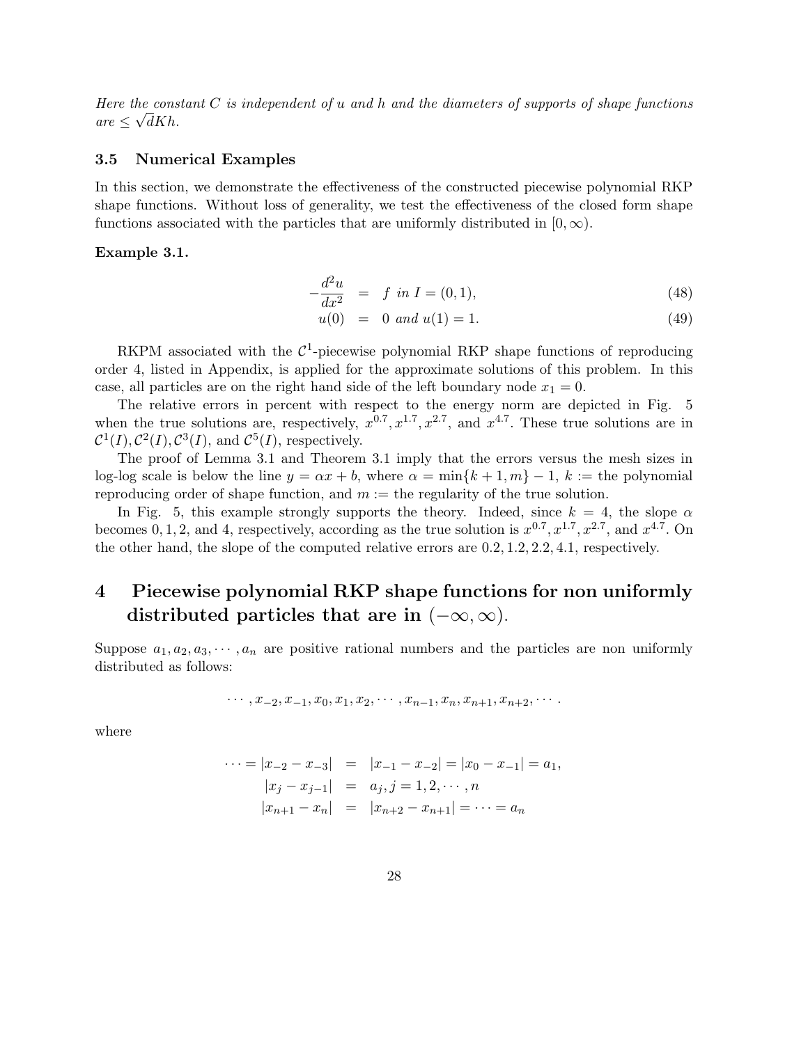*Here the constant $C$ is independent of $u$ and $h$ and the diameters of supports of shape functions are $\leq \sqrt{d}Kh$.*

### 3.5 Numerical Examples

In this section, we demonstrate the effectiveness of the constructed piecewise polynomial RKP shape functions. Without loss of generality, we test the effectiveness of the closed form shape functions associated with the particles that are uniformly distributed in $[0, \infty)$.

**Example 3.1.**

$$
\begin{aligned}
-\frac{d^2u}{dx^2} &= f \text{ in } I = (0,1), &(48)\\
u(0) &= 0 \text{ and } u(1) = 1. &(49)
\end{aligned}
$$

RKPM associated with the $\mathcal{C}^1$-piecewise polynomial RKP shape functions of reproducing order 4, listed in Appendix, is applied for the approximate solutions of this problem. In this case, all particles are on the right hand side of the left boundary node $x_1 = 0$.

The relative errors in percent with respect to the energy norm are depicted in Fig. 5 when the true solutions are, respectively, $x^{0.7}, x^{1.7}, x^{2.7}$, and $x^{4.7}$. These true solutions are in $\mathcal{C}^1(I), \mathcal{C}^2(I), \mathcal{C}^3(I)$, and $\mathcal{C}^5(I)$, respectively.

The proof of Lemma 3.1 and Theorem 3.1 imply that the errors versus the mesh sizes in log-log scale is below the line $y = \alpha x + b$, where $\alpha = \min\{k+1, m\} - 1$, $k :=$ the polynomial reproducing order of shape function, and $m :=$ the regularity of the true solution.

In Fig. 5, this example strongly supports the theory. Indeed, since $k = 4$, the slope $\alpha$ becomes $0, 1, 2$, and $4$, respectively, according as the true solution is $x^{0.7}, x^{1.7}, x^{2.7}$, and $x^{4.7}$. On the other hand, the slope of the computed relative errors are $0.2, 1.2, 2.2, 4.1$, respectively.

## 4 Piecewise polynomial RKP shape functions for non uniformly distributed particles that are in $(-\infty, \infty)$.

Suppose $a_1, a_2, a_3, \cdots, a_n$ are positive rational numbers and the particles are non uniformly distributed as follows:

$$
\cdots, x_{-2}, x_{-1}, x_0, x_1, x_2, \cdots, x_{n-1}, x_n, x_{n+1}, x_{n+2}, \cdots.
$$

where

$$
\begin{aligned}
\cdots = |x_{-2} - x_{-3}| &= |x_{-1} - x_{-2}| = |x_0 - x_{-1}| = a_1,\\
|x_j - x_{j-1}| &= a_j, j = 1, 2, \cdots, n\\
|x_{n+1} - x_n| &= |x_{n+2} - x_{n+1}| = \cdots = a_n
\end{aligned}
$$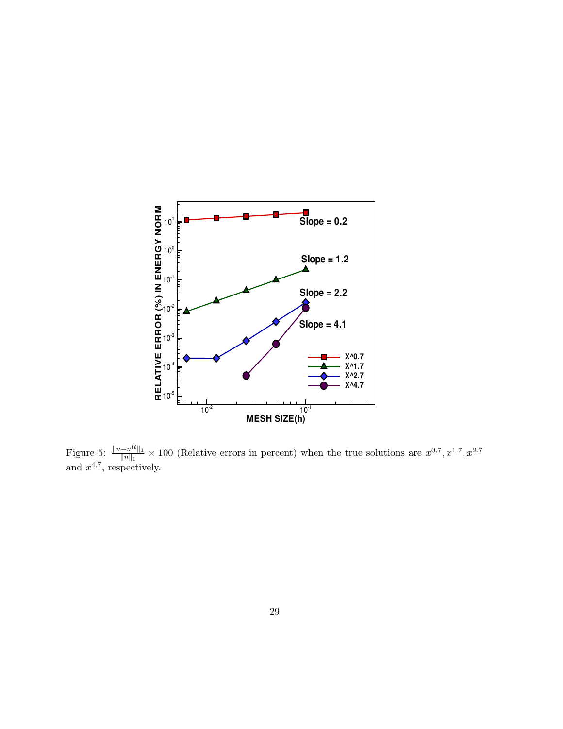Figure 5: $\frac{\|u-u^R\|_1}{\|u\|_1} \times 100$ (Relative errors in percent) when the true solutions are $x^{0.7}, x^{1.7}, x^{2.7}$ and $x^{4.7}$, respectively.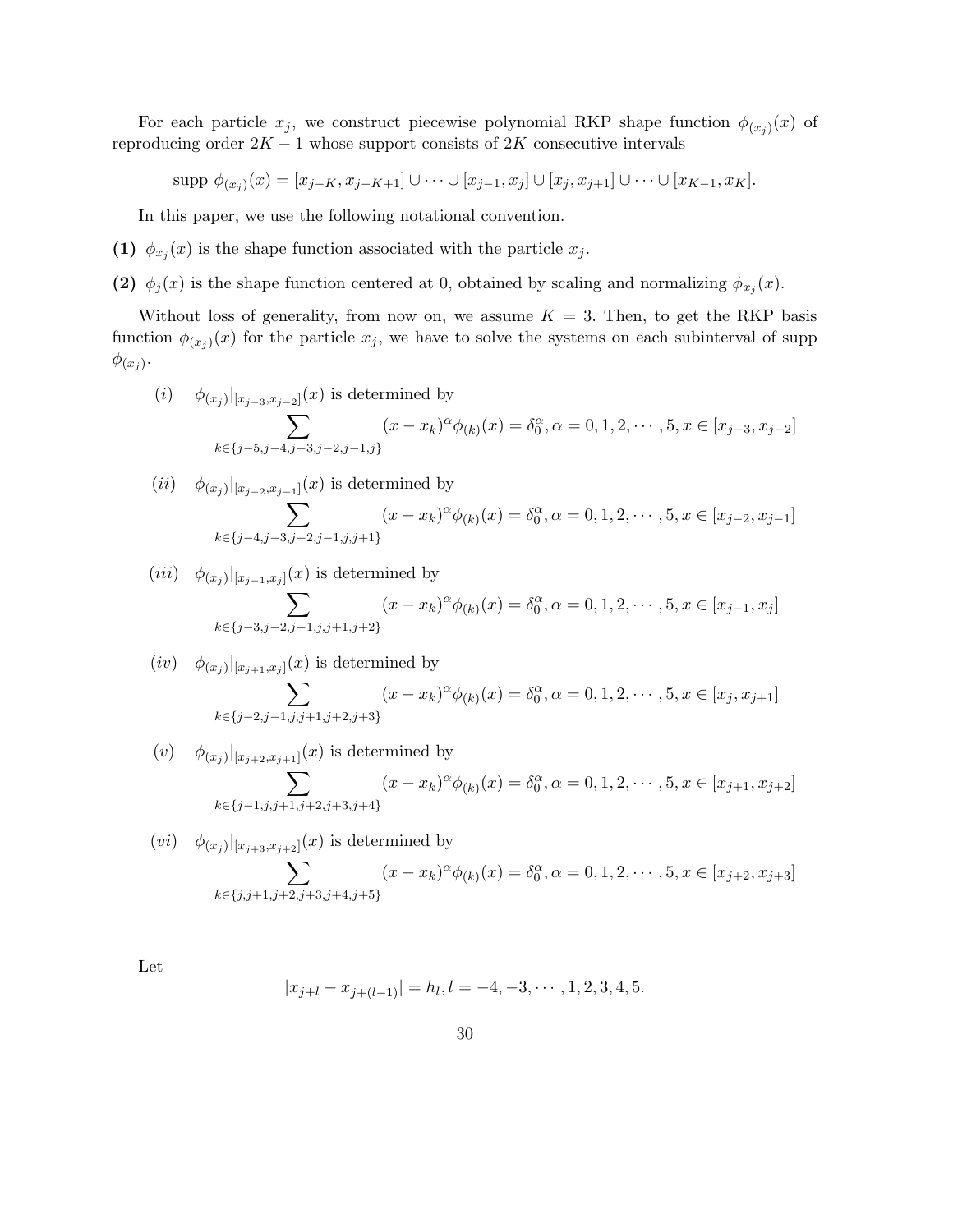For each particle $x_j$, we construct piecewise polynomial RKP shape function $\phi_{(x_j)}(x)$ of reproducing order $2K-1$ whose support consists of $2K$ consecutive intervals

$$\text{supp } \phi_{(x_j)}(x) = [x_{j-K}, x_{j-K+1}] \cup \cdots \cup [x_{j-1}, x_j] \cup [x_j, x_{j+1}] \cup \cdots \cup [x_{K-1}, x_K].$$

In this paper, we use the following notational convention.

**(1)** $\phi_{x_j}(x)$ is the shape function associated with the particle $x_j$.

**(2)** $\phi_j(x)$ is the shape function centered at 0, obtained by scaling and normalizing $\phi_{x_j}(x)$.

Without loss of generality, from now on, we assume $K = 3$. Then, to get the RKP basis function $\phi_{(x_j)}(x)$ for the particle $x_j$, we have to solve the systems on each subinterval of supp $\phi_{(x_j)}$.

$(i)$ $\quad \phi_{(x_j)}|_{[x_{j-3}, x_{j-2}]}(x)$ is determined by

$$\sum_{k \in \{j-5, j-4, j-3, j-2, j-1, j\}} (x - x_k)^\alpha \phi_{(k)}(x) = \delta_0^\alpha, \alpha = 0, 1, 2, \cdots, 5, x \in [x_{j-3}, x_{j-2}]$$

$(ii)$ $\quad \phi_{(x_j)}|_{[x_{j-2}, x_{j-1}]}(x)$ is determined by

$$\sum_{k \in \{j-4, j-3, j-2, j-1, j, j+1\}} (x - x_k)^\alpha \phi_{(k)}(x) = \delta_0^\alpha, \alpha = 0, 1, 2, \cdots, 5, x \in [x_{j-2}, x_{j-1}]$$

$(iii)$ $\quad \phi_{(x_j)}|_{[x_{j-1}, x_j]}(x)$ is determined by

$$\sum_{k \in \{j-3, j-2, j-1, j, j+1, j+2\}} (x - x_k)^\alpha \phi_{(k)}(x) = \delta_0^\alpha, \alpha = 0, 1, 2, \cdots, 5, x \in [x_{j-1}, x_j]$$

$(iv)$ $\quad \phi_{(x_j)}|_{[x_{j+1}, x_j]}(x)$ is determined by

$$\sum_{k \in \{j-2, j-1, j, j+1, j+2, j+3\}} (x - x_k)^\alpha \phi_{(k)}(x) = \delta_0^\alpha, \alpha = 0, 1, 2, \cdots, 5, x \in [x_j, x_{j+1}]$$

$(v)$ $\quad \phi_{(x_j)}|_{[x_{j+2}, x_{j+1}]}(x)$ is determined by

$$\sum_{k \in \{j-1, j, j+1, j+2, j+3, j+4\}} (x - x_k)^\alpha \phi_{(k)}(x) = \delta_0^\alpha, \alpha = 0, 1, 2, \cdots, 5, x \in [x_{j+1}, x_{j+2}]$$

$(vi)$ $\quad \phi_{(x_j)}|_{[x_{j+3}, x_{j+2}]}(x)$ is determined by

$$\sum_{k \in \{j, j+1, j+2, j+3, j+4, j+5\}} (x - x_k)^\alpha \phi_{(k)}(x) = \delta_0^\alpha, \alpha = 0, 1, 2, \cdots, 5, x \in [x_{j+2}, x_{j+3}]$$

Let

$$|x_{j+l} - x_{j+(l-1)}| = h_l, l = -4, -3, \cdots, 1, 2, 3, 4, 5.$$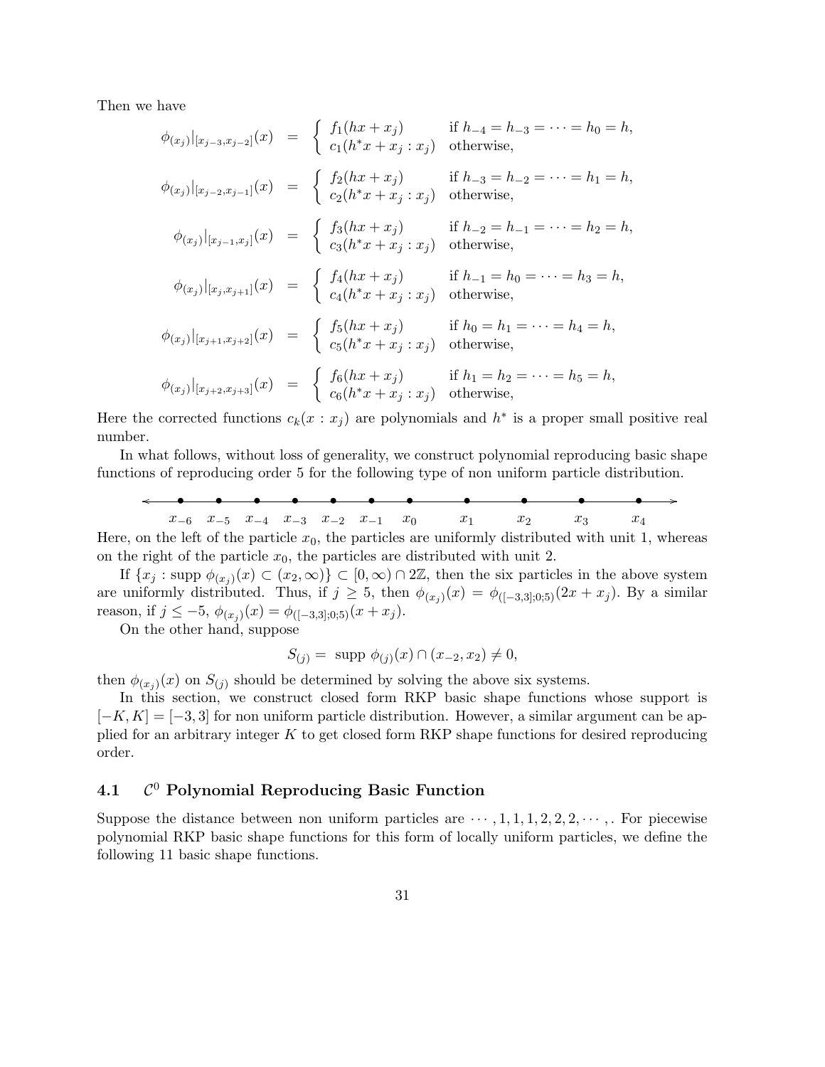Then we have

$$\phi_{(x_j)}|_{[x_{j-3},x_{j-2}]}(x) = \begin{cases} f_1(hx + x_j) & \text{if } h_{-4} = h_{-3} = \cdots = h_0 = h, \\ c_1(h^*x + x_j : x_j) & \text{otherwise,} \end{cases}$$

$$\phi_{(x_j)}|_{[x_{j-2},x_{j-1}]}(x) = \begin{cases} f_2(hx + x_j) & \text{if } h_{-3} = h_{-2} = \cdots = h_1 = h, \\ c_2(h^*x + x_j : x_j) & \text{otherwise,} \end{cases}$$

$$\phi_{(x_j)}|_{[x_{j-1},x_j]}(x) = \begin{cases} f_3(hx + x_j) & \text{if } h_{-2} = h_{-1} = \cdots = h_2 = h, \\ c_3(h^*x + x_j : x_j) & \text{otherwise,} \end{cases}$$

$$\phi_{(x_j)}|_{[x_j,x_{j+1}]}(x) = \begin{cases} f_4(hx + x_j) & \text{if } h_{-1} = h_0 = \cdots = h_3 = h, \\ c_4(h^*x + x_j : x_j) & \text{otherwise,} \end{cases}$$

$$\phi_{(x_j)}|_{[x_{j+1},x_{j+2}]}(x) = \begin{cases} f_5(hx + x_j) & \text{if } h_0 = h_1 = \cdots = h_4 = h, \\ c_5(h^*x + x_j : x_j) & \text{otherwise,} \end{cases}$$

$$\phi_{(x_j)}|_{[x_{j+2},x_{j+3}]}(x) = \begin{cases} f_6(hx + x_j) & \text{if } h_1 = h_2 = \cdots = h_5 = h, \\ c_6(h^*x + x_j : x_j) & \text{otherwise,} \end{cases}$$

Here the corrected functions $c_k(x : x_j)$ are polynomials and $h^*$ is a proper small positive real number.

In what follows, without loss of generality, we construct polynomial reproducing basic shape functions of reproducing order 5 for the following type of non uniform particle distribution.

$x_{-6}$ $x_{-5}$ $x_{-4}$ $x_{-3}$ $x_{-2}$ $x_{-1}$ $x_0$ $x_1$ $x_2$ $x_3$ $x_4$

Here, on the left of the particle $x_0$, the particles are uniformly distributed with unit 1, whereas on the right of the particle $x_0$, the particles are distributed with unit 2.

If $\{x_j : \text{supp } \phi_{(x_j)}(x) \subset (x_2, \infty)\} \subset [0, \infty) \cap 2\mathbb{Z}$, then the six particles in the above system are uniformly distributed. Thus, if $j \geq 5$, then $\phi_{(x_j)}(x) = \phi_{([-3,3];0;5)}(2x + x_j)$. By a similar reason, if $j \leq -5$, $\phi_{(x_j)}(x) = \phi_{([-3,3];0;5)}(x + x_j)$.

On the other hand, suppose

$$S_{(j)} = \text{ supp } \phi_{(j)}(x) \cap (x_{-2}, x_2) \neq 0,$$

then $\phi_{(x_j)}(x)$ on $S_{(j)}$ should be determined by solving the above six systems.

In this section, we construct closed form RKP basic shape functions whose support is $[-K, K] = [-3, 3]$ for non uniform particle distribution. However, a similar argument can be applied for an arbitrary integer $K$ to get closed form RKP shape functions for desired reproducing order.

### 4.1 $\mathcal{C}^0$ Polynomial Reproducing Basic Function

Suppose the distance between non uniform particles are $\cdots, 1, 1, 1, 2, 2, 2, \cdots,$. For piecewise polynomial RKP basic shape functions for this form of locally uniform particles, we define the following 11 basic shape functions.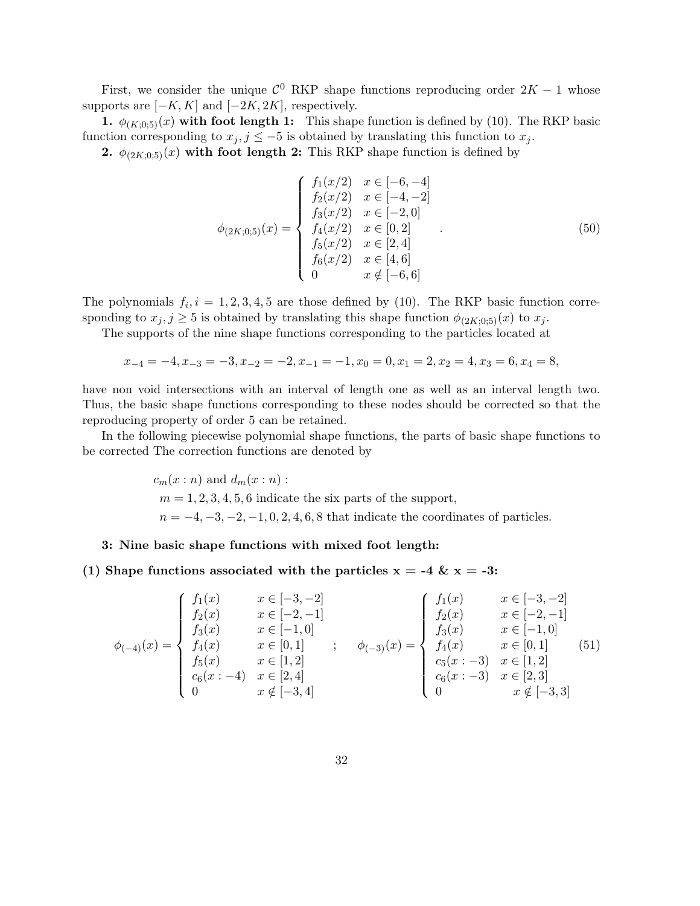First, we consider the unique $\mathcal{C}^0$ RKP shape functions reproducing order $2K-1$ whose supports are $[-K, K]$ and $[-2K, 2K]$, respectively.

**1.** $\phi_{(K;0;5)}(x)$ **with foot length 1:** This shape function is defined by (10). The RKP basic function corresponding to $x_j, j \leq -5$ is obtained by translating this function to $x_j$.

**2.** $\phi_{(2K;0;5)}(x)$ **with foot length 2:** This RKP shape function is defined by

$$
\phi_{(2K;0;5)}(x) = \begin{cases} f_1(x/2) & x \in [-6,-4] \\ f_2(x/2) & x \in [-4,-2] \\ f_3(x/2) & x \in [-2,0] \\ f_4(x/2) & x \in [0,2] \\ f_5(x/2) & x \in [2,4] \\ f_6(x/2) & x \in [4,6] \\ 0 & x \notin [-6,6] \end{cases} . \tag{50}
$$

The polynomials $f_i, i = 1, 2, 3, 4, 5$ are those defined by (10). The RKP basic function corresponding to $x_j, j \geq 5$ is obtained by translating this shape function $\phi_{(2K;0;5)}(x)$ to $x_j$.

The supports of the nine shape functions corresponding to the particles located at

$$
x_{-4} = -4, x_{-3} = -3, x_{-2} = -2, x_{-1} = -1, x_0 = 0, x_1 = 2, x_2 = 4, x_3 = 6, x_4 = 8,
$$

have non void intersections with an interval of length one as well as an interval length two. Thus, the basic shape functions corresponding to these nodes should be corrected so that the reproducing property of order 5 can be retained.

In the following piecewise polynomial shape functions, the parts of basic shape functions to be corrected The correction functions are denoted by

$c_m(x:n)$ and $d_m(x:n)$ :
$m = 1, 2, 3, 4, 5, 6$ indicate the six parts of the support,
$n = -4, -3, -2, -1, 0, 2, 4, 6, 8$ that indicate the coordinates of particles.

**3: Nine basic shape functions with mixed foot length:**

**(1) Shape functions associated with the particles x = -4 & x = -3:**

$$
\phi_{(-4)}(x) = \begin{cases} f_1(x) & x \in [-3,-2] \\ f_2(x) & x \in [-2,-1] \\ f_3(x) & x \in [-1,0] \\ f_4(x) & x \in [0,1] \\ f_5(x) & x \in [1,2] \\ c_6(x:-4) & x \in [2,4] \\ 0 & x \notin [-3,4] \end{cases} ; \quad \phi_{(-3)}(x) = \begin{cases} f_1(x) & x \in [-3,-2] \\ f_2(x) & x \in [-2,-1] \\ f_3(x) & x \in [-1,0] \\ f_4(x) & x \in [0,1] \\ c_5(x:-3) & x \in [1,2] \\ c_6(x:-3) & x \in [2,3] \\ 0 & x \notin [-3,3] \end{cases} \tag{51}
$$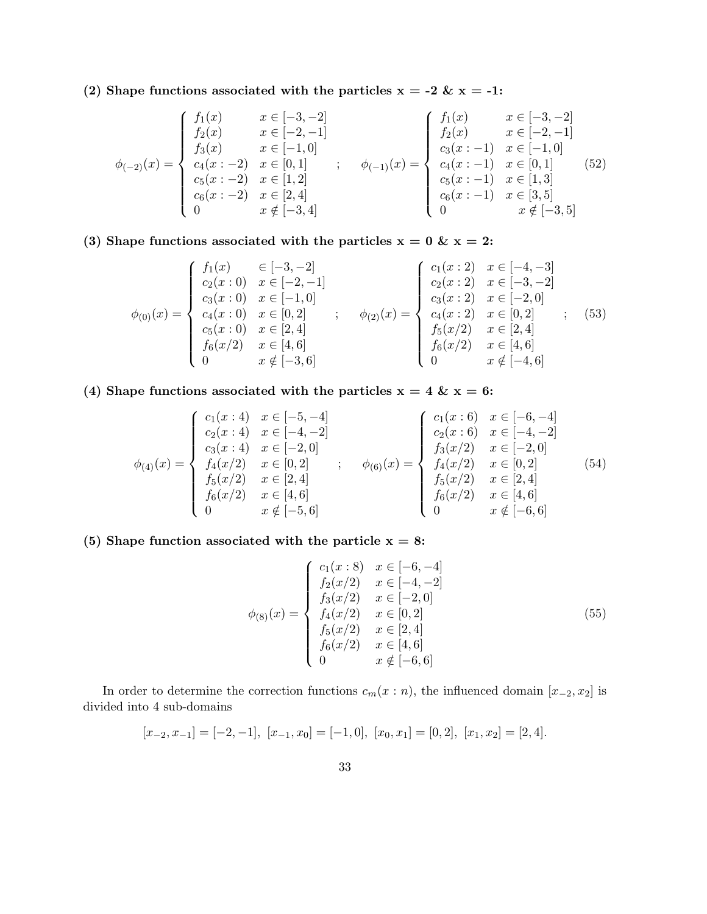**(2) Shape functions associated with the particles x = -2 & x = -1:**

$$
\phi_{(-2)}(x) = \begin{cases} f_1(x) & x \in [-3,-2] \\ f_2(x) & x \in [-2,-1] \\ f_3(x) & x \in [-1,0] \\ c_4(x:-2) & x \in [0,1] \\ c_5(x:-2) & x \in [1,2] \\ c_6(x:-2) & x \in [2,4] \\ 0 & x \notin [-3,4] \end{cases} \quad ; \quad \phi_{(-1)}(x) = \begin{cases} f_1(x) & x \in [-3,-2] \\ f_2(x) & x \in [-2,-1] \\ c_3(x:-1) & x \in [-1,0] \\ c_4(x:-1) & x \in [0,1] \\ c_5(x:-1) & x \in [1,3] \\ c_6(x:-1) & x \in [3,5] \\ 0 & x \notin [-3,5] \end{cases} \tag{52}
$$

**(3) Shape functions associated with the particles x = 0 & x = 2:**

$$
\phi_{(0)}(x) = \begin{cases} f_1(x) & \in [-3,-2] \\ c_2(x:0) & x \in [-2,-1] \\ c_3(x:0) & x \in [-1,0] \\ c_4(x:0) & x \in [0,2] \\ c_5(x:0) & x \in [2,4] \\ f_6(x/2) & x \in [4,6] \\ 0 & x \notin [-3,6] \end{cases} \quad ; \quad \phi_{(2)}(x) = \begin{cases} c_1(x:2) & x \in [-4,-3] \\ c_2(x:2) & x \in [-3,-2] \\ c_3(x:2) & x \in [-2,0] \\ c_4(x:2) & x \in [0,2] \\ f_5(x/2) & x \in [2,4] \\ f_6(x/2) & x \in [4,6] \\ 0 & x \notin [-4,6] \end{cases} \quad ; \tag{53}
$$

**(4) Shape functions associated with the particles x = 4 & x = 6:**

$$
\phi_{(4)}(x) = \begin{cases} c_1(x:4) & x \in [-5,-4] \\ c_2(x:4) & x \in [-4,-2] \\ c_3(x:4) & x \in [-2,0] \\ f_4(x/2) & x \in [0,2] \\ f_5(x/2) & x \in [2,4] \\ f_6(x/2) & x \in [4,6] \\ 0 & x \notin [-5,6] \end{cases} \quad ; \quad \phi_{(6)}(x) = \begin{cases} c_1(x:6) & x \in [-6,-4] \\ c_2(x:6) & x \in [-4,-2] \\ f_3(x/2) & x \in [-2,0] \\ f_4(x/2) & x \in [0,2] \\ f_5(x/2) & x \in [2,4] \\ f_6(x/2) & x \in [4,6] \\ 0 & x \notin [-6,6] \end{cases} \tag{54}
$$

**(5) Shape function associated with the particle x = 8:**

$$
\phi_{(8)}(x) = \begin{cases} c_1(x:8) & x \in [-6,-4] \\ f_2(x/2) & x \in [-4,-2] \\ f_3(x/2) & x \in [-2,0] \\ f_4(x/2) & x \in [0,2] \\ f_5(x/2) & x \in [2,4] \\ f_6(x/2) & x \in [4,6] \\ 0 & x \notin [-6,6] \end{cases} \tag{55}
$$

In order to determine the correction functions $c_m(x:n)$, the influenced domain $[x_{-2}, x_2]$ is divided into 4 sub-domains

$$
[x_{-2}, x_{-1}] = [-2,-1], \; [x_{-1}, x_0] = [-1,0], \; [x_0, x_1] = [0,2], \; [x_1, x_2] = [2,4].
$$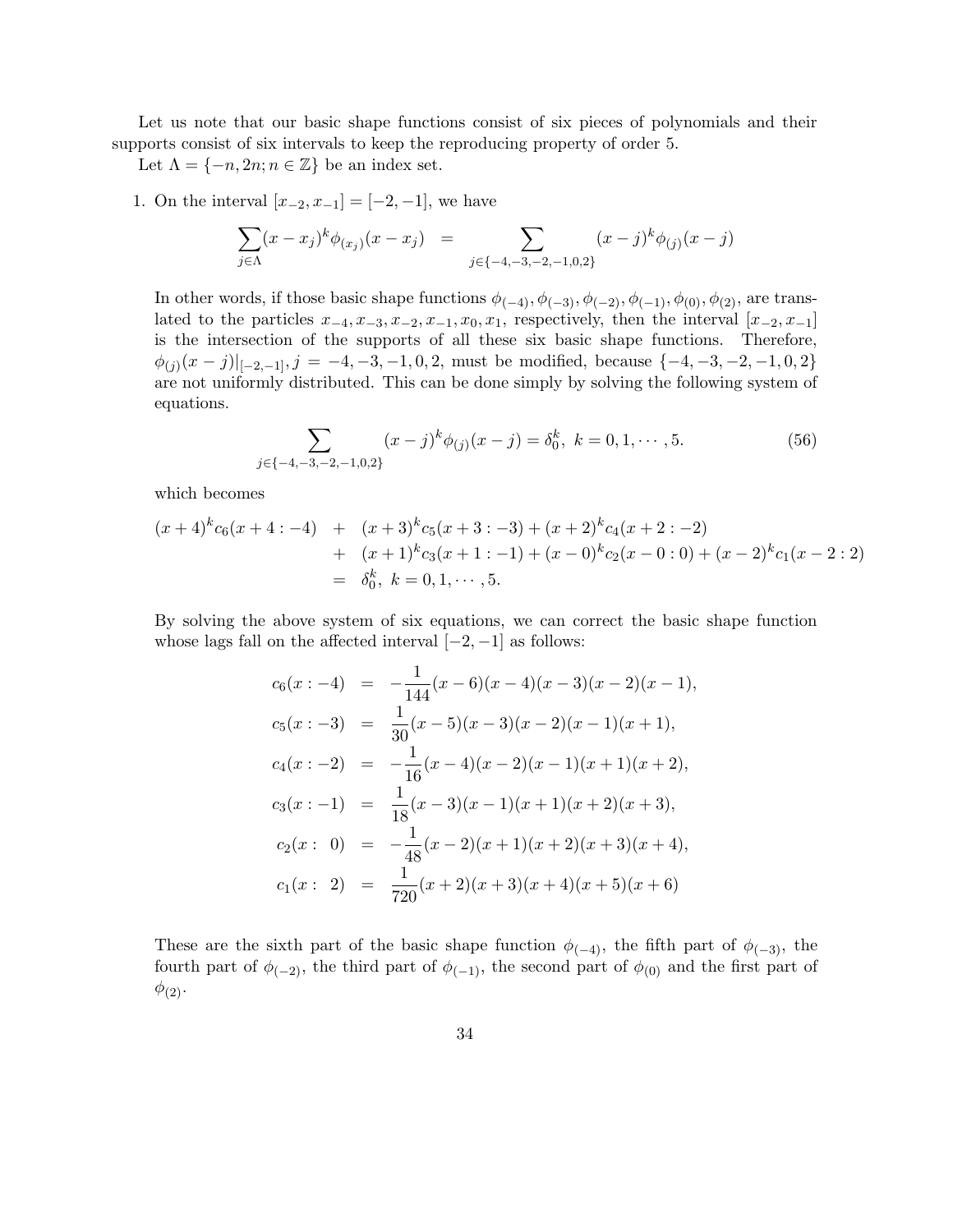Let us note that our basic shape functions consist of six pieces of polynomials and their supports consist of six intervals to keep the reproducing property of order 5.

Let $\Lambda = \{-n, 2n; n \in \mathbb{Z}\}$ be an index set.

1. On the interval $[x_{-2}, x_{-1}] = [-2, -1]$, we have

$$\sum_{j\in\Lambda}(x-x_j)^k \phi_{(x_j)}(x-x_j) \;=\; \sum_{j\in\{-4,-3,-2,-1,0,2\}}(x-j)^k \phi_{(j)}(x-j)$$

In other words, if those basic shape functions $\phi_{(-4)}, \phi_{(-3)}, \phi_{(-2)}, \phi_{(-1)}, \phi_{(0)}, \phi_{(2)}$, are translated to the particles $x_{-4}, x_{-3}, x_{-2}, x_{-1}, x_0, x_1$, respectively, then the interval $[x_{-2}, x_{-1}]$ is the intersection of the supports of all these six basic shape functions. Therefore, $\phi_{(j)}(x-j)|_{[-2,-1]}, j = -4, -3, -1, 0, 2$, must be modified, because $\{-4, -3, -2, -1, 0, 2\}$ are not uniformly distributed. This can be done simply by solving the following system of equations.

$$\sum_{j\in\{-4,-3,-2,-1,0,2\}}(x-j)^k \phi_{(j)}(x-j) = \delta_0^k, \; k = 0, 1, \cdots, 5. \tag{56}$$

which becomes

$$\begin{aligned}
(x+4)^k c_6(x+4:-4) \;&+\; (x+3)^k c_5(x+3:-3) + (x+2)^k c_4(x+2:-2) \\
&+\; (x+1)^k c_3(x+1:-1) + (x-0)^k c_2(x-0:0) + (x-2)^k c_1(x-2:2) \\
&=\; \delta_0^k, \; k = 0, 1, \cdots, 5.
\end{aligned}$$

By solving the above system of six equations, we can correct the basic shape function whose lags fall on the affected interval $[-2, -1]$ as follows:

$$\begin{aligned}
c_6(x:-4) &= -\frac{1}{144}(x-6)(x-4)(x-3)(x-2)(x-1), \\
c_5(x:-3) &= \frac{1}{30}(x-5)(x-3)(x-2)(x-1)(x+1), \\
c_4(x:-2) &= -\frac{1}{16}(x-4)(x-2)(x-1)(x+1)(x+2), \\
c_3(x:-1) &= \frac{1}{18}(x-3)(x-1)(x+1)(x+2)(x+3), \\
c_2(x:\;\;0) &= -\frac{1}{48}(x-2)(x+1)(x+2)(x+3)(x+4), \\
c_1(x:\;\;2) &= \frac{1}{720}(x+2)(x+3)(x+4)(x+5)(x+6)
\end{aligned}$$

These are the sixth part of the basic shape function $\phi_{(-4)}$, the fifth part of $\phi_{(-3)}$, the fourth part of $\phi_{(-2)}$, the third part of $\phi_{(-1)}$, the second part of $\phi_{(0)}$ and the first part of $\phi_{(2)}$.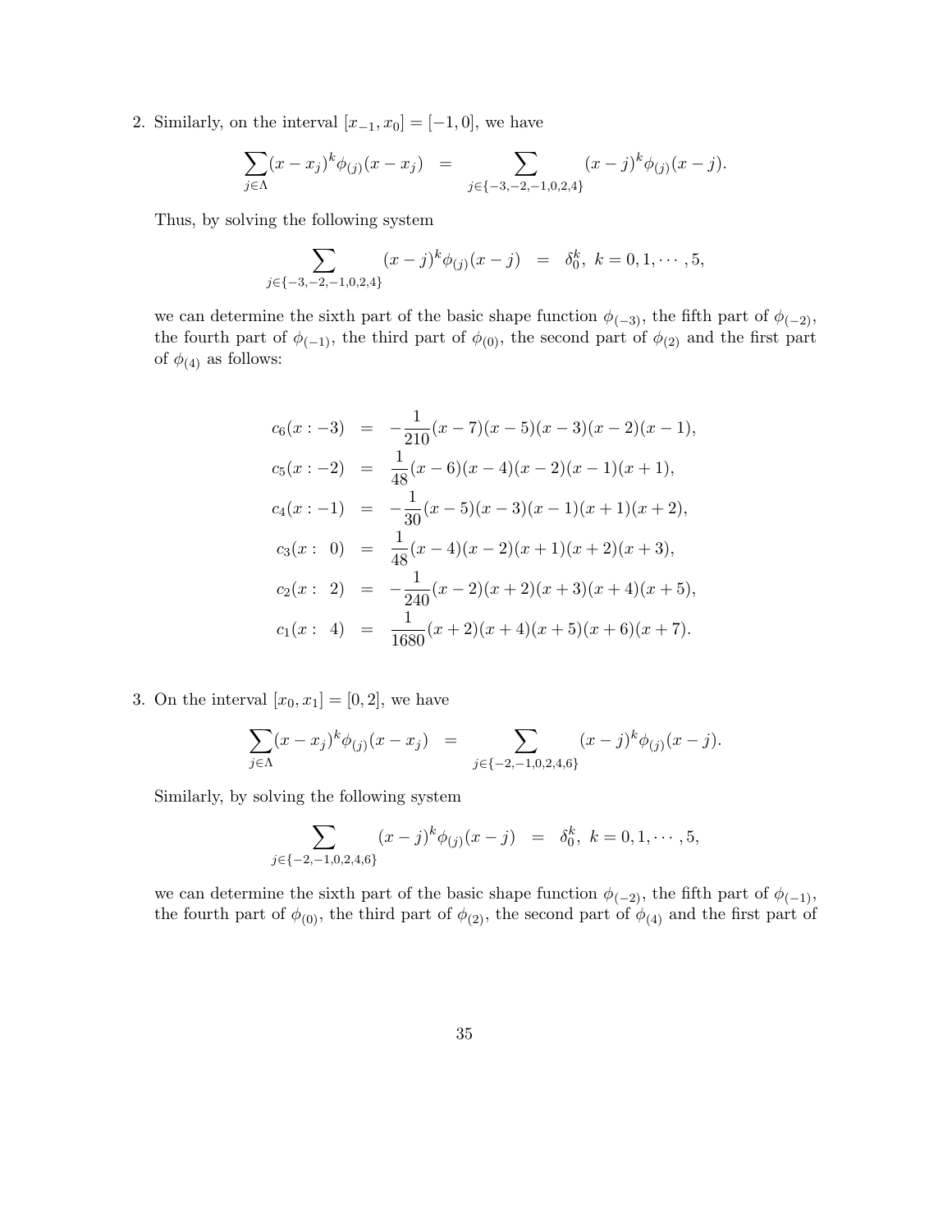2. Similarly, on the interval $[x_{-1}, x_0] = [-1, 0]$, we have

$$\sum_{j \in \Lambda} (x - x_j)^k \phi_{(j)}(x - x_j) \;\; = \sum_{j \in \{-3,-2,-1,0,2,4\}} (x - j)^k \phi_{(j)}(x - j).$$

Thus, by solving the following system

$$\sum_{j \in \{-3,-2,-1,0,2,4\}} (x - j)^k \phi_{(j)}(x - j) \;\; = \;\; \delta_0^k, \;\; k = 0, 1, \cdots, 5,$$

we can determine the sixth part of the basic shape function $\phi_{(-3)}$, the fifth part of $\phi_{(-2)}$, the fourth part of $\phi_{(-1)}$, the third part of $\phi_{(0)}$, the second part of $\phi_{(2)}$ and the first part of $\phi_{(4)}$ as follows:

$$\begin{aligned}
c_6(x : -3) &= -\frac{1}{210}(x-7)(x-5)(x-3)(x-2)(x-1), \\
c_5(x : -2) &= \frac{1}{48}(x-6)(x-4)(x-2)(x-1)(x+1), \\
c_4(x : -1) &= -\frac{1}{30}(x-5)(x-3)(x-1)(x+1)(x+2), \\
c_3(x : \;\; 0) &= \frac{1}{48}(x-4)(x-2)(x+1)(x+2)(x+3), \\
c_2(x : \;\; 2) &= -\frac{1}{240}(x-2)(x+2)(x+3)(x+4)(x+5), \\
c_1(x : \;\; 4) &= \frac{1}{1680}(x+2)(x+4)(x+5)(x+6)(x+7).
\end{aligned}$$

3. On the interval $[x_0, x_1] = [0, 2]$, we have

$$\sum_{j \in \Lambda} (x - x_j)^k \phi_{(j)}(x - x_j) \;\; = \sum_{j \in \{-2,-1,0,2,4,6\}} (x - j)^k \phi_{(j)}(x - j).$$

Similarly, by solving the following system

$$\sum_{j \in \{-2,-1,0,2,4,6\}} (x - j)^k \phi_{(j)}(x - j) \;\; = \;\; \delta_0^k, \;\; k = 0, 1, \cdots, 5,$$

we can determine the sixth part of the basic shape function $\phi_{(-2)}$, the fifth part of $\phi_{(-1)}$, the fourth part of $\phi_{(0)}$, the third part of $\phi_{(2)}$, the second part of $\phi_{(4)}$ and the first part of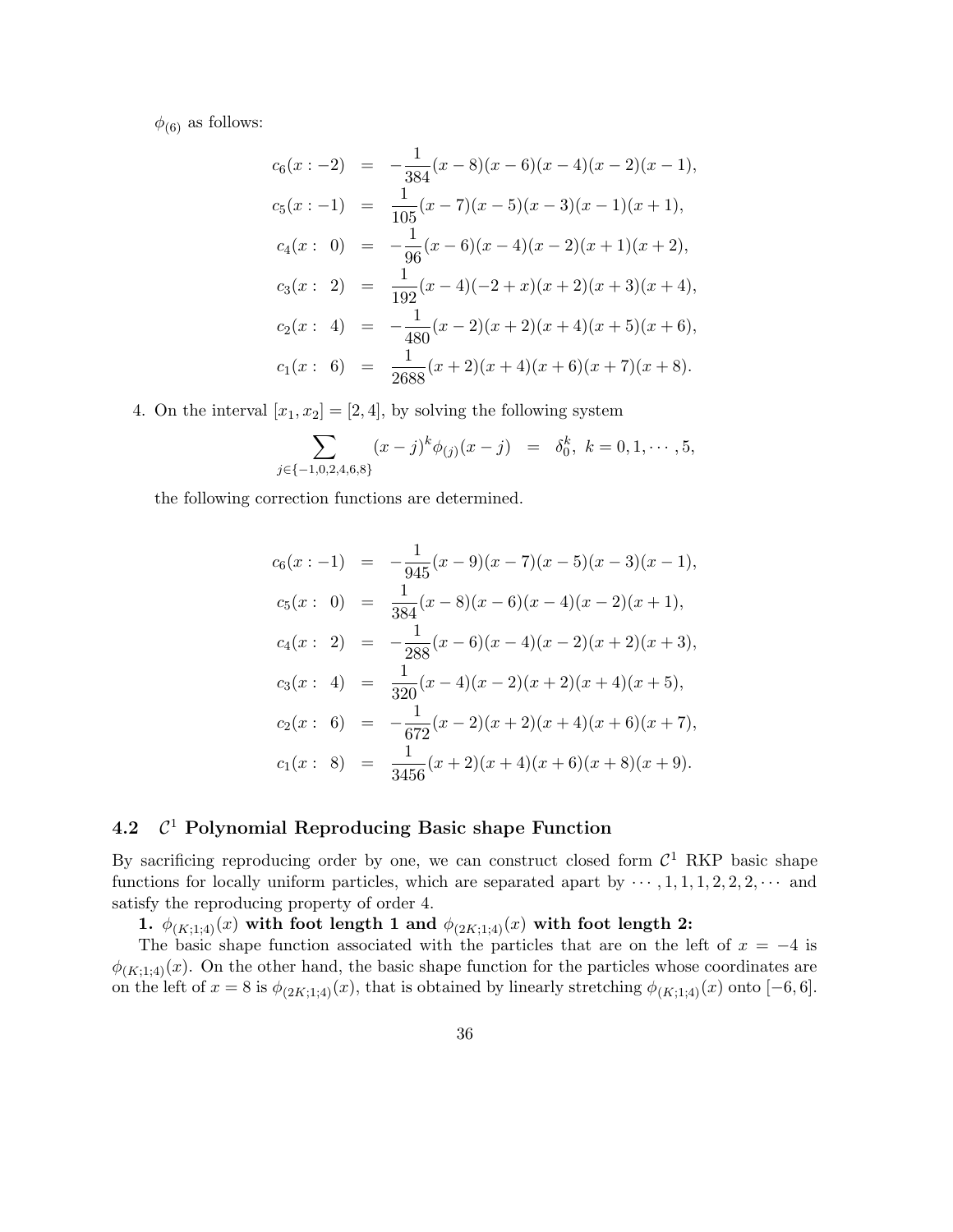$\phi_{(6)}$ as follows:

$$
\begin{aligned}
c_6(x:-2) &= -\frac{1}{384}(x-8)(x-6)(x-4)(x-2)(x-1), \\
c_5(x:-1) &= \frac{1}{105}(x-7)(x-5)(x-3)(x-1)(x+1), \\
c_4(x:\ \ 0) &= -\frac{1}{96}(x-6)(x-4)(x-2)(x+1)(x+2), \\
c_3(x:\ \ 2) &= \frac{1}{192}(x-4)(-2+x)(x+2)(x+3)(x+4), \\
c_2(x:\ \ 4) &= -\frac{1}{480}(x-2)(x+2)(x+4)(x+5)(x+6), \\
c_1(x:\ \ 6) &= \frac{1}{2688}(x+2)(x+4)(x+6)(x+7)(x+8).
\end{aligned}
$$

4. On the interval $[x_1, x_2] = [2, 4]$, by solving the following system

$$
\sum_{j\in\{-1,0,2,4,6,8\}} (x-j)^k \phi_{(j)}(x-j) \;=\; \delta_0^k,\ k = 0, 1, \cdots, 5,
$$

the following correction functions are determined.

$$
\begin{aligned}
c_6(x:-1) &= -\frac{1}{945}(x-9)(x-7)(x-5)(x-3)(x-1), \\
c_5(x:\ \ 0) &= \frac{1}{384}(x-8)(x-6)(x-4)(x-2)(x+1), \\
c_4(x:\ \ 2) &= -\frac{1}{288}(x-6)(x-4)(x-2)(x+2)(x+3), \\
c_3(x:\ \ 4) &= \frac{1}{320}(x-4)(x-2)(x+2)(x+4)(x+5), \\
c_2(x:\ \ 6) &= -\frac{1}{672}(x-2)(x+2)(x+4)(x+6)(x+7), \\
c_1(x:\ \ 8) &= \frac{1}{3456}(x+2)(x+4)(x+6)(x+8)(x+9).
\end{aligned}
$$

## 4.2 $\mathcal{C}^1$ Polynomial Reproducing Basic shape Function

By sacrificing reproducing order by one, we can construct closed form $\mathcal{C}^1$ RKP basic shape functions for locally uniform particles, which are separated apart by $\cdots, 1, 1, 1, 2, 2, 2, \cdots$ and satisfy the reproducing property of order 4.

**1. $\phi_{(K;1;4)}(x)$ with foot length 1 and $\phi_{(2K;1;4)}(x)$ with foot length 2:**

The basic shape function associated with the particles that are on the left of $x = -4$ is $\phi_{(K;1;4)}(x)$. On the other hand, the basic shape function for the particles whose coordinates are on the left of $x = 8$ is $\phi_{(2K;1;4)}(x)$, that is obtained by linearly stretching $\phi_{(K;1;4)}(x)$ onto $[-6, 6]$.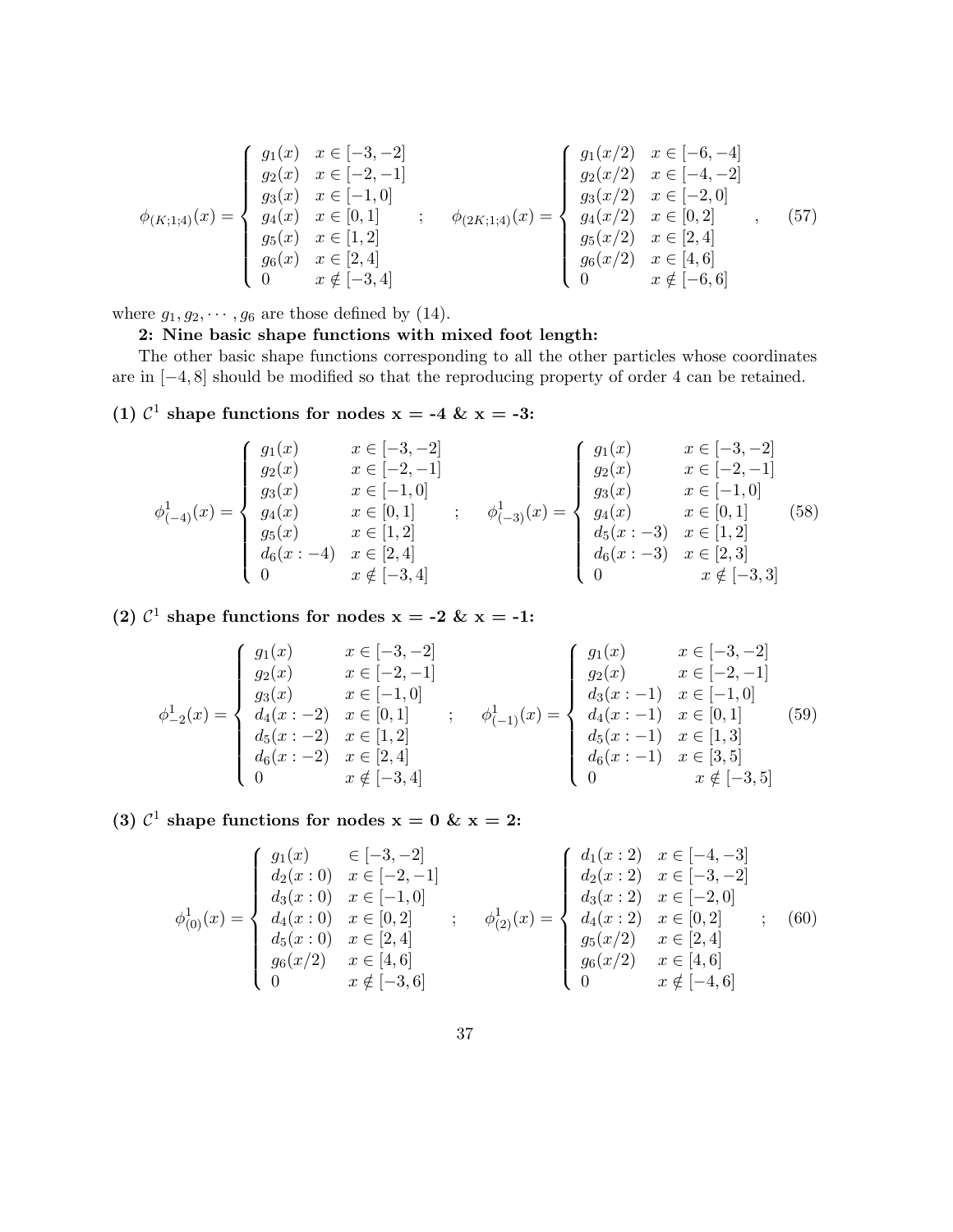$$
\phi_{(K;1;4)}(x) = \begin{cases} g_1(x) & x \in [-3,-2] \\ g_2(x) & x \in [-2,-1] \\ g_3(x) & x \in [-1,0] \\ g_4(x) & x \in [0,1] \\ g_5(x) & x \in [1,2] \\ g_6(x) & x \in [2,4] \\ 0 & x \notin [-3,4] \end{cases} \quad ; \quad \phi_{(2K;1;4)}(x) = \begin{cases} g_1(x/2) & x \in [-6,-4] \\ g_2(x/2) & x \in [-4,-2] \\ g_3(x/2) & x \in [-2,0] \\ g_4(x/2) & x \in [0,2] \\ g_5(x/2) & x \in [2,4] \\ g_6(x/2) & x \in [4,6] \\ 0 & x \notin [-6,6] \end{cases} \quad , \tag{57}
$$

where $g_1, g_2, \cdots, g_6$ are those defined by (14).

**2: Nine basic shape functions with mixed foot length:**

The other basic shape functions corresponding to all the other particles whose coordinates are in $[-4, 8]$ should be modified so that the reproducing property of order 4 can be retained.

**(1) $\mathcal{C}^1$ shape functions for nodes x = -4 & x = -3:**

$$
\phi^1_{(-4)}(x) = \begin{cases} g_1(x) & x \in [-3,-2] \\ g_2(x) & x \in [-2,-1] \\ g_3(x) & x \in [-1,0] \\ g_4(x) & x \in [0,1] \\ g_5(x) & x \in [1,2] \\ d_6(x:-4) & x \in [2,4] \\ 0 & x \notin [-3,4] \end{cases} \quad ; \quad \phi^1_{(-3)}(x) = \begin{cases} g_1(x) & x \in [-3,-2] \\ g_2(x) & x \in [-2,-1] \\ g_3(x) & x \in [-1,0] \\ g_4(x) & x \in [0,1] \\ d_5(x:-3) & x \in [1,2] \\ d_6(x:-3) & x \in [2,3] \\ 0 & x \notin [-3,3] \end{cases} \tag{58}
$$

**(2) $\mathcal{C}^1$ shape functions for nodes x = -2 & x = -1:**

$$
\phi^1_{-2}(x) = \begin{cases} g_1(x) & x \in [-3,-2] \\ g_2(x) & x \in [-2,-1] \\ g_3(x) & x \in [-1,0] \\ d_4(x:-2) & x \in [0,1] \\ d_5(x:-2) & x \in [1,2] \\ d_6(x:-2) & x \in [2,4] \\ 0 & x \notin [-3,4] \end{cases} \quad ; \quad \phi^1_{(-1)}(x) = \begin{cases} g_1(x) & x \in [-3,-2] \\ g_2(x) & x \in [-2,-1] \\ d_3(x:-1) & x \in [-1,0] \\ d_4(x:-1) & x \in [0,1] \\ d_5(x:-1) & x \in [1,3] \\ d_6(x:-1) & x \in [3,5] \\ 0 & x \notin [-3,5] \end{cases} \tag{59}
$$

**(3) $\mathcal{C}^1$ shape functions for nodes x = 0 & x = 2:**

$$
\phi^1_{(0)}(x) = \begin{cases} g_1(x) & \in [-3,-2] \\ d_2(x:0) & x \in [-2,-1] \\ d_3(x:0) & x \in [-1,0] \\ d_4(x:0) & x \in [0,2] \\ d_5(x:0) & x \in [2,4] \\ g_6(x/2) & x \in [4,6] \\ 0 & x \notin [-3,6] \end{cases} \quad ; \quad \phi^1_{(2)}(x) = \begin{cases} d_1(x:2) & x \in [-4,-3] \\ d_2(x:2) & x \in [-3,-2] \\ d_3(x:2) & x \in [-2,0] \\ d_4(x:2) & x \in [0,2] \\ g_5(x/2) & x \in [2,4] \\ g_6(x/2) & x \in [4,6] \\ 0 & x \notin [-4,6] \end{cases} \quad ; \tag{60}
$$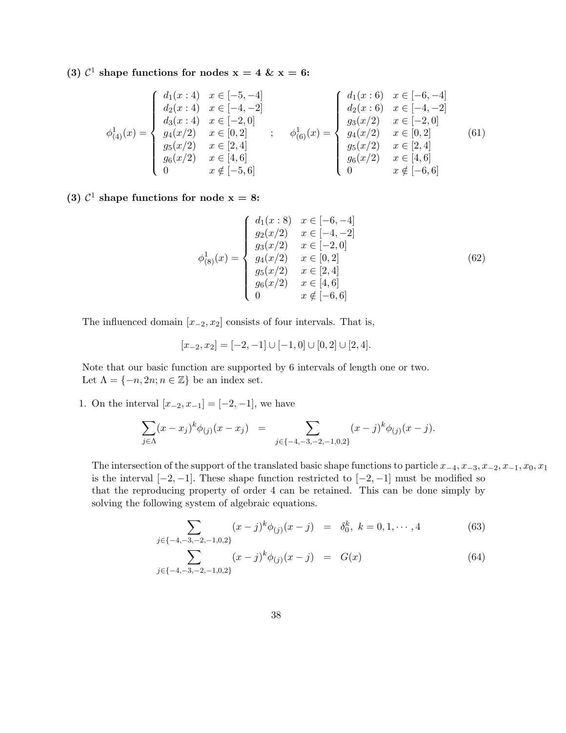**(3) $\mathcal{C}^1$ shape functions for nodes $\mathbf{x = 4}$ & $\mathbf{x = 6}$:**

$$
\phi^1_{(4)}(x) = \begin{cases} d_1(x:4) & x \in [-5,-4] \\ d_2(x:4) & x \in [-4,-2] \\ d_3(x:4) & x \in [-2,0] \\ g_4(x/2) & x \in [0,2] \\ g_5(x/2) & x \in [2,4] \\ g_6(x/2) & x \in [4,6] \\ 0 & x \notin [-5,6] \end{cases} \quad ; \quad \phi^1_{(6)}(x) = \begin{cases} d_1(x:6) & x \in [-6,-4] \\ d_2(x:6) & x \in [-4,-2] \\ g_3(x/2) & x \in [-2,0] \\ g_4(x/2) & x \in [0,2] \\ g_5(x/2) & x \in [2,4] \\ g_6(x/2) & x \in [4,6] \\ 0 & x \notin [-6,6] \end{cases} \tag{61}
$$

**(3) $\mathcal{C}^1$ shape functions for node $\mathbf{x = 8}$:**

$$
\phi^1_{(8)}(x) = \begin{cases} d_1(x:8) & x \in [-6,-4] \\ g_2(x/2) & x \in [-4,-2] \\ g_3(x/2) & x \in [-2,0] \\ g_4(x/2) & x \in [0,2] \\ g_5(x/2) & x \in [2,4] \\ g_6(x/2) & x \in [4,6] \\ 0 & x \notin [-6,6] \end{cases} \tag{62}
$$

The influenced domain $[x_{-2}, x_2]$ consists of four intervals. That is,

$$
[x_{-2}, x_2] = [-2,-1] \cup [-1,0] \cup [0,2] \cup [2,4].
$$

Note that our basic function are supported by 6 intervals of length one or two.
Let $\Lambda = \{-n, 2n; n \in \mathbb{Z}\}$ be an index set.

1. On the interval $[x_{-2}, x_{-1}] = [-2,-1]$, we have

$$
\sum_{j\in\Lambda} (x - x_j)^k \phi_{(j)}(x - x_j) \quad = \sum_{j\in\{-4,-3,-2,-1,0,2\}} (x-j)^k \phi_{(j)}(x-j).
$$

The intersection of the support of the translated basic shape functions to particle $x_{-4}, x_{-3}, x_{-2}, x_{-1}, x_0, x_1$ is the interval $[-2,-1]$. These shape function restricted to $[-2,-1]$ must be modified so that the reproducing property of order 4 can be retained. This can be done simply by solving the following system of algebraic equations.

$$
\sum_{j\in\{-4,-3,-2,-1,0,2\}} (x-j)^k \phi_{(j)}(x-j) \quad = \quad \delta^k_0, \ k = 0, 1, \cdots, 4 \tag{63}
$$

$$
\sum_{j\in\{-4,-3,-2,-1,0,2\}} (x-j)^k \phi_{(j)}(x-j) \quad = \quad G(x) \tag{64}
$$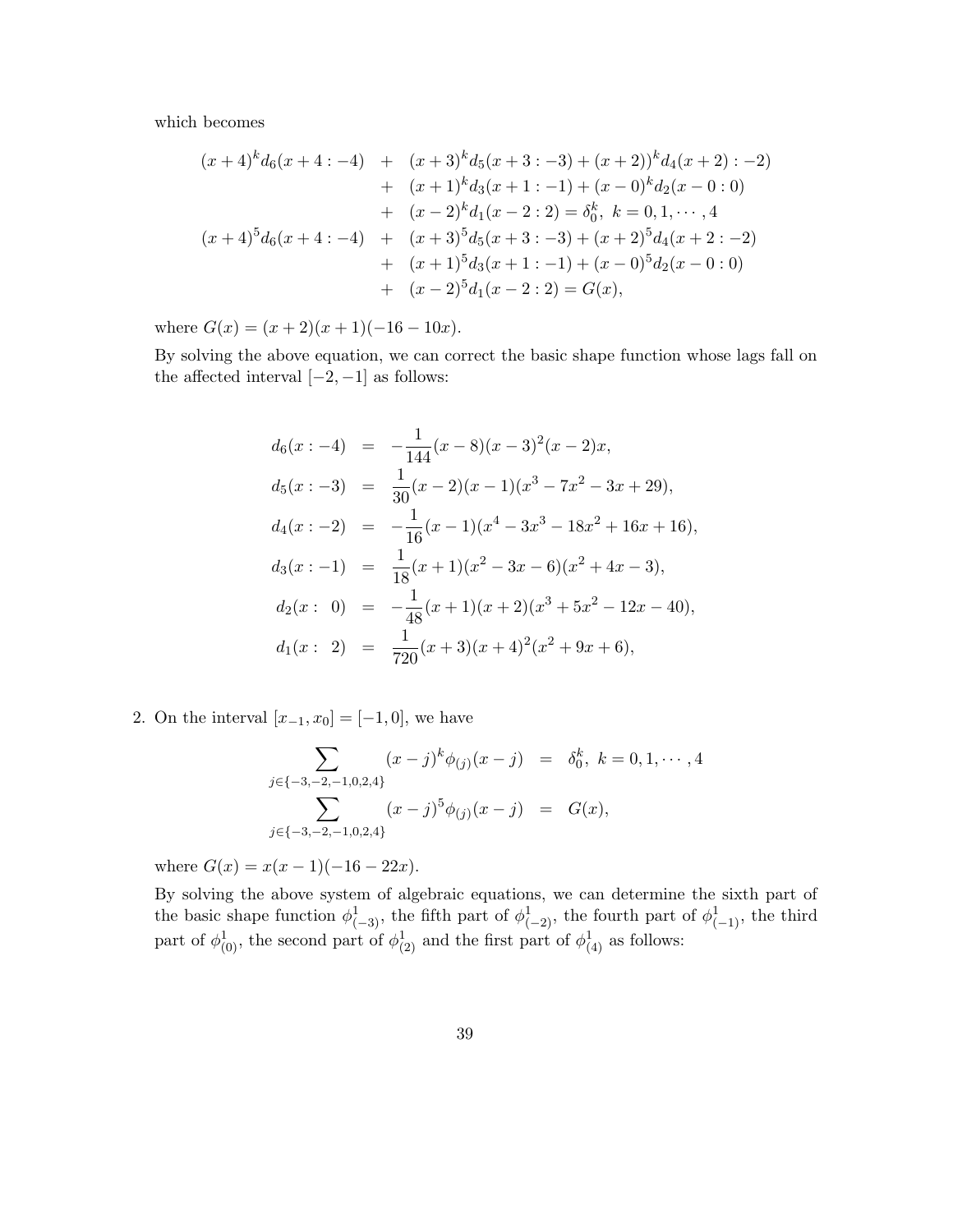which becomes

$$
\begin{aligned}
(x+4)^k d_6(x+4:-4) &+ (x+3)^k d_5(x+3:-3) + (x+2))^k d_4(x+2):-2) \\
&+ (x+1)^k d_3(x+1:-1) + (x-0)^k d_2(x-0:0) \\
&+ (x-2)^k d_1(x-2:2) = \delta_0^k,\ k=0,1,\cdots,4 \\
(x+4)^5 d_6(x+4:-4) &+ (x+3)^5 d_5(x+3:-3) + (x+2)^5 d_4(x+2:-2) \\
&+ (x+1)^5 d_3(x+1:-1) + (x-0)^5 d_2(x-0:0) \\
&+ (x-2)^5 d_1(x-2:2) = G(x),
\end{aligned}
$$

where $G(x) = (x+2)(x+1)(-16-10x)$.

By solving the above equation, we can correct the basic shape function whose lags fall on the affected interval $[-2,-1]$ as follows:

$$
\begin{aligned}
d_6(x:-4) &= -\frac{1}{144}(x-8)(x-3)^2(x-2)x, \\
d_5(x:-3) &= \frac{1}{30}(x-2)(x-1)(x^3-7x^2-3x+29), \\
d_4(x:-2) &= -\frac{1}{16}(x-1)(x^4-3x^3-18x^2+16x+16), \\
d_3(x:-1) &= \frac{1}{18}(x+1)(x^2-3x-6)(x^2+4x-3), \\
d_2(x:\ 0) &= -\frac{1}{48}(x+1)(x+2)(x^3+5x^2-12x-40), \\
d_1(x:\ 2) &= \frac{1}{720}(x+3)(x+4)^2(x^2+9x+6),
\end{aligned}
$$

2. On the interval $[x_{-1}, x_0] = [-1, 0]$, we have

$$
\begin{aligned}
\sum_{j\in\{-3,-2,-1,0,2,4\}} (x-j)^k \phi_{(j)}(x-j) &= \delta_0^k,\ k=0,1,\cdots,4 \\
\sum_{j\in\{-3,-2,-1,0,2,4\}} (x-j)^5 \phi_{(j)}(x-j) &= G(x),
\end{aligned}
$$

where $G(x) = x(x-1)(-16-22x)$.

By solving the above system of algebraic equations, we can determine the sixth part of the basic shape function $\phi^1_{(-3)}$, the fifth part of $\phi^1_{(-2)}$, the fourth part of $\phi^1_{(-1)}$, the third part of $\phi^1_{(0)}$, the second part of $\phi^1_{(2)}$ and the first part of $\phi^1_{(4)}$ as follows: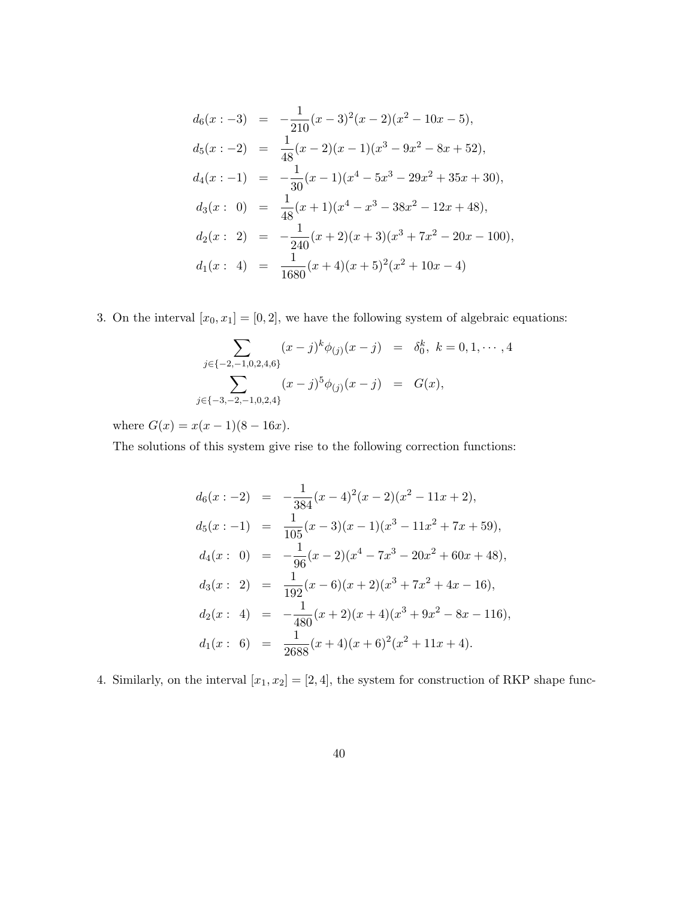$$
\begin{aligned}
d_6(x:-3) &= -\frac{1}{210}(x-3)^2(x-2)(x^2-10x-5), \\
d_5(x:-2) &= \frac{1}{48}(x-2)(x-1)(x^3-9x^2-8x+52), \\
d_4(x:-1) &= -\frac{1}{30}(x-1)(x^4-5x^3-29x^2+35x+30), \\
d_3(x:\ 0) &= \frac{1}{48}(x+1)(x^4-x^3-38x^2-12x+48), \\
d_2(x:\ 2) &= -\frac{1}{240}(x+2)(x+3)(x^3+7x^2-20x-100), \\
d_1(x:\ 4) &= \frac{1}{1680}(x+4)(x+5)^2(x^2+10x-4)
\end{aligned}
$$

3. On the interval $[x_0, x_1] = [0, 2]$, we have the following system of algebraic equations:

$$
\begin{aligned}
\sum_{j\in\{-2,-1,0,2,4,6\}} (x-j)^k \phi_{(j)}(x-j) &= \delta_0^k,\ k = 0, 1, \cdots, 4 \\
\sum_{j\in\{-3,-2,-1,0,2,4\}} (x-j)^5 \phi_{(j)}(x-j) &= G(x),
\end{aligned}
$$

where $G(x) = x(x-1)(8-16x)$.

The solutions of this system give rise to the following correction functions:

$$
\begin{aligned}
d_6(x:-2) &= -\frac{1}{384}(x-4)^2(x-2)(x^2-11x+2), \\
d_5(x:-1) &= \frac{1}{105}(x-3)(x-1)(x^3-11x^2+7x+59), \\
d_4(x:\ 0) &= -\frac{1}{96}(x-2)(x^4-7x^3-20x^2+60x+48), \\
d_3(x:\ 2) &= \frac{1}{192}(x-6)(x+2)(x^3+7x^2+4x-16), \\
d_2(x:\ 4) &= -\frac{1}{480}(x+2)(x+4)(x^3+9x^2-8x-116), \\
d_1(x:\ 6) &= \frac{1}{2688}(x+4)(x+6)^2(x^2+11x+4).
\end{aligned}
$$

4. Similarly, on the interval $[x_1, x_2] = [2, 4]$, the system for construction of RKP shape func-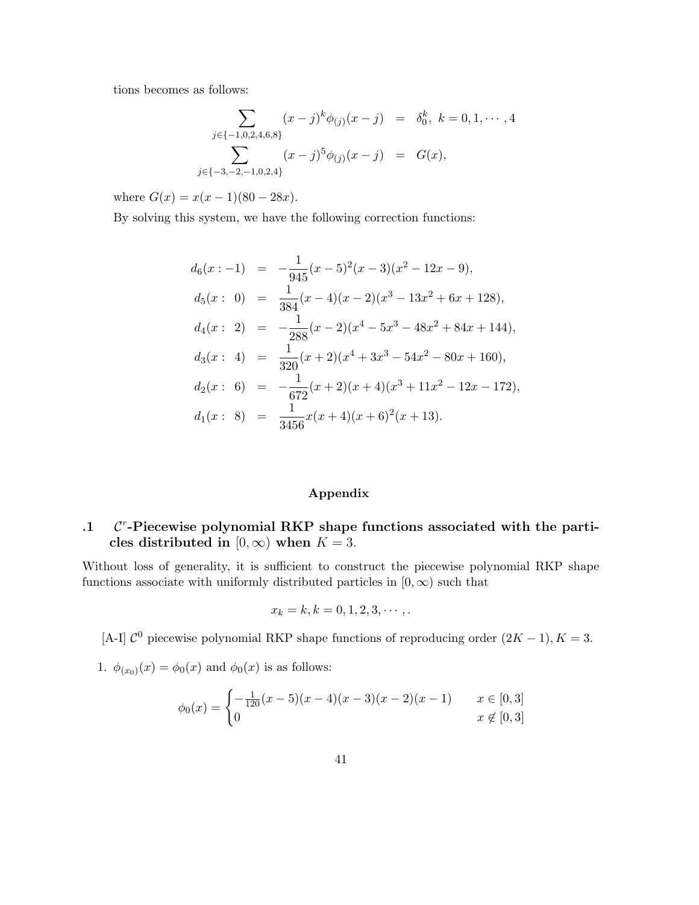tions becomes as follows:

$$
\begin{aligned}
\sum_{j\in\{-1,0,2,4,6,8\}} (x-j)^k \phi_{(j)}(x-j) &= \delta_0^k,\ k=0,1,\cdots,4 \\
\sum_{j\in\{-3,-2,-1,0,2,4\}} (x-j)^5 \phi_{(j)}(x-j) &= G(x),
\end{aligned}
$$

where $G(x) = x(x-1)(80-28x)$.

By solving this system, we have the following correction functions:

$$
\begin{aligned}
d_6(x:-1) &= -\frac{1}{945}(x-5)^2(x-3)(x^2-12x-9), \\
d_5(x:\ 0) &= \frac{1}{384}(x-4)(x-2)(x^3-13x^2+6x+128), \\
d_4(x:\ 2) &= -\frac{1}{288}(x-2)(x^4-5x^3-48x^2+84x+144), \\
d_3(x:\ 4) &= \frac{1}{320}(x+2)(x^4+3x^3-54x^2-80x+160), \\
d_2(x:\ 6) &= -\frac{1}{672}(x+2)(x+4)(x^3+11x^2-12x-172), \\
d_1(x:\ 8) &= \frac{1}{3456}x(x+4)(x+6)^2(x+13).
\end{aligned}
$$

## Appendix

### .1 $\mathcal{C}^r$-Piecewise polynomial RKP shape functions associated with the particles distributed in $[0,\infty)$ when $K=3$.

Without loss of generality, it is sufficient to construct the piecewise polynomial RKP shape functions associate with uniformly distributed particles in $[0,\infty)$ such that

$$
x_k = k, k = 0,1,2,3,\cdots,.
$$

[A-I] $\mathcal{C}^0$ piecewise polynomial RKP shape functions of reproducing order $(2K-1), K=3$.

1. $\phi_{(x_0)}(x) = \phi_0(x)$ and $\phi_0(x)$ is as follows:

$$
\phi_0(x) = \begin{cases} -\frac{1}{120}(x-5)(x-4)(x-3)(x-2)(x-1) & x\in[0,3] \\ 0 & x\notin[0,3] \end{cases}
$$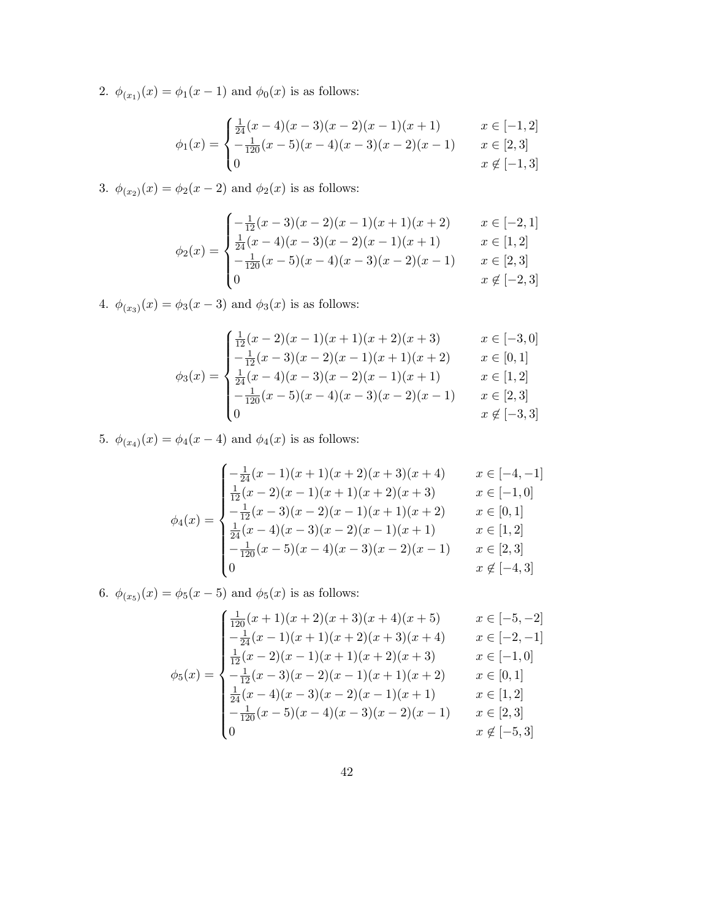2. $\phi_{(x_1)}(x) = \phi_1(x-1)$ and $\phi_0(x)$ is as follows:

$$\phi_1(x) = \begin{cases} \frac{1}{24}(x-4)(x-3)(x-2)(x-1)(x+1) & x \in [-1,2] \\ -\frac{1}{120}(x-5)(x-4)(x-3)(x-2)(x-1) & x \in [2,3] \\ 0 & x \notin [-1,3] \end{cases}$$

3. $\phi_{(x_2)}(x) = \phi_2(x-2)$ and $\phi_2(x)$ is as follows:

$$\phi_2(x) = \begin{cases} -\frac{1}{12}(x-3)(x-2)(x-1)(x+1)(x+2) & x \in [-2,1] \\ \frac{1}{24}(x-4)(x-3)(x-2)(x-1)(x+1) & x \in [1,2] \\ -\frac{1}{120}(x-5)(x-4)(x-3)(x-2)(x-1) & x \in [2,3] \\ 0 & x \notin [-2,3] \end{cases}$$

4. $\phi_{(x_3)}(x) = \phi_3(x-3)$ and $\phi_3(x)$ is as follows:

$$\phi_3(x) = \begin{cases} \frac{1}{12}(x-2)(x-1)(x+1)(x+2)(x+3) & x \in [-3,0] \\ -\frac{1}{12}(x-3)(x-2)(x-1)(x+1)(x+2) & x \in [0,1] \\ \frac{1}{24}(x-4)(x-3)(x-2)(x-1)(x+1) & x \in [1,2] \\ -\frac{1}{120}(x-5)(x-4)(x-3)(x-2)(x-1) & x \in [2,3] \\ 0 & x \notin [-3,3] \end{cases}$$

5. $\phi_{(x_4)}(x) = \phi_4(x-4)$ and $\phi_4(x)$ is as follows:

$$\phi_4(x) = \begin{cases} -\frac{1}{24}(x-1)(x+1)(x+2)(x+3)(x+4) & x \in [-4,-1] \\ \frac{1}{12}(x-2)(x-1)(x+1)(x+2)(x+3) & x \in [-1,0] \\ -\frac{1}{12}(x-3)(x-2)(x-1)(x+1)(x+2) & x \in [0,1] \\ \frac{1}{24}(x-4)(x-3)(x-2)(x-1)(x+1) & x \in [1,2] \\ -\frac{1}{120}(x-5)(x-4)(x-3)(x-2)(x-1) & x \in [2,3] \\ 0 & x \notin [-4,3] \end{cases}$$

6. $\phi_{(x_5)}(x) = \phi_5(x-5)$ and $\phi_5(x)$ is as follows:

$$\phi_5(x) = \begin{cases} \frac{1}{120}(x+1)(x+2)(x+3)(x+4)(x+5) & x \in [-5,-2] \\ -\frac{1}{24}(x-1)(x+1)(x+2)(x+3)(x+4) & x \in [-2,-1] \\ \frac{1}{12}(x-2)(x-1)(x+1)(x+2)(x+3) & x \in [-1,0] \\ -\frac{1}{12}(x-3)(x-2)(x-1)(x+1)(x+2) & x \in [0,1] \\ \frac{1}{24}(x-4)(x-3)(x-2)(x-1)(x+1) & x \in [1,2] \\ -\frac{1}{120}(x-5)(x-4)(x-3)(x-2)(x-1) & x \in [2,3] \\ 0 & x \notin [-5,3] \end{cases}$$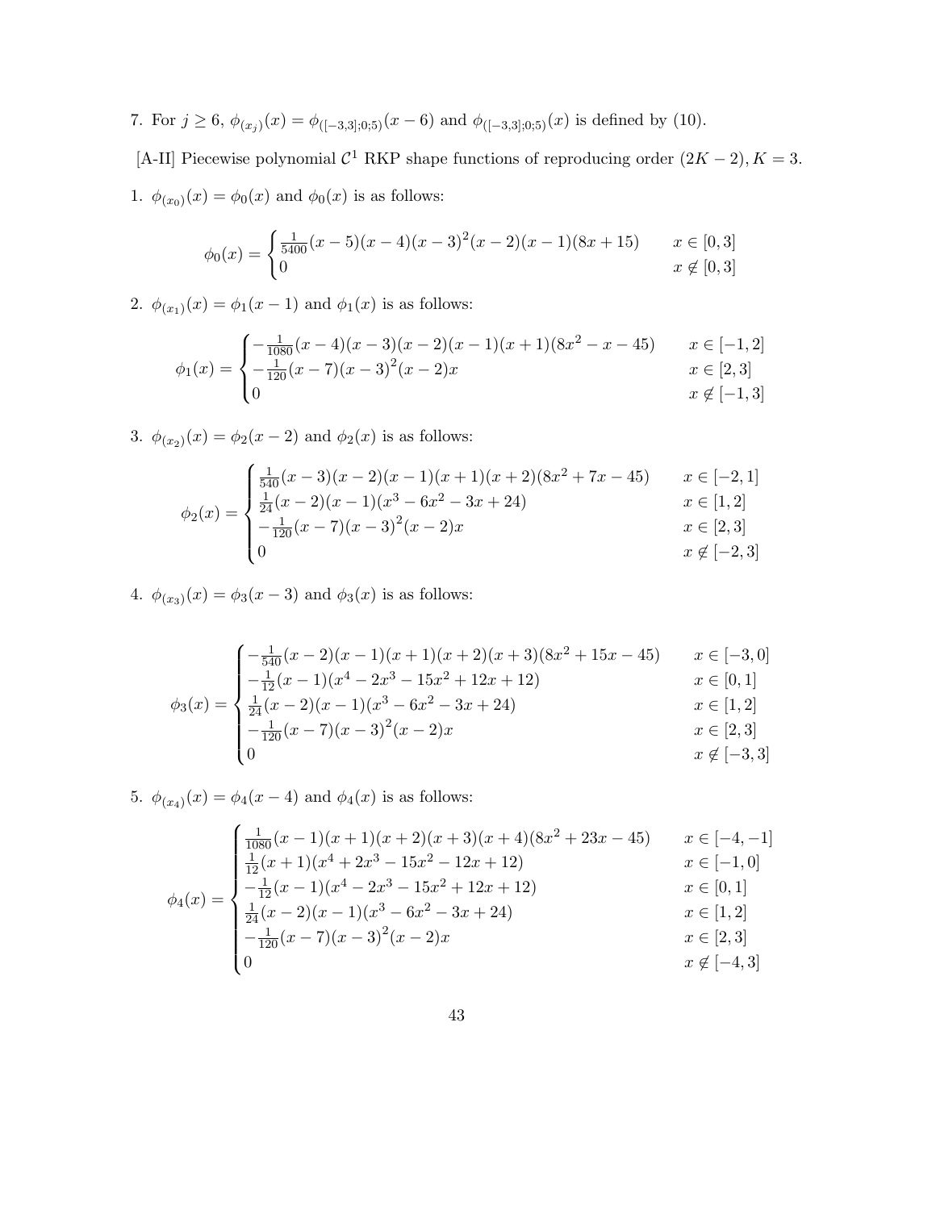7. For $j \geq 6$, $\phi_{(x_j)}(x) = \phi_{([-3,3];0;5)}(x-6)$ and $\phi_{([-3,3];0;5)}(x)$ is defined by (10).

[A-II] Piecewise polynomial $\mathcal{C}^1$ RKP shape functions of reproducing order $(2K-2), K = 3$.

1. $\phi_{(x_0)}(x) = \phi_0(x)$ and $\phi_0(x)$ is as follows:

$$
\phi_0(x) = \begin{cases} \frac{1}{5400}(x-5)(x-4)(x-3)^2(x-2)(x-1)(8x+15) & x \in [0,3] \\ 0 & x \notin [0,3] \end{cases}
$$

2. $\phi_{(x_1)}(x) = \phi_1(x-1)$ and $\phi_1(x)$ is as follows:

$$
\phi_1(x) = \begin{cases} -\frac{1}{1080}(x-4)(x-3)(x-2)(x-1)(x+1)(8x^2-x-45) & x \in [-1,2] \\ -\frac{1}{120}(x-7)(x-3)^2(x-2)x & x \in [2,3] \\ 0 & x \notin [-1,3] \end{cases}
$$

3. $\phi_{(x_2)}(x) = \phi_2(x-2)$ and $\phi_2(x)$ is as follows:

$$
\phi_2(x) = \begin{cases} \frac{1}{540}(x-3)(x-2)(x-1)(x+1)(x+2)(8x^2+7x-45) & x \in [-2,1] \\ \frac{1}{24}(x-2)(x-1)(x^3-6x^2-3x+24) & x \in [1,2] \\ -\frac{1}{120}(x-7)(x-3)^2(x-2)x & x \in [2,3] \\ 0 & x \notin [-2,3] \end{cases}
$$

4. $\phi_{(x_3)}(x) = \phi_3(x-3)$ and $\phi_3(x)$ is as follows:

$$
\phi_3(x) = \begin{cases} -\frac{1}{540}(x-2)(x-1)(x+1)(x+2)(x+3)(8x^2+15x-45) & x \in [-3,0] \\ -\frac{1}{12}(x-1)(x^4-2x^3-15x^2+12x+12) & x \in [0,1] \\ \frac{1}{24}(x-2)(x-1)(x^3-6x^2-3x+24) & x \in [1,2] \\ -\frac{1}{120}(x-7)(x-3)^2(x-2)x & x \in [2,3] \\ 0 & x \notin [-3,3] \end{cases}
$$

5. $\phi_{(x_4)}(x) = \phi_4(x-4)$ and $\phi_4(x)$ is as follows:

$$
\phi_4(x) = \begin{cases} \frac{1}{1080}(x-1)(x+1)(x+2)(x+3)(x+4)(8x^2+23x-45) & x \in [-4,-1] \\ \frac{1}{12}(x+1)(x^4+2x^3-15x^2-12x+12) & x \in [-1,0] \\ -\frac{1}{12}(x-1)(x^4-2x^3-15x^2+12x+12) & x \in [0,1] \\ \frac{1}{24}(x-2)(x-1)(x^3-6x^2-3x+24) & x \in [1,2] \\ -\frac{1}{120}(x-7)(x-3)^2(x-2)x & x \in [2,3] \\ 0 & x \notin [-4,3] \end{cases}
$$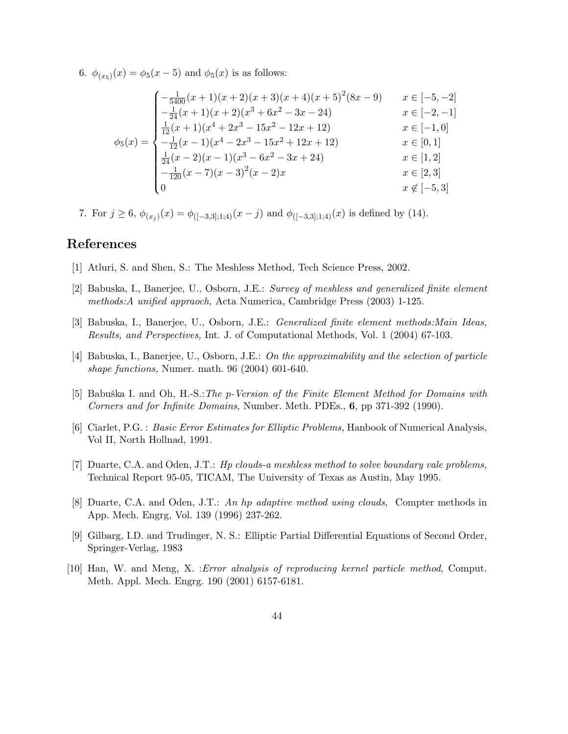6. $\phi_{(x_5)}(x) = \phi_5(x-5)$ and $\phi_5(x)$ is as follows:

$$\phi_5(x) = \begin{cases} -\frac{1}{5400}(x+1)(x+2)(x+3)(x+4)(x+5)^2(8x-9) & x \in [-5,-2] \\ -\frac{1}{24}(x+1)(x+2)(x^3+6x^2-3x-24) & x \in [-2,-1] \\ \frac{1}{12}(x+1)(x^4+2x^3-15x^2-12x+12) & x \in [-1,0] \\ -\frac{1}{12}(x-1)(x^4-2x^3-15x^2+12x+12) & x \in [0,1] \\ \frac{1}{24}(x-2)(x-1)(x^3-6x^2-3x+24) & x \in [1,2] \\ -\frac{1}{120}(x-7)(x-3)^2(x-2)x & x \in [2,3] \\ 0 & x \notin [-5,3] \end{cases}$$

7. For $j \geq 6$, $\phi_{(x_j)}(x) = \phi_{([-3,3];1;4)}(x-j)$ and $\phi_{([-3,3];1;4)}(x)$ is defined by (14).

# References

[1] Atluri, S. and Shen, S.: The Meshless Method, Tech Science Press, 2002.

[2] Babuska, I., Banerjee, U., Osborn, J.E.: *Survey of meshless and generalized finite element methods:A unified appraoch,* Acta Numerica, Cambridge Press (2003) 1-125.

[3] Babuska, I., Banerjee, U., Osborn, J.E.: *Generalized finite element methods:Main Ideas, Results, and Perspectives,* Int. J. of Computational Methods, Vol. 1 (2004) 67-103.

[4] Babuska, I., Banerjee, U., Osborn, J.E.: *On the approximability and the selection of particle shape functions,* Numer. math. 96 (2004) 601-640.

[5] Babuška I. and Oh, H.-S.:*The p-Version of the Finite Element Method for Domains with Corners and for Infinite Domains*, Number. Meth. PDEs., **6**, pp 371-392 (1990).

[6] Ciarlet, P.G. : *Basic Error Estimates for Elliptic Problems,* Hanbook of Numerical Analysis, Vol II, North Hollnad, 1991.

[7] Duarte, C.A. and Oden, J.T.: *Hp clouds-a meshless method to solve boundary vale problems,* Technical Report 95-05, TICAM, The University of Texas as Austin, May 1995.

[8] Duarte, C.A. and Oden, J.T.: *An hp adaptive method using clouds,* Compter methods in App. Mech. Engrg, Vol. 139 (1996) 237-262.

[9] Gilbarg, I.D. and Trudinger, N. S.: Elliptic Partial Differential Equations of Second Order, Springer-Verlag, 1983

[10] Han, W. and Meng, X. :*Error alnalysis of reproducing kernel particle method*, Comput. Meth. Appl. Mech. Engrg. 190 (2001) 6157-6181.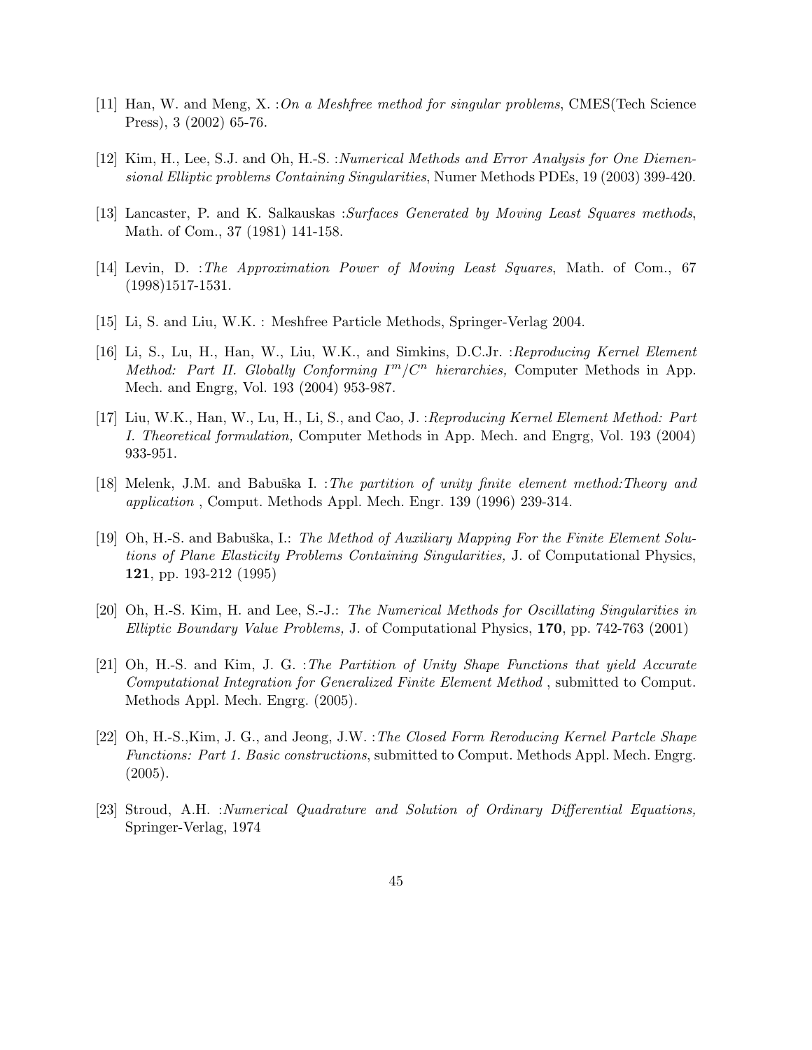[11] Han, W. and Meng, X. :*On a Meshfree method for singular problems*, CMES(Tech Science Press), 3 (2002) 65-76.

[12] Kim, H., Lee, S.J. and Oh, H.-S. :*Numerical Methods and Error Analysis for One Diemensional Elliptic problems Containing Singularities*, Numer Methods PDEs, 19 (2003) 399-420.

[13] Lancaster, P. and K. Salkauskas :*Surfaces Generated by Moving Least Squares methods*, Math. of Com., 37 (1981) 141-158.

[14] Levin, D. :*The Approximation Power of Moving Least Squares*, Math. of Com., 67 (1998)1517-1531.

[15] Li, S. and Liu, W.K. : Meshfree Particle Methods, Springer-Verlag 2004.

[16] Li, S., Lu, H., Han, W., Liu, W.K., and Simkins, D.C.Jr. :*Reproducing Kernel Element Method: Part II. Globally Conforming $I^m/C^n$ hierarchies,* Computer Methods in App. Mech. and Engrg, Vol. 193 (2004) 953-987.

[17] Liu, W.K., Han, W., Lu, H., Li, S., and Cao, J. :*Reproducing Kernel Element Method: Part I. Theoretical formulation,* Computer Methods in App. Mech. and Engrg, Vol. 193 (2004) 933-951.

[18] Melenk, J.M. and Babuška I. :*The partition of unity finite element method:Theory and application* , Comput. Methods Appl. Mech. Engr. 139 (1996) 239-314.

[19] Oh, H.-S. and Babuška, I.: *The Method of Auxiliary Mapping For the Finite Element Solutions of Plane Elasticity Problems Containing Singularities,* J. of Computational Physics, **121**, pp. 193-212 (1995)

[20] Oh, H.-S. Kim, H. and Lee, S.-J.: *The Numerical Methods for Oscillating Singularities in Elliptic Boundary Value Problems,* J. of Computational Physics, **170**, pp. 742-763 (2001)

[21] Oh, H.-S. and Kim, J. G. :*The Partition of Unity Shape Functions that yield Accurate Computational Integration for Generalized Finite Element Method* , submitted to Comput. Methods Appl. Mech. Engrg. (2005).

[22] Oh, H.-S.,Kim, J. G., and Jeong, J.W. :*The Closed Form Reroducing Kernel Partcle Shape Functions: Part 1. Basic constructions*, submitted to Comput. Methods Appl. Mech. Engrg. (2005).

[23] Stroud, A.H. :*Numerical Quadrature and Solution of Ordinary Differential Equations,* Springer-Verlag, 1974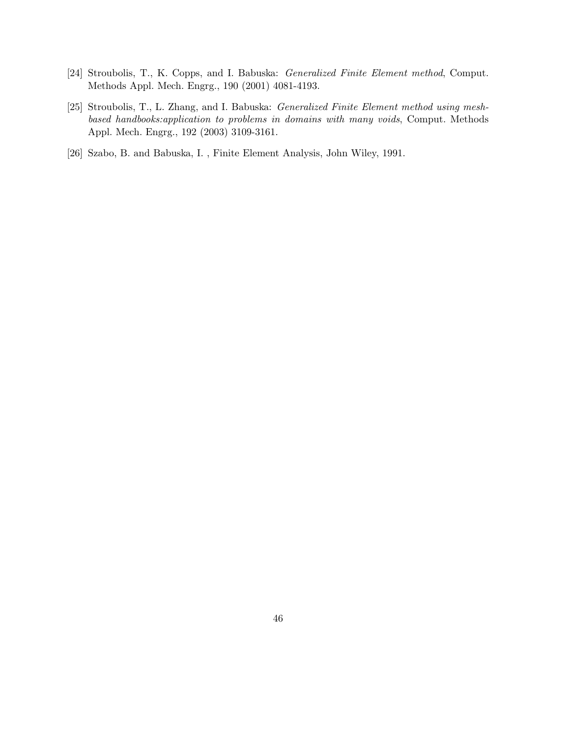[24] Strouboulis, T., K. Copps, and I. Babuska: *Generalized Finite Element method*, Comput. Methods Appl. Mech. Engrg., 190 (2001) 4081-4193.

[25] Strouboulis, T., L. Zhang, and I. Babuska: *Generalized Finite Element method using mesh-based handbooks:application to problems in domains with many voids*, Comput. Methods Appl. Mech. Engrg., 192 (2003) 3109-3161.

[26] Szabo, B. and Babuska, I. , Finite Element Analysis, John Wiley, 1991.